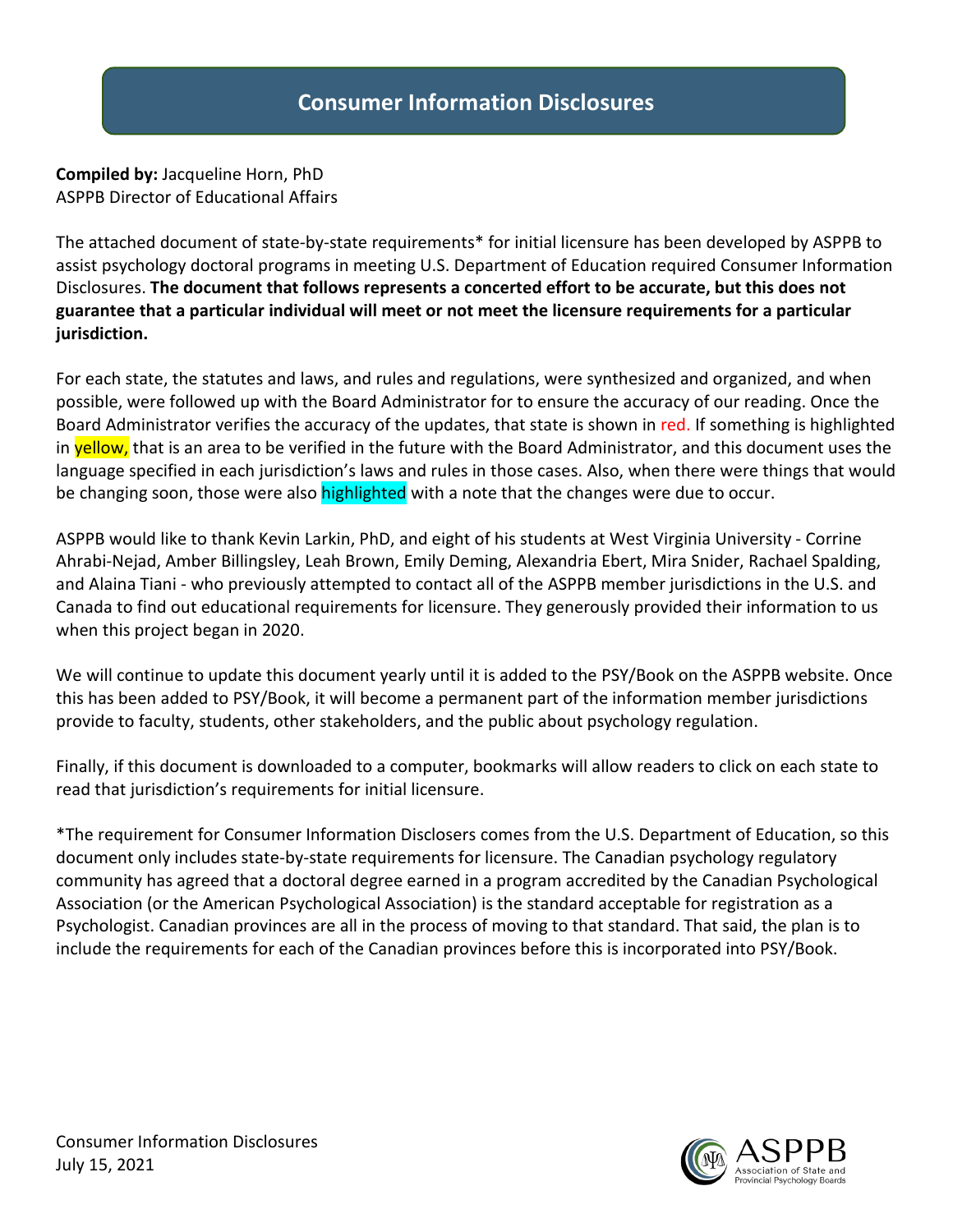# Consumer Information Disclosures

**Compiled by:** Jacqueline Horn, PhD
ASPPB Director of Educational Affairs

The attached document of state-by-state requirements* for initial licensure has been developed by ASPPB to assist psychology doctoral programs in meeting U.S. Department of Education required Consumer Information Disclosures. **The document that follows represents a concerted effort to be accurate, but this does not guarantee that a particular individual will meet or not meet the licensure requirements for a particular jurisdiction.**

For each state, the statutes and laws, and rules and regulations, were synthesized and organized, and when possible, were followed up with the Board Administrator for to ensure the accuracy of our reading. Once the Board Administrator verifies the accuracy of the updates, that state is shown in red. If something is highlighted in yellow, that is an area to be verified in the future with the Board Administrator, and this document uses the language specified in each jurisdiction's laws and rules in those cases. Also, when there were things that would be changing soon, those were also highlighted with a note that the changes were due to occur.

ASPPB would like to thank Kevin Larkin, PhD, and eight of his students at West Virginia University - Corrine Ahrabi-Nejad, Amber Billingsley, Leah Brown, Emily Deming, Alexandria Ebert, Mira Snider, Rachael Spalding, and Alaina Tiani - who previously attempted to contact all of the ASPPB member jurisdictions in the U.S. and Canada to find out educational requirements for licensure. They generously provided their information to us when this project began in 2020.

We will continue to update this document yearly until it is added to the PSY/Book on the ASPPB website. Once this has been added to PSY/Book, it will become a permanent part of the information member jurisdictions provide to faculty, students, other stakeholders, and the public about psychology regulation.

Finally, if this document is downloaded to a computer, bookmarks will allow readers to click on each state to read that jurisdiction's requirements for initial licensure.

*The requirement for Consumer Information Disclosers comes from the U.S. Department of Education, so this document only includes state-by-state requirements for licensure. The Canadian psychology regulatory community has agreed that a doctoral degree earned in a program accredited by the Canadian Psychological Association (or the American Psychological Association) is the standard acceptable for registration as a Psychologist. Canadian provinces are all in the process of moving to that standard. That said, the plan is to include the requirements for each of the Canadian provinces before this is incorporated into PSY/Book.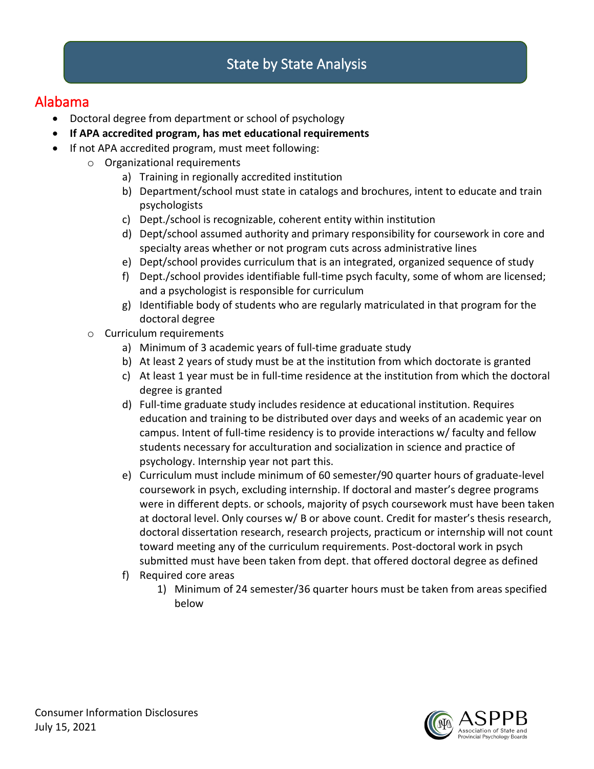# State by State Analysis

## Alabama

- Doctoral degree from department or school of psychology
- **If APA accredited program, has met educational requirements**
- If not APA accredited program, must meet following:
  - Organizational requirements
    - a) Training in regionally accredited institution
    - b) Department/school must state in catalogs and brochures, intent to educate and train psychologists
    - c) Dept./school is recognizable, coherent entity within institution
    - d) Dept/school assumed authority and primary responsibility for coursework in core and specialty areas whether or not program cuts across administrative lines
    - e) Dept/school provides curriculum that is an integrated, organized sequence of study
    - f) Dept./school provides identifiable full-time psych faculty, some of whom are licensed; and a psychologist is responsible for curriculum
    - g) Identifiable body of students who are regularly matriculated in that program for the doctoral degree
  - Curriculum requirements
    - a) Minimum of 3 academic years of full-time graduate study
    - b) At least 2 years of study must be at the institution from which doctorate is granted
    - c) At least 1 year must be in full-time residence at the institution from which the doctoral degree is granted
    - d) Full-time graduate study includes residence at educational institution. Requires education and training to be distributed over days and weeks of an academic year on campus. Intent of full-time residency is to provide interactions w/ faculty and fellow students necessary for acculturation and socialization in science and practice of psychology. Internship year not part this.
    - e) Curriculum must include minimum of 60 semester/90 quarter hours of graduate-level coursework in psych, excluding internship. If doctoral and master's degree programs were in different depts. or schools, majority of psych coursework must have been taken at doctoral level. Only courses w/ B or above count. Credit for master's thesis research, doctoral dissertation research, research projects, practicum or internship will not count toward meeting any of the curriculum requirements. Post-doctoral work in psych submitted must have been taken from dept. that offered doctoral degree as defined
    - f) Required core areas
      - 1) Minimum of 24 semester/36 quarter hours must be taken from areas specified below

Consumer Information Disclosures
July 15, 2021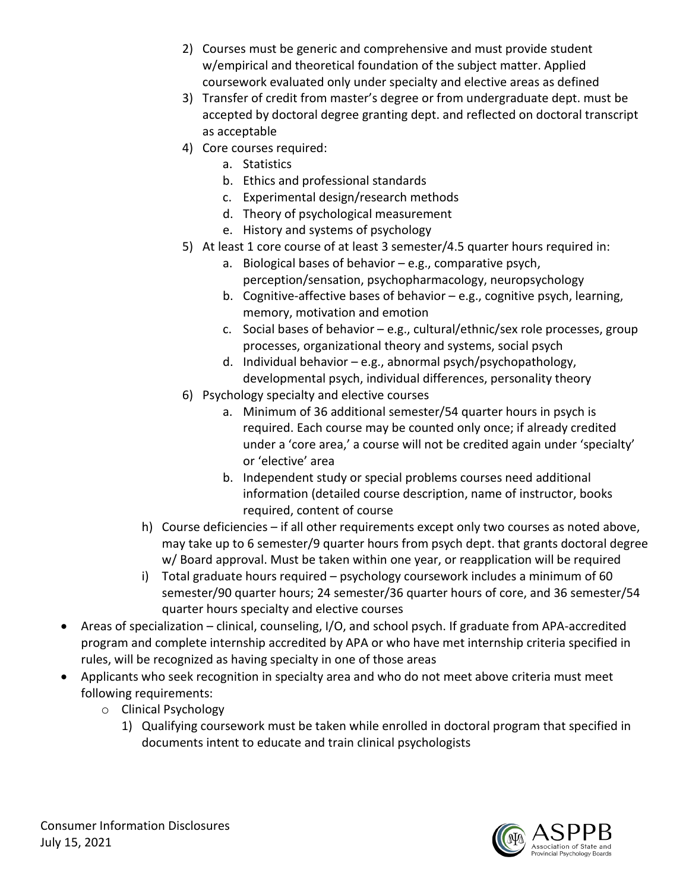2) Courses must be generic and comprehensive and must provide student w/empirical and theoretical foundation of the subject matter. Applied coursework evaluated only under specialty and elective areas as defined
3) Transfer of credit from master's degree or from undergraduate dept. must be accepted by doctoral degree granting dept. and reflected on doctoral transcript as acceptable
4) Core courses required:
    a. Statistics
    b. Ethics and professional standards
    c. Experimental design/research methods
    d. Theory of psychological measurement
    e. History and systems of psychology
5) At least 1 core course of at least 3 semester/4.5 quarter hours required in:
    a. Biological bases of behavior – e.g., comparative psych, perception/sensation, psychopharmacology, neuropsychology
    b. Cognitive-affective bases of behavior – e.g., cognitive psych, learning, memory, motivation and emotion
    c. Social bases of behavior – e.g., cultural/ethnic/sex role processes, group processes, organizational theory and systems, social psych
    d. Individual behavior – e.g., abnormal psych/psychopathology, developmental psych, individual differences, personality theory
6) Psychology specialty and elective courses
    a. Minimum of 36 additional semester/54 quarter hours in psych is required. Each course may be counted only once; if already credited under a 'core area,' a course will not be credited again under 'specialty' or 'elective' area
    b. Independent study or special problems courses need additional information (detailed course description, name of instructor, books required, content of course

h) Course deficiencies – if all other requirements except only two courses as noted above, may take up to 6 semester/9 quarter hours from psych dept. that grants doctoral degree w/ Board approval. Must be taken within one year, or reapplication will be required

i) Total graduate hours required – psychology coursework includes a minimum of 60 semester/90 quarter hours; 24 semester/36 quarter hours of core, and 36 semester/54 quarter hours specialty and elective courses

- Areas of specialization – clinical, counseling, I/O, and school psych. If graduate from APA-accredited program and complete internship accredited by APA or who have met internship criteria specified in rules, will be recognized as having specialty in one of those areas
- Applicants who seek recognition in specialty area and who do not meet above criteria must meet following requirements:
    - Clinical Psychology
        1) Qualifying coursework must be taken while enrolled in doctoral program that specified in documents intent to educate and train clinical psychologists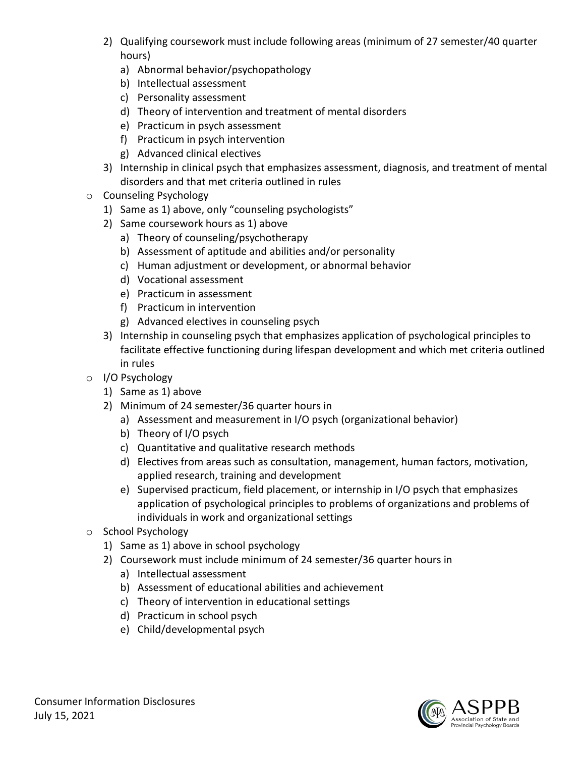2) Qualifying coursework must include following areas (minimum of 27 semester/40 quarter hours)
    a) Abnormal behavior/psychopathology
    b) Intellectual assessment
    c) Personality assessment
    d) Theory of intervention and treatment of mental disorders
    e) Practicum in psych assessment
    f) Practicum in psych intervention
    g) Advanced clinical electives
3) Internship in clinical psych that emphasizes assessment, diagnosis, and treatment of mental disorders and that met criteria outlined in rules

- Counseling Psychology
    1) Same as 1) above, only "counseling psychologists"
    2) Same coursework hours as 1) above
        a) Theory of counseling/psychotherapy
        b) Assessment of aptitude and abilities and/or personality
        c) Human adjustment or development, or abnormal behavior
        d) Vocational assessment
        e) Practicum in assessment
        f) Practicum in intervention
        g) Advanced electives in counseling psych
    3) Internship in counseling psych that emphasizes application of psychological principles to facilitate effective functioning during lifespan development and which met criteria outlined in rules
- I/O Psychology
    1) Same as 1) above
    2) Minimum of 24 semester/36 quarter hours in
        a) Assessment and measurement in I/O psych (organizational behavior)
        b) Theory of I/O psych
        c) Quantitative and qualitative research methods
        d) Electives from areas such as consultation, management, human factors, motivation, applied research, training and development
        e) Supervised practicum, field placement, or internship in I/O psych that emphasizes application of psychological principles to problems of organizations and problems of individuals in work and organizational settings
- School Psychology
    1) Same as 1) above in school psychology
    2) Coursework must include minimum of 24 semester/36 quarter hours in
        a) Intellectual assessment
        b) Assessment of educational abilities and achievement
        c) Theory of intervention in educational settings
        d) Practicum in school psych
        e) Child/developmental psych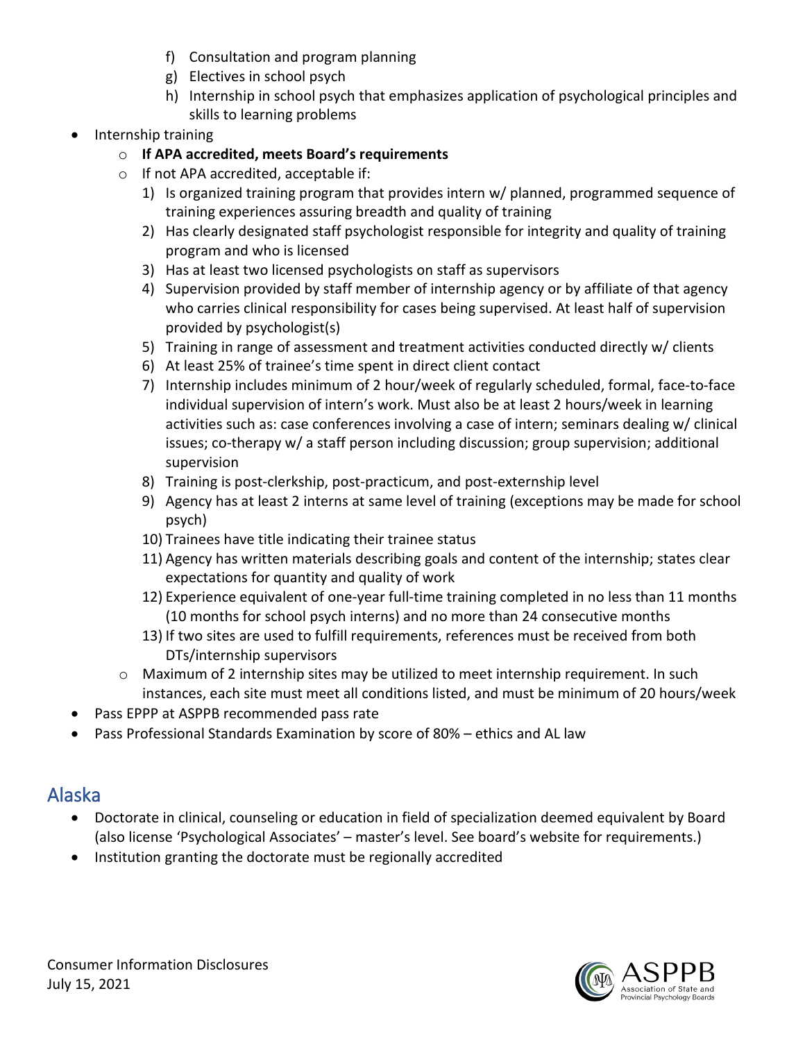f) Consultation and program planning
   g) Electives in school psych
   h) Internship in school psych that emphasizes application of psychological principles and skills to learning problems

- Internship training
  - **If APA accredited, meets Board's requirements**
  - If not APA accredited, acceptable if:
    1) Is organized training program that provides intern w/ planned, programmed sequence of training experiences assuring breadth and quality of training
    2) Has clearly designated staff psychologist responsible for integrity and quality of training program and who is licensed
    3) Has at least two licensed psychologists on staff as supervisors
    4) Supervision provided by staff member of internship agency or by affiliate of that agency who carries clinical responsibility for cases being supervised. At least half of supervision provided by psychologist(s)
    5) Training in range of assessment and treatment activities conducted directly w/ clients
    6) At least 25% of trainee's time spent in direct client contact
    7) Internship includes minimum of 2 hour/week of regularly scheduled, formal, face-to-face individual supervision of intern's work. Must also be at least 2 hours/week in learning activities such as: case conferences involving a case of intern; seminars dealing w/ clinical issues; co-therapy w/ a staff person including discussion; group supervision; additional supervision
    8) Training is post-clerkship, post-practicum, and post-externship level
    9) Agency has at least 2 interns at same level of training (exceptions may be made for school psych)
    10) Trainees have title indicating their trainee status
    11) Agency has written materials describing goals and content of the internship; states clear expectations for quantity and quality of work
    12) Experience equivalent of one-year full-time training completed in no less than 11 months (10 months for school psych interns) and no more than 24 consecutive months
    13) If two sites are used to fulfill requirements, references must be received from both DTs/internship supervisors
  - Maximum of 2 internship sites may be utilized to meet internship requirement. In such instances, each site must meet all conditions listed, and must be minimum of 20 hours/week
- Pass EPPP at ASPPB recommended pass rate
- Pass Professional Standards Examination by score of 80% – ethics and AL law

## Alaska

- Doctorate in clinical, counseling or education in field of specialization deemed equivalent by Board (also license 'Psychological Associates' – master's level. See board's website for requirements.)
- Institution granting the doctorate must be regionally accredited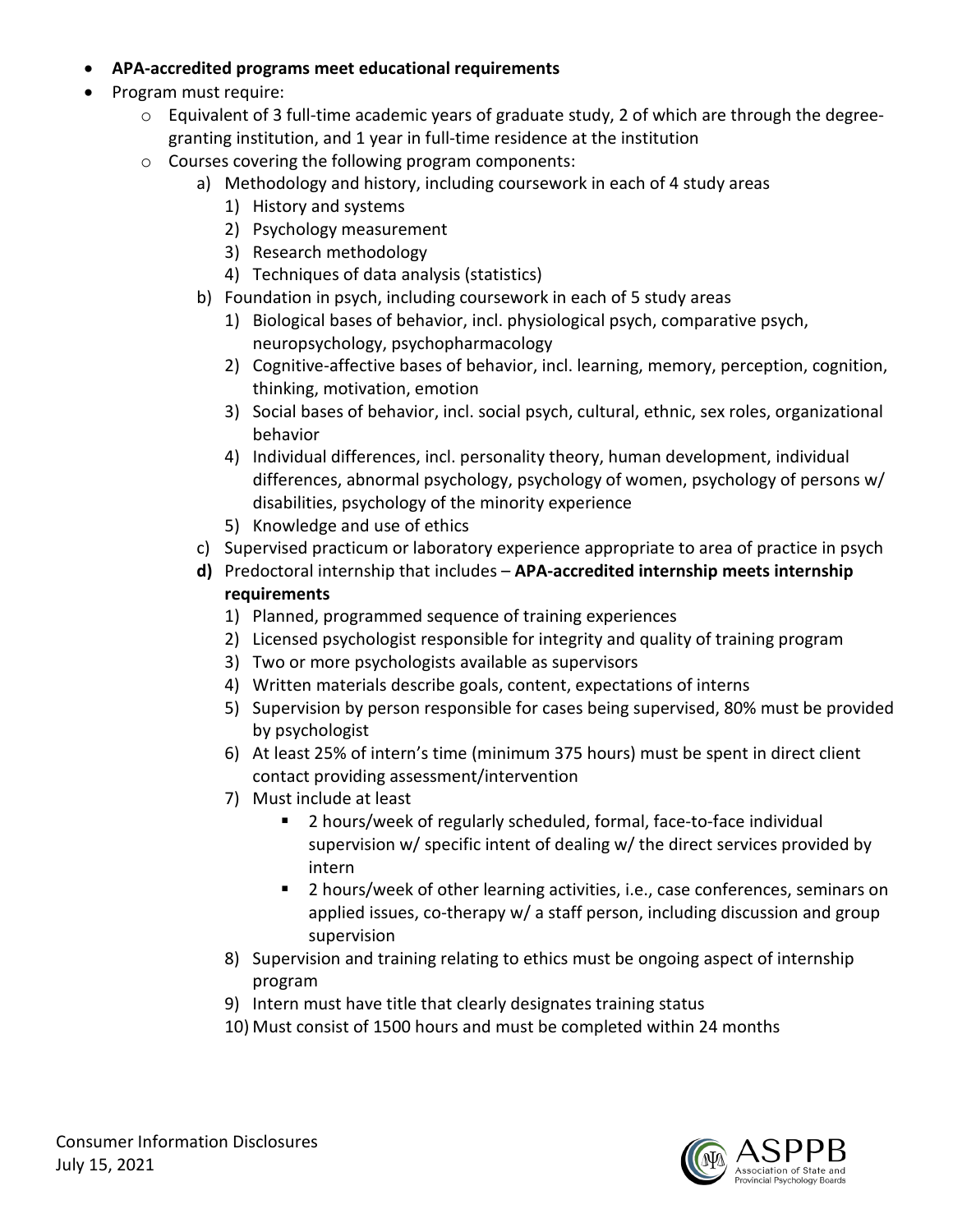- **APA-accredited programs meet educational requirements**
- Program must require:
  - Equivalent of 3 full-time academic years of graduate study, 2 of which are through the degree-granting institution, and 1 year in full-time residence at the institution
  - Courses covering the following program components:
    - a) Methodology and history, including coursework in each of 4 study areas
      - 1) History and systems
      - 2) Psychology measurement
      - 3) Research methodology
      - 4) Techniques of data analysis (statistics)
    - b) Foundation in psych, including coursework in each of 5 study areas
      - 1) Biological bases of behavior, incl. physiological psych, comparative psych, neuropsychology, psychopharmacology
      - 2) Cognitive-affective bases of behavior, incl. learning, memory, perception, cognition, thinking, motivation, emotion
      - 3) Social bases of behavior, incl. social psych, cultural, ethnic, sex roles, organizational behavior
      - 4) Individual differences, incl. personality theory, human development, individual differences, abnormal psychology, psychology of women, psychology of persons w/ disabilities, psychology of the minority experience
      - 5) Knowledge and use of ethics
    - c) Supervised practicum or laboratory experience appropriate to area of practice in psych
    - **d)** Predoctoral internship that includes – **APA-accredited internship meets internship requirements**
      - 1) Planned, programmed sequence of training experiences
      - 2) Licensed psychologist responsible for integrity and quality of training program
      - 3) Two or more psychologists available as supervisors
      - 4) Written materials describe goals, content, expectations of interns
      - 5) Supervision by person responsible for cases being supervised, 80% must be provided by psychologist
      - 6) At least 25% of intern's time (minimum 375 hours) must be spent in direct client contact providing assessment/intervention
      - 7) Must include at least
        - 2 hours/week of regularly scheduled, formal, face-to-face individual supervision w/ specific intent of dealing w/ the direct services provided by intern
        - 2 hours/week of other learning activities, i.e., case conferences, seminars on applied issues, co-therapy w/ a staff person, including discussion and group supervision
      - 8) Supervision and training relating to ethics must be ongoing aspect of internship program
      - 9) Intern must have title that clearly designates training status
      - 10) Must consist of 1500 hours and must be completed within 24 months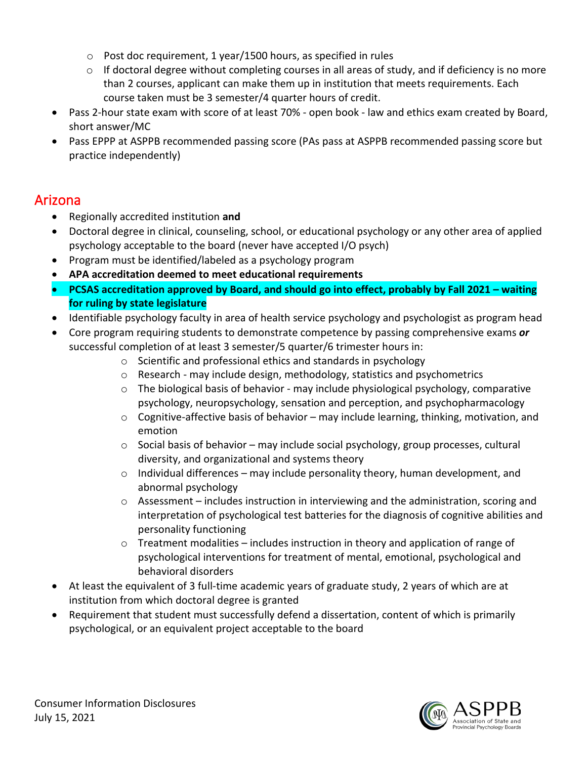- Post doc requirement, 1 year/1500 hours, as specified in rules
  - If doctoral degree without completing courses in all areas of study, and if deficiency is no more than 2 courses, applicant can make them up in institution that meets requirements. Each course taken must be 3 semester/4 quarter hours of credit.
- Pass 2-hour state exam with score of at least 70% - open book - law and ethics exam created by Board, short answer/MC
- Pass EPPP at ASPPB recommended passing score (PAs pass at ASPPB recommended passing score but practice independently)

## Arizona

- Regionally accredited institution **and**
- Doctoral degree in clinical, counseling, school, or educational psychology or any other area of applied psychology acceptable to the board (never have accepted I/O psych)
- Program must be identified/labeled as a psychology program
- **APA accreditation deemed to meet educational requirements**
- **PCSAS accreditation approved by Board, and should go into effect, probably by Fall 2021 – waiting for ruling by state legislature**
- Identifiable psychology faculty in area of health service psychology and psychologist as program head
- Core program requiring students to demonstrate competence by passing comprehensive exams ***or*** successful completion of at least 3 semester/5 quarter/6 trimester hours in:
  - Scientific and professional ethics and standards in psychology
  - Research - may include design, methodology, statistics and psychometrics
  - The biological basis of behavior - may include physiological psychology, comparative psychology, neuropsychology, sensation and perception, and psychopharmacology
  - Cognitive-affective basis of behavior – may include learning, thinking, motivation, and emotion
  - Social basis of behavior – may include social psychology, group processes, cultural diversity, and organizational and systems theory
  - Individual differences – may include personality theory, human development, and abnormal psychology
  - Assessment – includes instruction in interviewing and the administration, scoring and interpretation of psychological test batteries for the diagnosis of cognitive abilities and personality functioning
  - Treatment modalities – includes instruction in theory and application of range of psychological interventions for treatment of mental, emotional, psychological and behavioral disorders
- At least the equivalent of 3 full-time academic years of graduate study, 2 years of which are at institution from which doctoral degree is granted
- Requirement that student must successfully defend a dissertation, content of which is primarily psychological, or an equivalent project acceptable to the board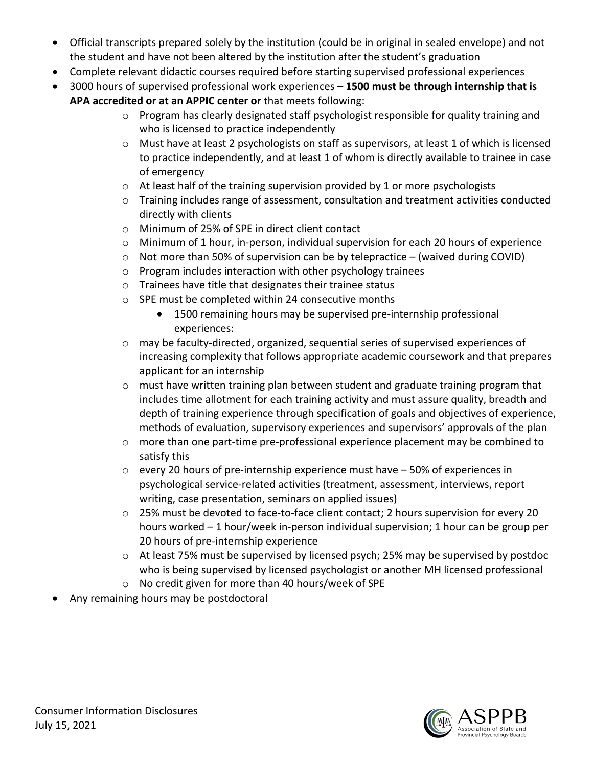- Official transcripts prepared solely by the institution (could be in original in sealed envelope) and not the student and have not been altered by the institution after the student's graduation
- Complete relevant didactic courses required before starting supervised professional experiences
- 3000 hours of supervised professional work experiences – **1500 must be through internship that is APA accredited or at an APPIC center or** that meets following:
    - Program has clearly designated staff psychologist responsible for quality training and who is licensed to practice independently
    - Must have at least 2 psychologists on staff as supervisors, at least 1 of which is licensed to practice independently, and at least 1 of whom is directly available to trainee in case of emergency
    - At least half of the training supervision provided by 1 or more psychologists
    - Training includes range of assessment, consultation and treatment activities conducted directly with clients
    - Minimum of 25% of SPE in direct client contact
    - Minimum of 1 hour, in-person, individual supervision for each 20 hours of experience
    - Not more than 50% of supervision can be by telepractice – (waived during COVID)
    - Program includes interaction with other psychology trainees
    - Trainees have title that designates their trainee status
    - SPE must be completed within 24 consecutive months
        - 1500 remaining hours may be supervised pre-internship professional experiences:
    - may be faculty-directed, organized, sequential series of supervised experiences of increasing complexity that follows appropriate academic coursework and that prepares applicant for an internship
    - must have written training plan between student and graduate training program that includes time allotment for each training activity and must assure quality, breadth and depth of training experience through specification of goals and objectives of experience, methods of evaluation, supervisory experiences and supervisors' approvals of the plan
    - more than one part-time pre-professional experience placement may be combined to satisfy this
    - every 20 hours of pre-internship experience must have – 50% of experiences in psychological service-related activities (treatment, assessment, interviews, report writing, case presentation, seminars on applied issues)
    - 25% must be devoted to face-to-face client contact; 2 hours supervision for every 20 hours worked – 1 hour/week in-person individual supervision; 1 hour can be group per 20 hours of pre-internship experience
    - At least 75% must be supervised by licensed psych; 25% may be supervised by postdoc who is being supervised by licensed psychologist or another MH licensed professional
    - No credit given for more than 40 hours/week of SPE
- Any remaining hours may be postdoctoral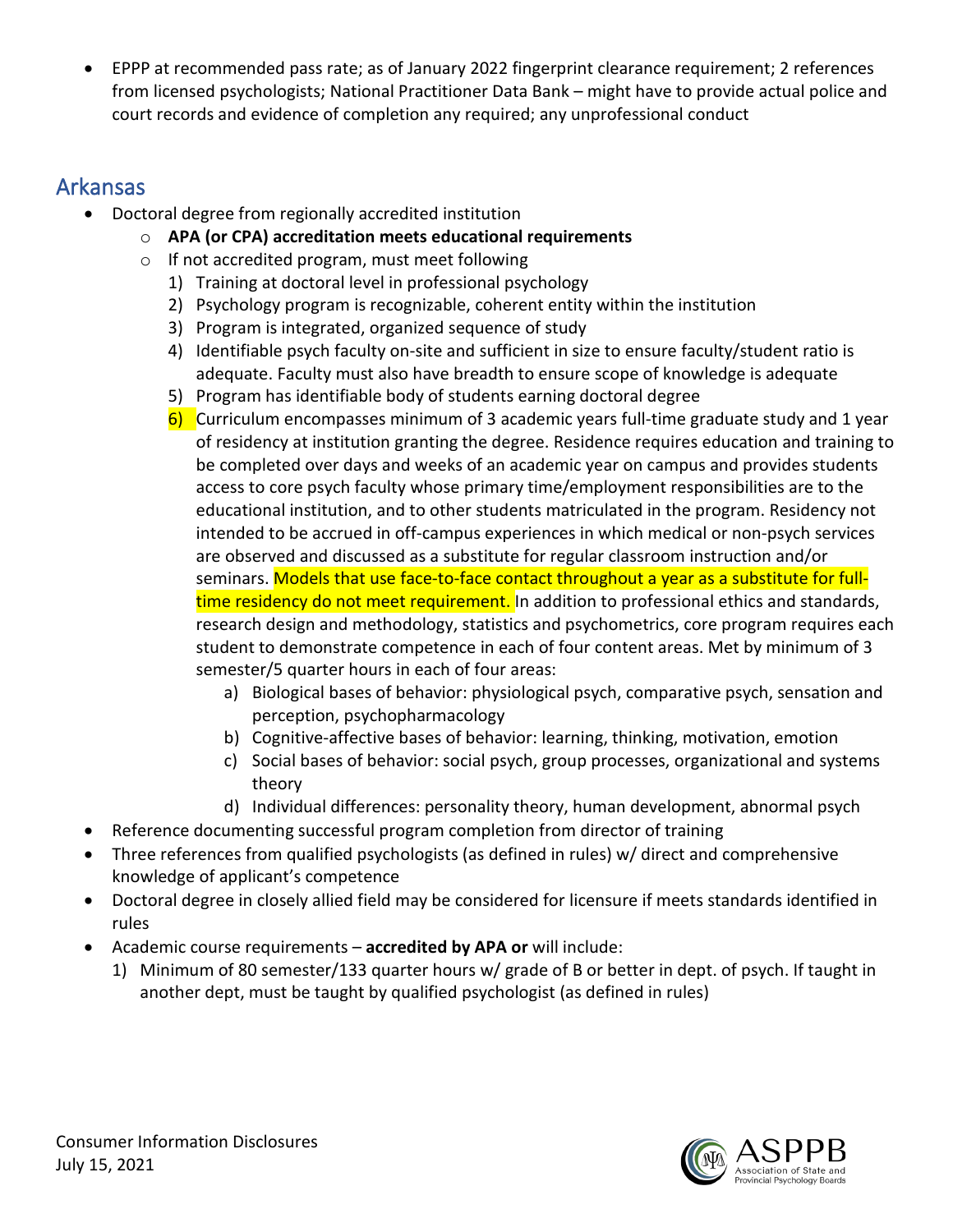- EPPP at recommended pass rate; as of January 2022 fingerprint clearance requirement; 2 references from licensed psychologists; National Practitioner Data Bank – might have to provide actual police and court records and evidence of completion any required; any unprofessional conduct

## Arkansas

- Doctoral degree from regionally accredited institution
  - **APA (or CPA) accreditation meets educational requirements**
  - If not accredited program, must meet following
    1) Training at doctoral level in professional psychology
    2) Psychology program is recognizable, coherent entity within the institution
    3) Program is integrated, organized sequence of study
    4) Identifiable psych faculty on-site and sufficient in size to ensure faculty/student ratio is adequate. Faculty must also have breadth to ensure scope of knowledge is adequate
    5) Program has identifiable body of students earning doctoral degree
    6) Curriculum encompasses minimum of 3 academic years full-time graduate study and 1 year of residency at institution granting the degree. Residence requires education and training to be completed over days and weeks of an academic year on campus and provides students access to core psych faculty whose primary time/employment responsibilities are to the educational institution, and to other students matriculated in the program. Residency not intended to be accrued in off-campus experiences in which medical or non-psych services are observed and discussed as a substitute for regular classroom instruction and/or seminars. Models that use face-to-face contact throughout a year as a substitute for full-time residency do not meet requirement. In addition to professional ethics and standards, research design and methodology, statistics and psychometrics, core program requires each student to demonstrate competence in each of four content areas. Met by minimum of 3 semester/5 quarter hours in each of four areas:
       a) Biological bases of behavior: physiological psych, comparative psych, sensation and perception, psychopharmacology
       b) Cognitive-affective bases of behavior: learning, thinking, motivation, emotion
       c) Social bases of behavior: social psych, group processes, organizational and systems theory
       d) Individual differences: personality theory, human development, abnormal psych
- Reference documenting successful program completion from director of training
- Three references from qualified psychologists (as defined in rules) w/ direct and comprehensive knowledge of applicant's competence
- Doctoral degree in closely allied field may be considered for licensure if meets standards identified in rules
- Academic course requirements – **accredited by APA or** will include:
  1) Minimum of 80 semester/133 quarter hours w/ grade of B or better in dept. of psych. If taught in another dept, must be taught by qualified psychologist (as defined in rules)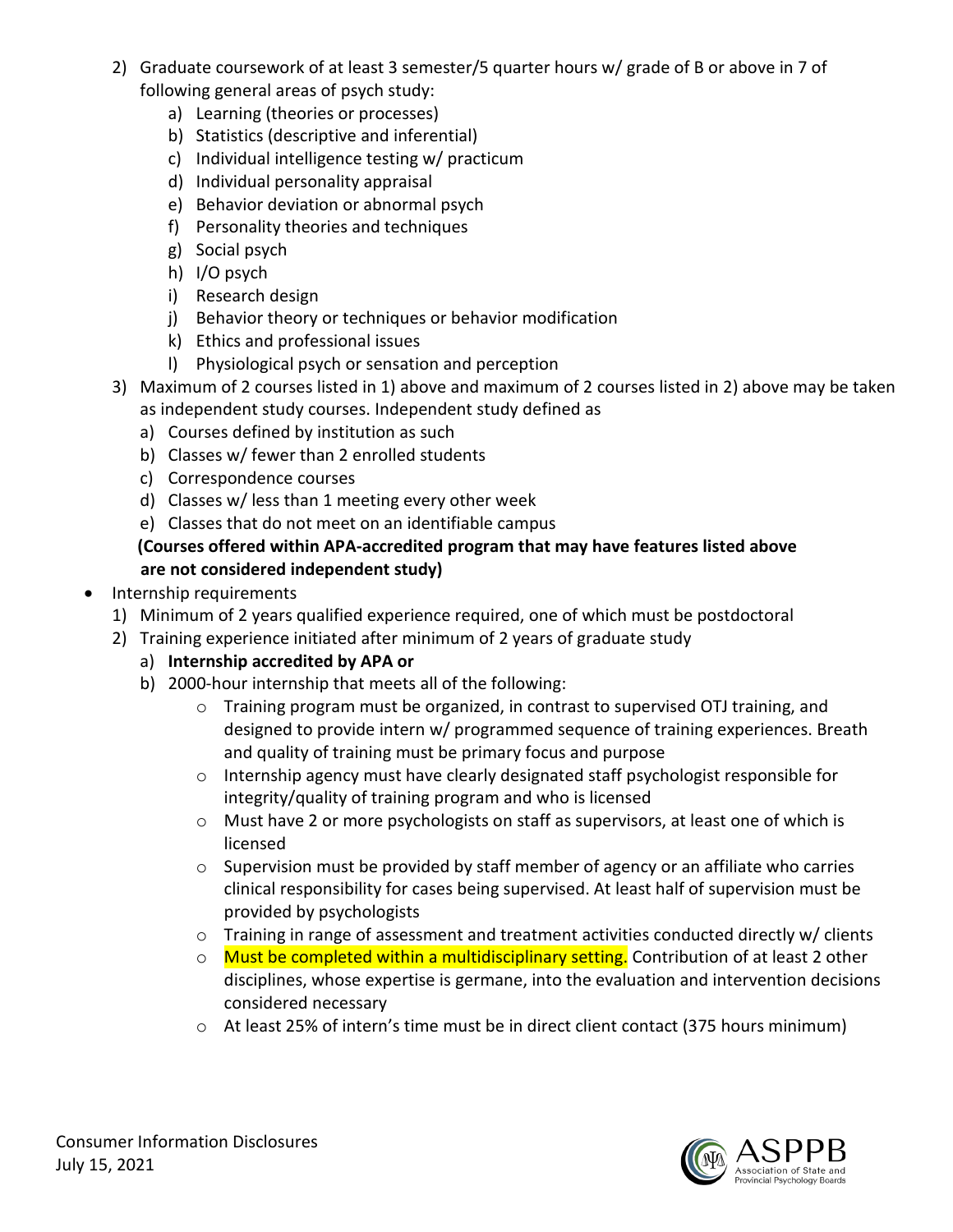2) Graduate coursework of at least 3 semester/5 quarter hours w/ grade of B or above in 7 of following general areas of psych study:
    a) Learning (theories or processes)
    b) Statistics (descriptive and inferential)
    c) Individual intelligence testing w/ practicum
    d) Individual personality appraisal
    e) Behavior deviation or abnormal psych
    f) Personality theories and techniques
    g) Social psych
    h) I/O psych
    i) Research design
    j) Behavior theory or techniques or behavior modification
    k) Ethics and professional issues
    l) Physiological psych or sensation and perception
3) Maximum of 2 courses listed in 1) above and maximum of 2 courses listed in 2) above may be taken as independent study courses. Independent study defined as
    a) Courses defined by institution as such
    b) Classes w/ fewer than 2 enrolled students
    c) Correspondence courses
    d) Classes w/ less than 1 meeting every other week
    e) Classes that do not meet on an identifiable campus

    **(Courses offered within APA-accredited program that may have features listed above are not considered independent study)**

- Internship requirements
    1) Minimum of 2 years qualified experience required, one of which must be postdoctoral
    2) Training experience initiated after minimum of 2 years of graduate study
        a) **Internship accredited by APA or**
        b) 2000-hour internship that meets all of the following:
            - Training program must be organized, in contrast to supervised OTJ training, and designed to provide intern w/ programmed sequence of training experiences. Breath and quality of training must be primary focus and purpose
            - Internship agency must have clearly designated staff psychologist responsible for integrity/quality of training program and who is licensed
            - Must have 2 or more psychologists on staff as supervisors, at least one of which is licensed
            - Supervision must be provided by staff member of agency or an affiliate who carries clinical responsibility for cases being supervised. At least half of supervision must be provided by psychologists
            - Training in range of assessment and treatment activities conducted directly w/ clients
            - Must be completed within a multidisciplinary setting. Contribution of at least 2 other disciplines, whose expertise is germane, into the evaluation and intervention decisions considered necessary
            - At least 25% of intern's time must be in direct client contact (375 hours minimum)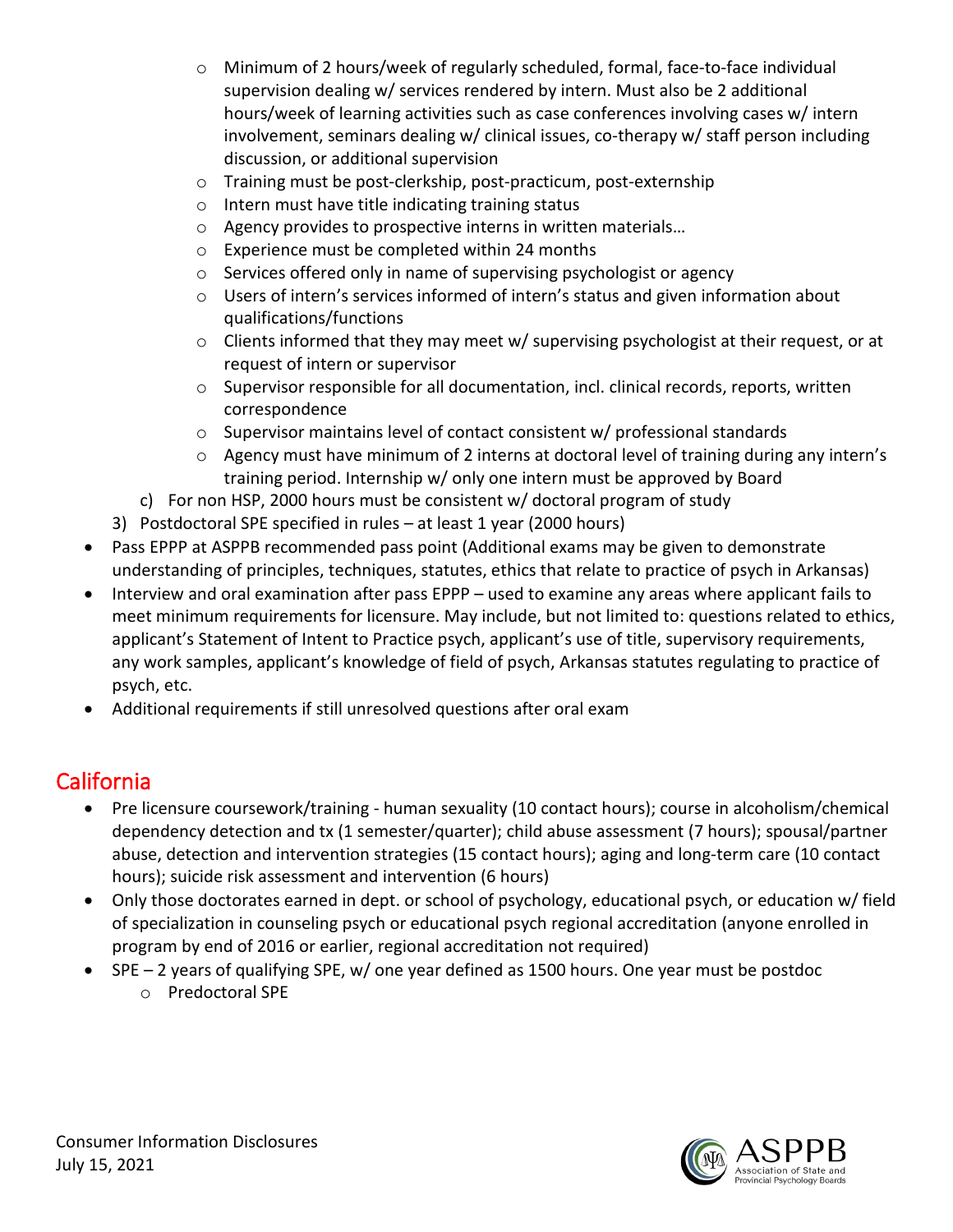- Minimum of 2 hours/week of regularly scheduled, formal, face-to-face individual supervision dealing w/ services rendered by intern. Must also be 2 additional hours/week of learning activities such as case conferences involving cases w/ intern involvement, seminars dealing w/ clinical issues, co-therapy w/ staff person including discussion, or additional supervision
        - Training must be post-clerkship, post-practicum, post-externship
        - Intern must have title indicating training status
        - Agency provides to prospective interns in written materials…
        - Experience must be completed within 24 months
        - Services offered only in name of supervising psychologist or agency
        - Users of intern's services informed of intern's status and given information about qualifications/functions
        - Clients informed that they may meet w/ supervising psychologist at their request, or at request of intern or supervisor
        - Supervisor responsible for all documentation, incl. clinical records, reports, written correspondence
        - Supervisor maintains level of contact consistent w/ professional standards
        - Agency must have minimum of 2 interns at doctoral level of training during any intern's training period. Internship w/ only one intern must be approved by Board

   c) For non HSP, 2000 hours must be consistent w/ doctoral program of study

3) Postdoctoral SPE specified in rules – at least 1 year (2000 hours)

- Pass EPPP at ASPPB recommended pass point (Additional exams may be given to demonstrate understanding of principles, techniques, statutes, ethics that relate to practice of psych in Arkansas)
- Interview and oral examination after pass EPPP – used to examine any areas where applicant fails to meet minimum requirements for licensure. May include, but not limited to: questions related to ethics, applicant's Statement of Intent to Practice psych, applicant's use of title, supervisory requirements, any work samples, applicant's knowledge of field of psych, Arkansas statutes regulating to practice of psych, etc.
- Additional requirements if still unresolved questions after oral exam

## California

- Pre licensure coursework/training - human sexuality (10 contact hours); course in alcoholism/chemical dependency detection and tx (1 semester/quarter); child abuse assessment (7 hours); spousal/partner abuse, detection and intervention strategies (15 contact hours); aging and long-term care (10 contact hours); suicide risk assessment and intervention (6 hours)
- Only those doctorates earned in dept. or school of psychology, educational psych, or education w/ field of specialization in counseling psych or educational psych regional accreditation (anyone enrolled in program by end of 2016 or earlier, regional accreditation not required)
- SPE – 2 years of qualifying SPE, w/ one year defined as 1500 hours. One year must be postdoc
    - Predoctoral SPE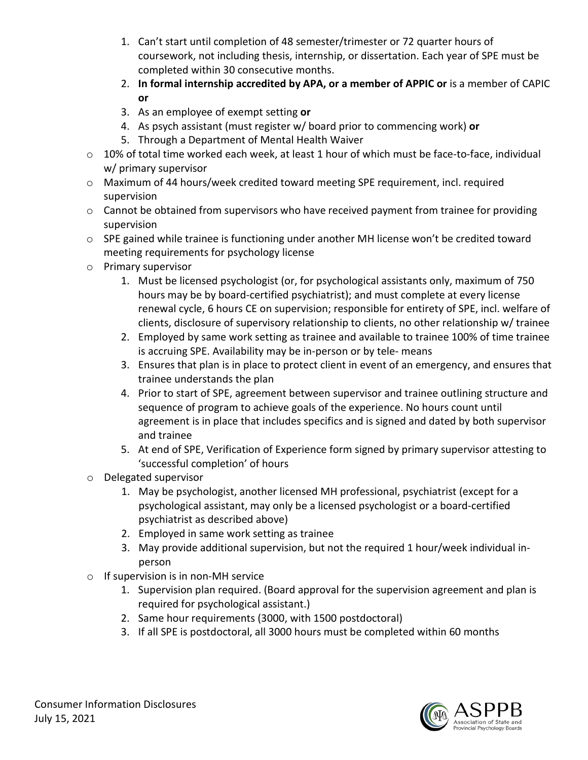1. Can't start until completion of 48 semester/trimester or 72 quarter hours of coursework, not including thesis, internship, or dissertation. Each year of SPE must be completed within 30 consecutive months.
   2. **In formal internship accredited by APA, or a member of APPIC or** is a member of CAPIC **or**
   3. As an employee of exempt setting **or**
   4. As psych assistant (must register w/ board prior to commencing work) **or**
   5. Through a Department of Mental Health Waiver

- 10% of total time worked each week, at least 1 hour of which must be face-to-face, individual w/ primary supervisor
- Maximum of 44 hours/week credited toward meeting SPE requirement, incl. required supervision
- Cannot be obtained from supervisors who have received payment from trainee for providing supervision
- SPE gained while trainee is functioning under another MH license won't be credited toward meeting requirements for psychology license
- Primary supervisor
   1. Must be licensed psychologist (or, for psychological assistants only, maximum of 750 hours may be by board-certified psychiatrist); and must complete at every license renewal cycle, 6 hours CE on supervision; responsible for entirety of SPE, incl. welfare of clients, disclosure of supervisory relationship to clients, no other relationship w/ trainee
   2. Employed by same work setting as trainee and available to trainee 100% of time trainee is accruing SPE. Availability may be in-person or by tele- means
   3. Ensures that plan is in place to protect client in event of an emergency, and ensures that trainee understands the plan
   4. Prior to start of SPE, agreement between supervisor and trainee outlining structure and sequence of program to achieve goals of the experience. No hours count until agreement is in place that includes specifics and is signed and dated by both supervisor and trainee
   5. At end of SPE, Verification of Experience form signed by primary supervisor attesting to 'successful completion' of hours
- Delegated supervisor
   1. May be psychologist, another licensed MH professional, psychiatrist (except for a psychological assistant, may only be a licensed psychologist or a board-certified psychiatrist as described above)
   2. Employed in same work setting as trainee
   3. May provide additional supervision, but not the required 1 hour/week individual in-person
- If supervision is in non-MH service
   1. Supervision plan required. (Board approval for the supervision agreement and plan is required for psychological assistant.)
   2. Same hour requirements (3000, with 1500 postdoctoral)
   3. If all SPE is postdoctoral, all 3000 hours must be completed within 60 months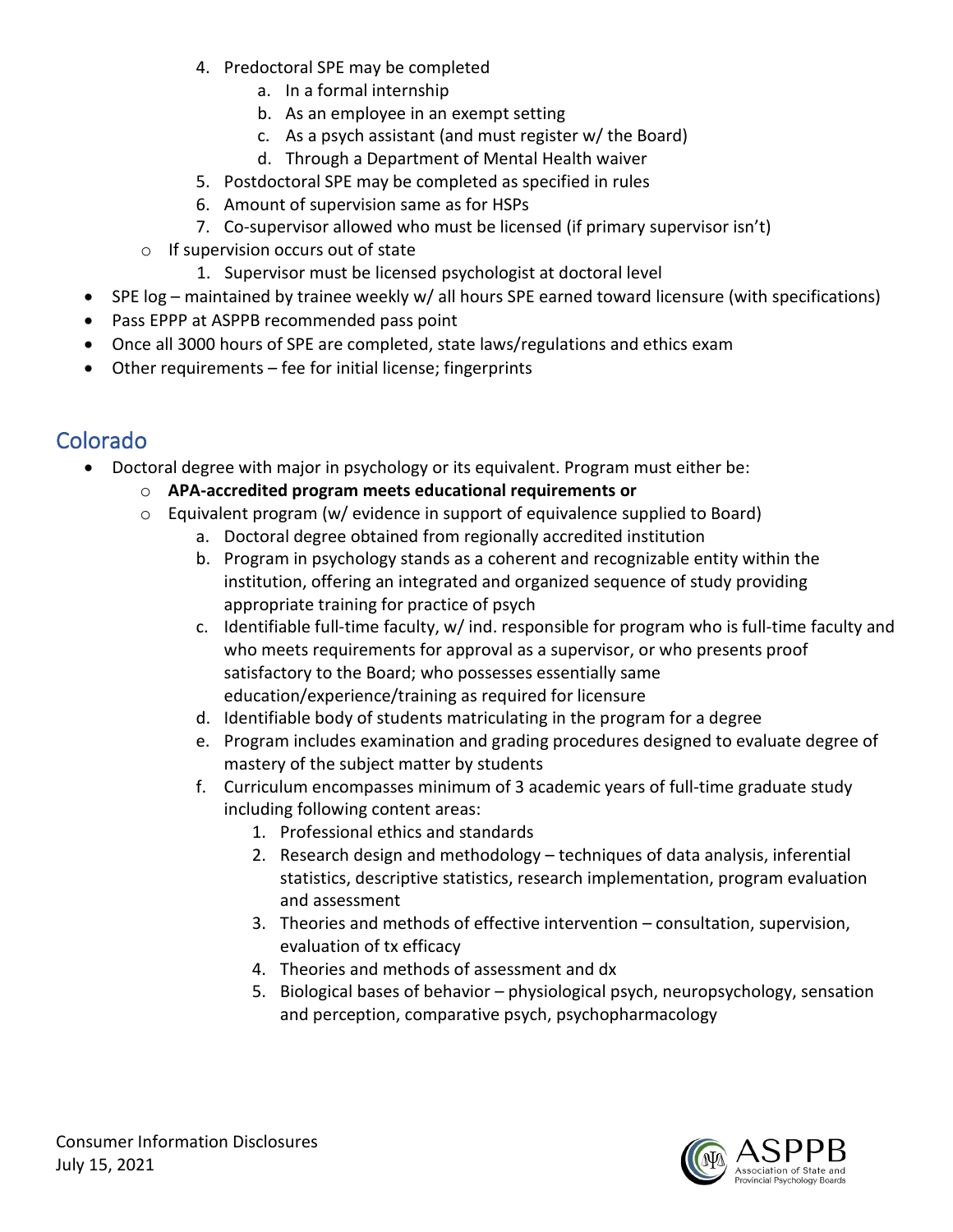4. Predoctoral SPE may be completed
    a. In a formal internship
    b. As an employee in an exempt setting
    c. As a psych assistant (and must register w/ the Board)
    d. Through a Department of Mental Health waiver
5. Postdoctoral SPE may be completed as specified in rules
6. Amount of supervision same as for HSPs
7. Co-supervisor allowed who must be licensed (if primary supervisor isn't)

- If supervision occurs out of state
    1. Supervisor must be licensed psychologist at doctoral level

- SPE log – maintained by trainee weekly w/ all hours SPE earned toward licensure (with specifications)
- Pass EPPP at ASPPB recommended pass point
- Once all 3000 hours of SPE are completed, state laws/regulations and ethics exam
- Other requirements – fee for initial license; fingerprints

## Colorado

- Doctoral degree with major in psychology or its equivalent. Program must either be:
    - **APA-accredited program meets educational requirements or**
    - Equivalent program (w/ evidence in support of equivalence supplied to Board)
        a. Doctoral degree obtained from regionally accredited institution
        b. Program in psychology stands as a coherent and recognizable entity within the institution, offering an integrated and organized sequence of study providing appropriate training for practice of psych
        c. Identifiable full-time faculty, w/ ind. responsible for program who is full-time faculty and who meets requirements for approval as a supervisor, or who presents proof satisfactory to the Board; who possesses essentially same education/experience/training as required for licensure
        d. Identifiable body of students matriculating in the program for a degree
        e. Program includes examination and grading procedures designed to evaluate degree of mastery of the subject matter by students
        f. Curriculum encompasses minimum of 3 academic years of full-time graduate study including following content areas:
            1. Professional ethics and standards
            2. Research design and methodology – techniques of data analysis, inferential statistics, descriptive statistics, research implementation, program evaluation and assessment
            3. Theories and methods of effective intervention – consultation, supervision, evaluation of tx efficacy
            4. Theories and methods of assessment and dx
            5. Biological bases of behavior – physiological psych, neuropsychology, sensation and perception, comparative psych, psychopharmacology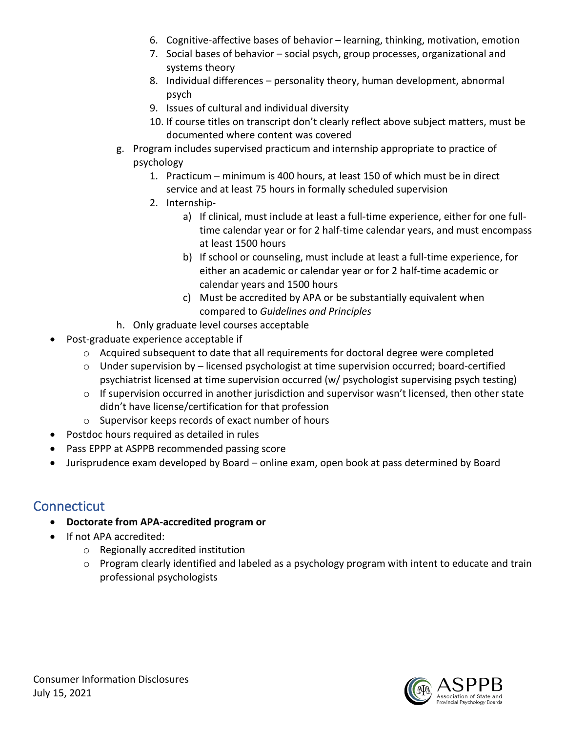6. Cognitive-affective bases of behavior – learning, thinking, motivation, emotion
7. Social bases of behavior – social psych, group processes, organizational and systems theory
8. Individual differences – personality theory, human development, abnormal psych
9. Issues of cultural and individual diversity
10. If course titles on transcript don't clearly reflect above subject matters, must be documented where content was covered

g. Program includes supervised practicum and internship appropriate to practice of psychology
   1. Practicum – minimum is 400 hours, at least 150 of which must be in direct service and at least 75 hours in formally scheduled supervision
   2. Internship-
      a) If clinical, must include at least a full-time experience, either for one full-time calendar year or for 2 half-time calendar years, and must encompass at least 1500 hours
      b) If school or counseling, must include at least a full-time experience, for either an academic or calendar year or for 2 half-time academic or calendar years and 1500 hours
      c) Must be accredited by APA or be substantially equivalent when compared to *Guidelines and Principles*

h. Only graduate level courses acceptable

- Post-graduate experience acceptable if
  - Acquired subsequent to date that all requirements for doctoral degree were completed
  - Under supervision by – licensed psychologist at time supervision occurred; board-certified psychiatrist licensed at time supervision occurred (w/ psychologist supervising psych testing)
  - If supervision occurred in another jurisdiction and supervisor wasn't licensed, then other state didn't have license/certification for that profession
  - Supervisor keeps records of exact number of hours
- Postdoc hours required as detailed in rules
- Pass EPPP at ASPPB recommended passing score
- Jurisprudence exam developed by Board – online exam, open book at pass determined by Board

## Connecticut

- **Doctorate from APA-accredited program or**
- If not APA accredited:
  - Regionally accredited institution
  - Program clearly identified and labeled as a psychology program with intent to educate and train professional psychologists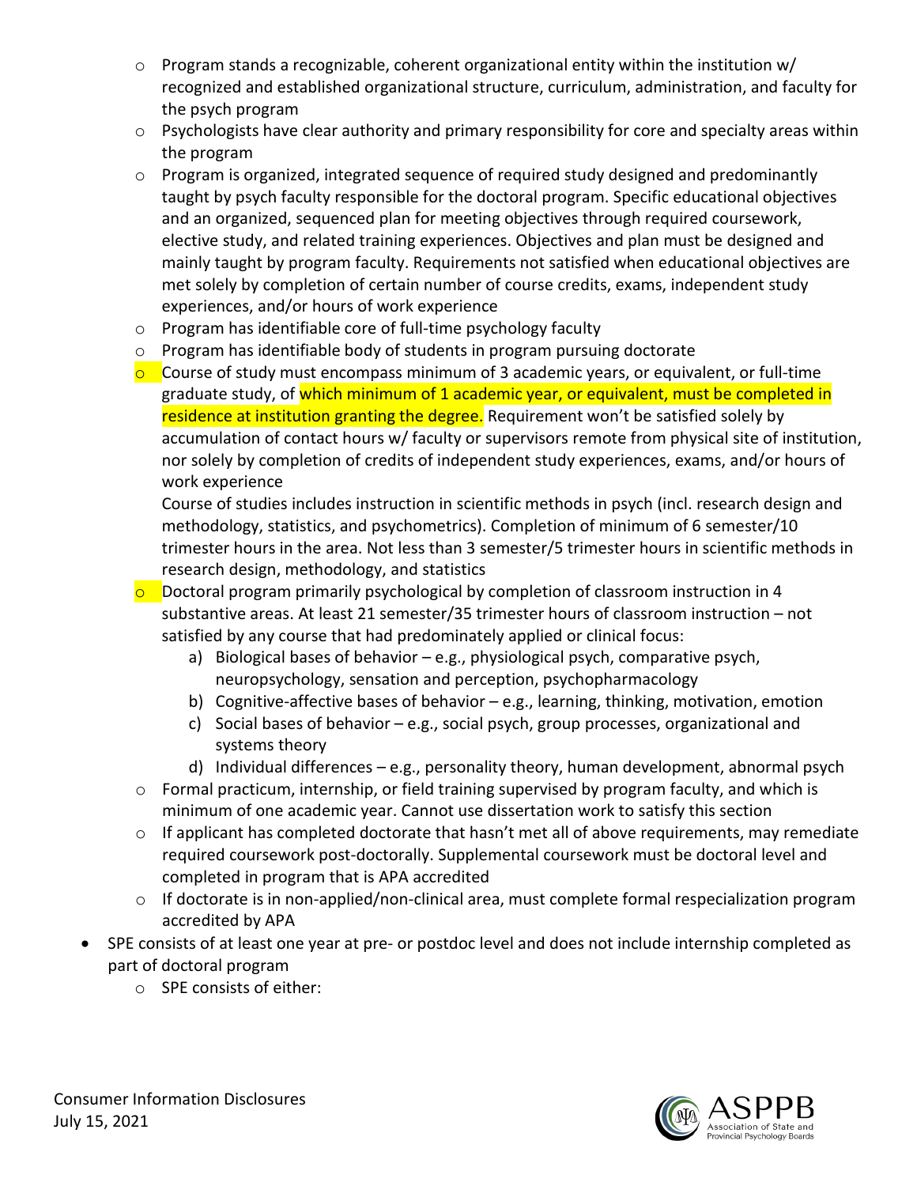- Program stands a recognizable, coherent organizational entity within the institution w/ recognized and established organizational structure, curriculum, administration, and faculty for the psych program
- Psychologists have clear authority and primary responsibility for core and specialty areas within the program
- Program is organized, integrated sequence of required study designed and predominantly taught by psych faculty responsible for the doctoral program. Specific educational objectives and an organized, sequenced plan for meeting objectives through required coursework, elective study, and related training experiences. Objectives and plan must be designed and mainly taught by program faculty. Requirements not satisfied when educational objectives are met solely by completion of certain number of course credits, exams, independent study experiences, and/or hours of work experience
- Program has identifiable core of full-time psychology faculty
- Program has identifiable body of students in program pursuing doctorate
- Course of study must encompass minimum of 3 academic years, or equivalent, or full-time graduate study, of which minimum of 1 academic year, or equivalent, must be completed in residence at institution granting the degree. Requirement won't be satisfied solely by accumulation of contact hours w/ faculty or supervisors remote from physical site of institution, nor solely by completion of credits of independent study experiences, exams, and/or hours of work experience

  Course of studies includes instruction in scientific methods in psych (incl. research design and methodology, statistics, and psychometrics). Completion of minimum of 6 semester/10 trimester hours in the area. Not less than 3 semester/5 trimester hours in scientific methods in research design, methodology, and statistics
- Doctoral program primarily psychological by completion of classroom instruction in 4 substantive areas. At least 21 semester/35 trimester hours of classroom instruction – not satisfied by any course that had predominately applied or clinical focus:
  a) Biological bases of behavior – e.g., physiological psych, comparative psych, neuropsychology, sensation and perception, psychopharmacology
  b) Cognitive-affective bases of behavior – e.g., learning, thinking, motivation, emotion
  c) Social bases of behavior – e.g., social psych, group processes, organizational and systems theory
  d) Individual differences – e.g., personality theory, human development, abnormal psych
- Formal practicum, internship, or field training supervised by program faculty, and which is minimum of one academic year. Cannot use dissertation work to satisfy this section
- If applicant has completed doctorate that hasn't met all of above requirements, may remediate required coursework post-doctorally. Supplemental coursework must be doctoral level and completed in program that is APA accredited
- If doctorate is in non-applied/non-clinical area, must complete formal respecialization program accredited by APA

- SPE consists of at least one year at pre- or postdoc level and does not include internship completed as part of doctoral program
  - SPE consists of either: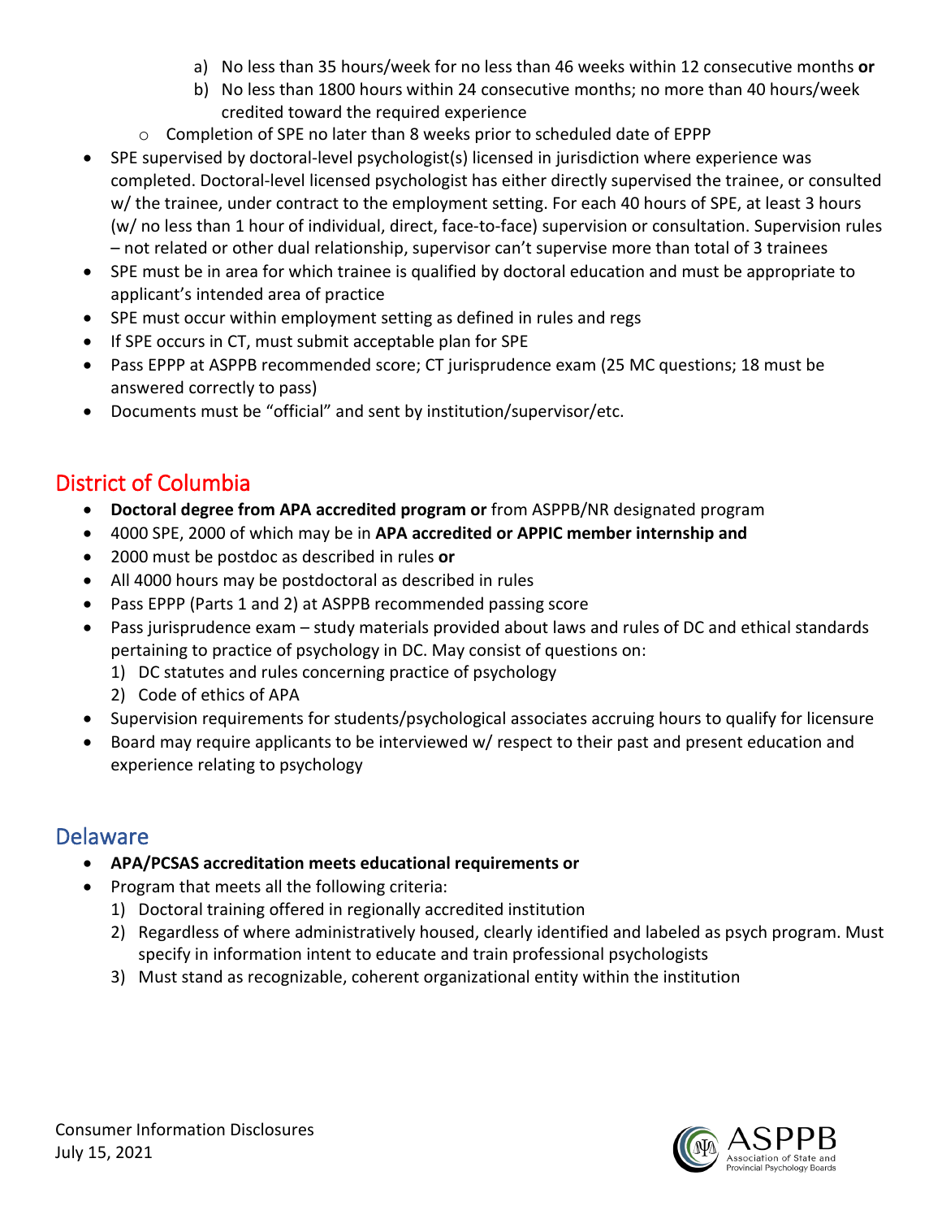a) No less than 35 hours/week for no less than 46 weeks within 12 consecutive months **or**
   b) No less than 1800 hours within 24 consecutive months; no more than 40 hours/week credited toward the required experience
  - Completion of SPE no later than 8 weeks prior to scheduled date of EPPP
- SPE supervised by doctoral-level psychologist(s) licensed in jurisdiction where experience was completed. Doctoral-level licensed psychologist has either directly supervised the trainee, or consulted w/ the trainee, under contract to the employment setting. For each 40 hours of SPE, at least 3 hours (w/ no less than 1 hour of individual, direct, face-to-face) supervision or consultation. Supervision rules – not related or other dual relationship, supervisor can't supervise more than total of 3 trainees
- SPE must be in area for which trainee is qualified by doctoral education and must be appropriate to applicant's intended area of practice
- SPE must occur within employment setting as defined in rules and regs
- If SPE occurs in CT, must submit acceptable plan for SPE
- Pass EPPP at ASPPB recommended score; CT jurisprudence exam (25 MC questions; 18 must be answered correctly to pass)
- Documents must be "official" and sent by institution/supervisor/etc.

## District of Columbia

- **Doctoral degree from APA accredited program or** from ASPPB/NR designated program
- 4000 SPE, 2000 of which may be in **APA accredited or APPIC member internship and**
- 2000 must be postdoc as described in rules **or**
- All 4000 hours may be postdoctoral as described in rules
- Pass EPPP (Parts 1 and 2) at ASPPB recommended passing score
- Pass jurisprudence exam – study materials provided about laws and rules of DC and ethical standards pertaining to practice of psychology in DC. May consist of questions on:
  1) DC statutes and rules concerning practice of psychology
  2) Code of ethics of APA
- Supervision requirements for students/psychological associates accruing hours to qualify for licensure
- Board may require applicants to be interviewed w/ respect to their past and present education and experience relating to psychology

## Delaware

- **APA/PCSAS accreditation meets educational requirements or**
- Program that meets all the following criteria:
  1) Doctoral training offered in regionally accredited institution
  2) Regardless of where administratively housed, clearly identified and labeled as psych program. Must specify in information intent to educate and train professional psychologists
  3) Must stand as recognizable, coherent organizational entity within the institution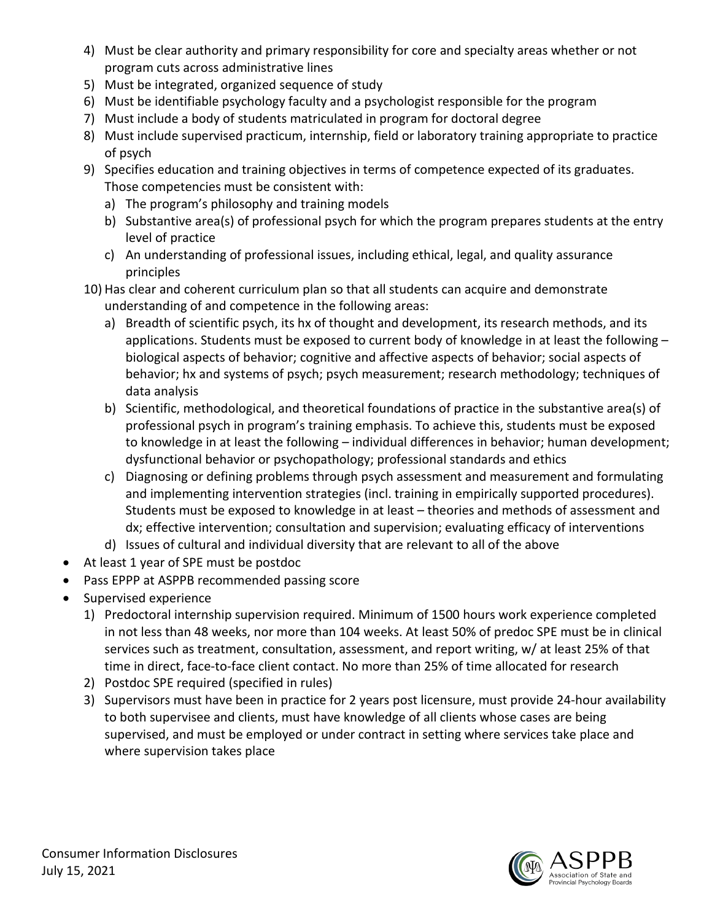4) Must be clear authority and primary responsibility for core and specialty areas whether or not program cuts across administrative lines
5) Must be integrated, organized sequence of study
6) Must be identifiable psychology faculty and a psychologist responsible for the program
7) Must include a body of students matriculated in program for doctoral degree
8) Must include supervised practicum, internship, field or laboratory training appropriate to practice of psych
9) Specifies education and training objectives in terms of competence expected of its graduates. Those competencies must be consistent with:
   a) The program's philosophy and training models
   b) Substantive area(s) of professional psych for which the program prepares students at the entry level of practice
   c) An understanding of professional issues, including ethical, legal, and quality assurance principles
10) Has clear and coherent curriculum plan so that all students can acquire and demonstrate understanding of and competence in the following areas:
    a) Breadth of scientific psych, its hx of thought and development, its research methods, and its applications. Students must be exposed to current body of knowledge in at least the following – biological aspects of behavior; cognitive and affective aspects of behavior; social aspects of behavior; hx and systems of psych; psych measurement; research methodology; techniques of data analysis
    b) Scientific, methodological, and theoretical foundations of practice in the substantive area(s) of professional psych in program's training emphasis. To achieve this, students must be exposed to knowledge in at least the following – individual differences in behavior; human development; dysfunctional behavior or psychopathology; professional standards and ethics
    c) Diagnosing or defining problems through psych assessment and measurement and formulating and implementing intervention strategies (incl. training in empirically supported procedures). Students must be exposed to knowledge in at least – theories and methods of assessment and dx; effective intervention; consultation and supervision; evaluating efficacy of interventions
    d) Issues of cultural and individual diversity that are relevant to all of the above

- At least 1 year of SPE must be postdoc
- Pass EPPP at ASPPB recommended passing score
- Supervised experience
  1) Predoctoral internship supervision required. Minimum of 1500 hours work experience completed in not less than 48 weeks, nor more than 104 weeks. At least 50% of predoc SPE must be in clinical services such as treatment, consultation, assessment, and report writing, w/ at least 25% of that time in direct, face-to-face client contact. No more than 25% of time allocated for research
  2) Postdoc SPE required (specified in rules)
  3) Supervisors must have been in practice for 2 years post licensure, must provide 24-hour availability to both supervisee and clients, must have knowledge of all clients whose cases are being supervised, and must be employed or under contract in setting where services take place and where supervision takes place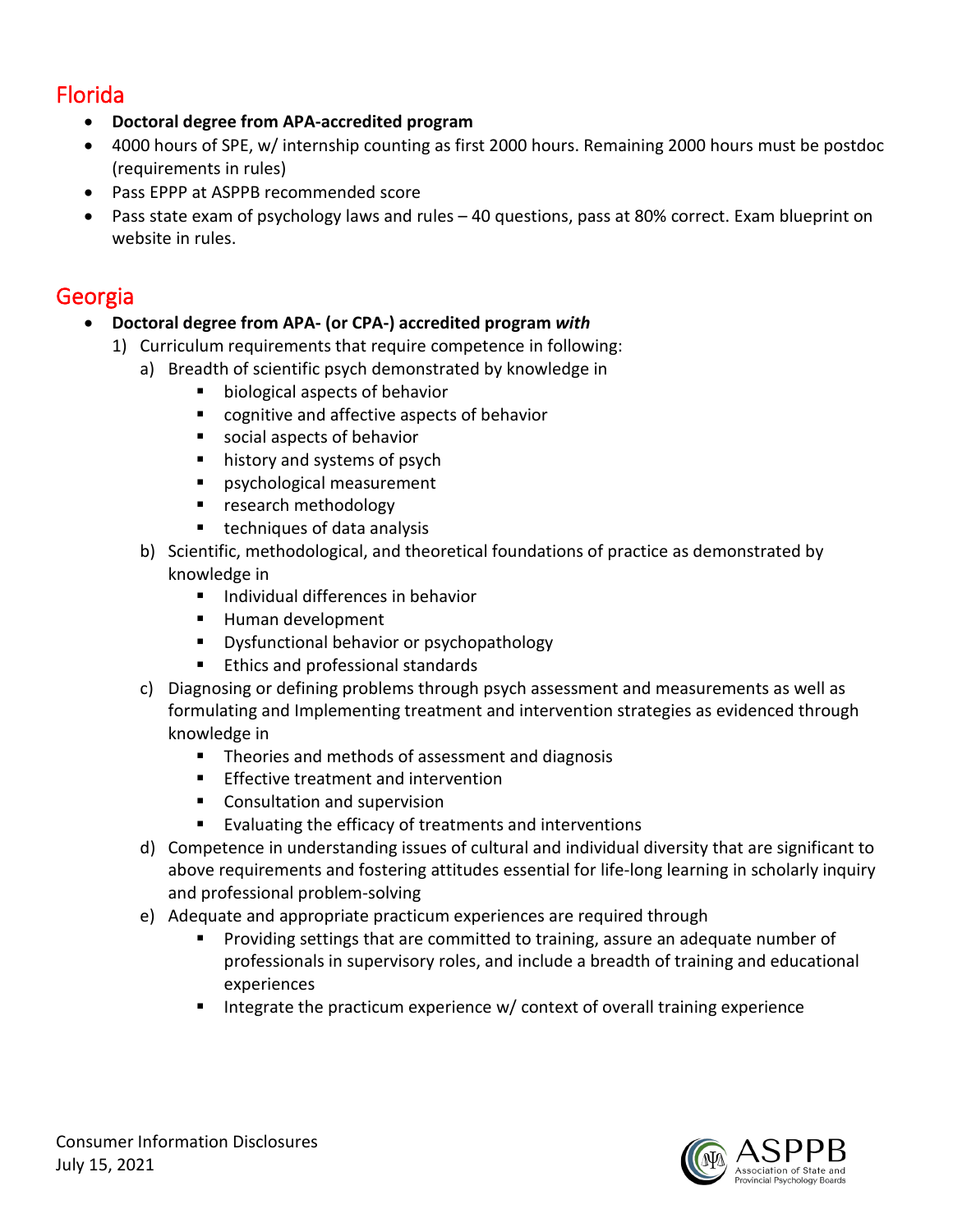## Florida

- **Doctoral degree from APA-accredited program**
- 4000 hours of SPE, w/ internship counting as first 2000 hours. Remaining 2000 hours must be postdoc (requirements in rules)
- Pass EPPP at ASPPB recommended score
- Pass state exam of psychology laws and rules – 40 questions, pass at 80% correct. Exam blueprint on website in rules.

## Georgia

- **Doctoral degree from APA- (or CPA-) accredited program *with***
  1) Curriculum requirements that require competence in following:
     a) Breadth of scientific psych demonstrated by knowledge in
        - biological aspects of behavior
        - cognitive and affective aspects of behavior
        - social aspects of behavior
        - history and systems of psych
        - psychological measurement
        - research methodology
        - techniques of data analysis
     b) Scientific, methodological, and theoretical foundations of practice as demonstrated by knowledge in
        - Individual differences in behavior
        - Human development
        - Dysfunctional behavior or psychopathology
        - Ethics and professional standards
     c) Diagnosing or defining problems through psych assessment and measurements as well as formulating and Implementing treatment and intervention strategies as evidenced through knowledge in
        - Theories and methods of assessment and diagnosis
        - Effective treatment and intervention
        - Consultation and supervision
        - Evaluating the efficacy of treatments and interventions
     d) Competence in understanding issues of cultural and individual diversity that are significant to above requirements and fostering attitudes essential for life-long learning in scholarly inquiry and professional problem-solving
     e) Adequate and appropriate practicum experiences are required through
        - Providing settings that are committed to training, assure an adequate number of professionals in supervisory roles, and include a breadth of training and educational experiences
        - Integrate the practicum experience w/ context of overall training experience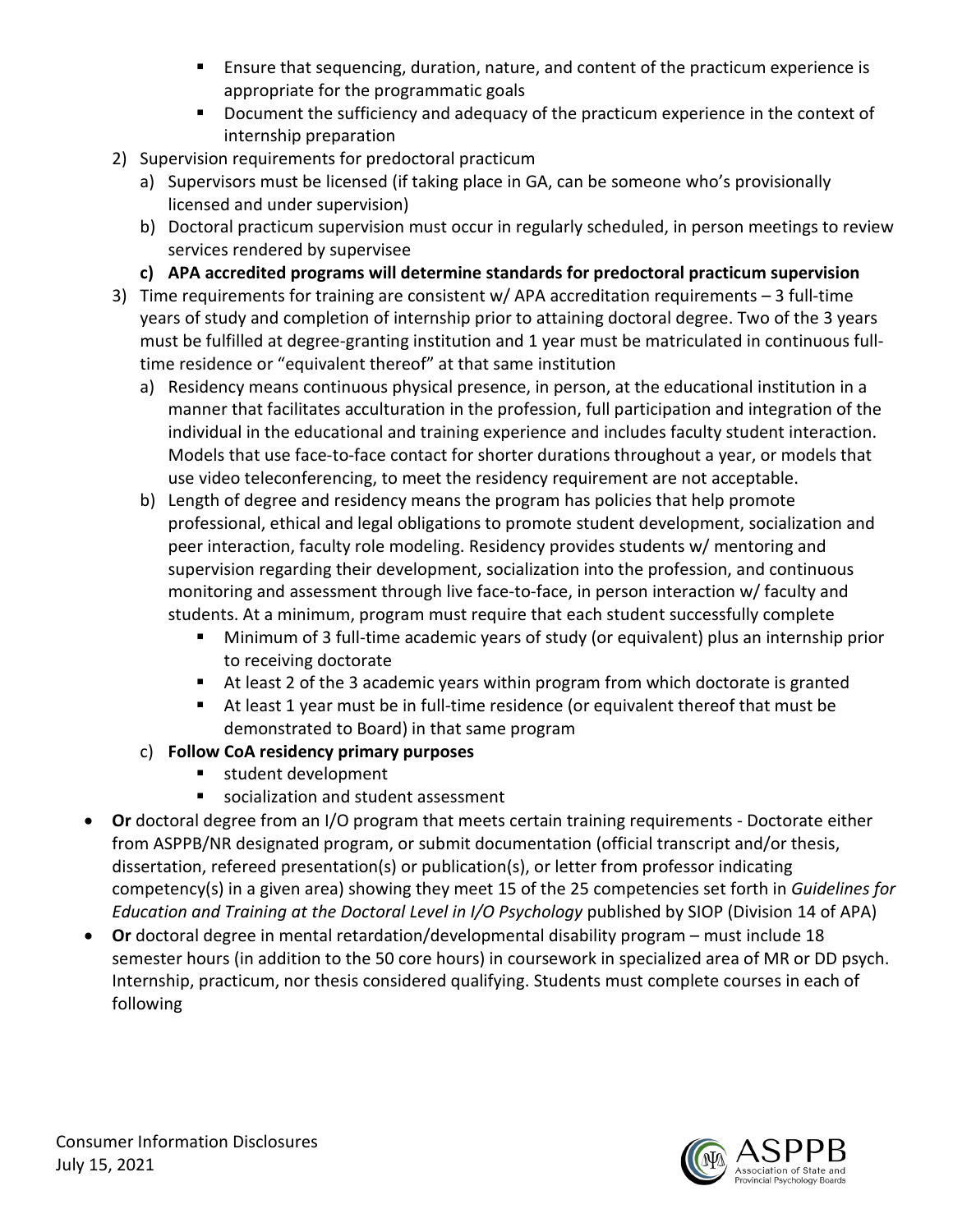- Ensure that sequencing, duration, nature, and content of the practicum experience is appropriate for the programmatic goals
        - Document the sufficiency and adequacy of the practicum experience in the context of internship preparation

    2) Supervision requirements for predoctoral practicum
        a) Supervisors must be licensed (if taking place in GA, can be someone who's provisionally licensed and under supervision)
        b) Doctoral practicum supervision must occur in regularly scheduled, in person meetings to review services rendered by supervisee
        **c) APA accredited programs will determine standards for predoctoral practicum supervision**
    3) Time requirements for training are consistent w/ APA accreditation requirements – 3 full-time years of study and completion of internship prior to attaining doctoral degree. Two of the 3 years must be fulfilled at degree-granting institution and 1 year must be matriculated in continuous full-time residence or "equivalent thereof" at that same institution
        a) Residency means continuous physical presence, in person, at the educational institution in a manner that facilitates acculturation in the profession, full participation and integration of the individual in the educational and training experience and includes faculty student interaction. Models that use face-to-face contact for shorter durations throughout a year, or models that use video teleconferencing, to meet the residency requirement are not acceptable.
        b) Length of degree and residency means the program has policies that help promote professional, ethical and legal obligations to promote student development, socialization and peer interaction, faculty role modeling. Residency provides students w/ mentoring and supervision regarding their development, socialization into the profession, and continuous monitoring and assessment through live face-to-face, in person interaction w/ faculty and students. At a minimum, program must require that each student successfully complete
            - Minimum of 3 full-time academic years of study (or equivalent) plus an internship prior to receiving doctorate
            - At least 2 of the 3 academic years within program from which doctorate is granted
            - At least 1 year must be in full-time residence (or equivalent thereof that must be demonstrated to Board) in that same program
        c) **Follow CoA residency primary purposes**
            - student development
            - socialization and student assessment

- **Or** doctoral degree from an I/O program that meets certain training requirements - Doctorate either from ASPPB/NR designated program, or submit documentation (official transcript and/or thesis, dissertation, refereed presentation(s) or publication(s), or letter from professor indicating competency(s) in a given area) showing they meet 15 of the 25 competencies set forth in *Guidelines for Education and Training at the Doctoral Level in I/O Psychology* published by SIOP (Division 14 of APA)
- **Or** doctoral degree in mental retardation/developmental disability program – must include 18 semester hours (in addition to the 50 core hours) in coursework in specialized area of MR or DD psych. Internship, practicum, nor thesis considered qualifying. Students must complete courses in each of following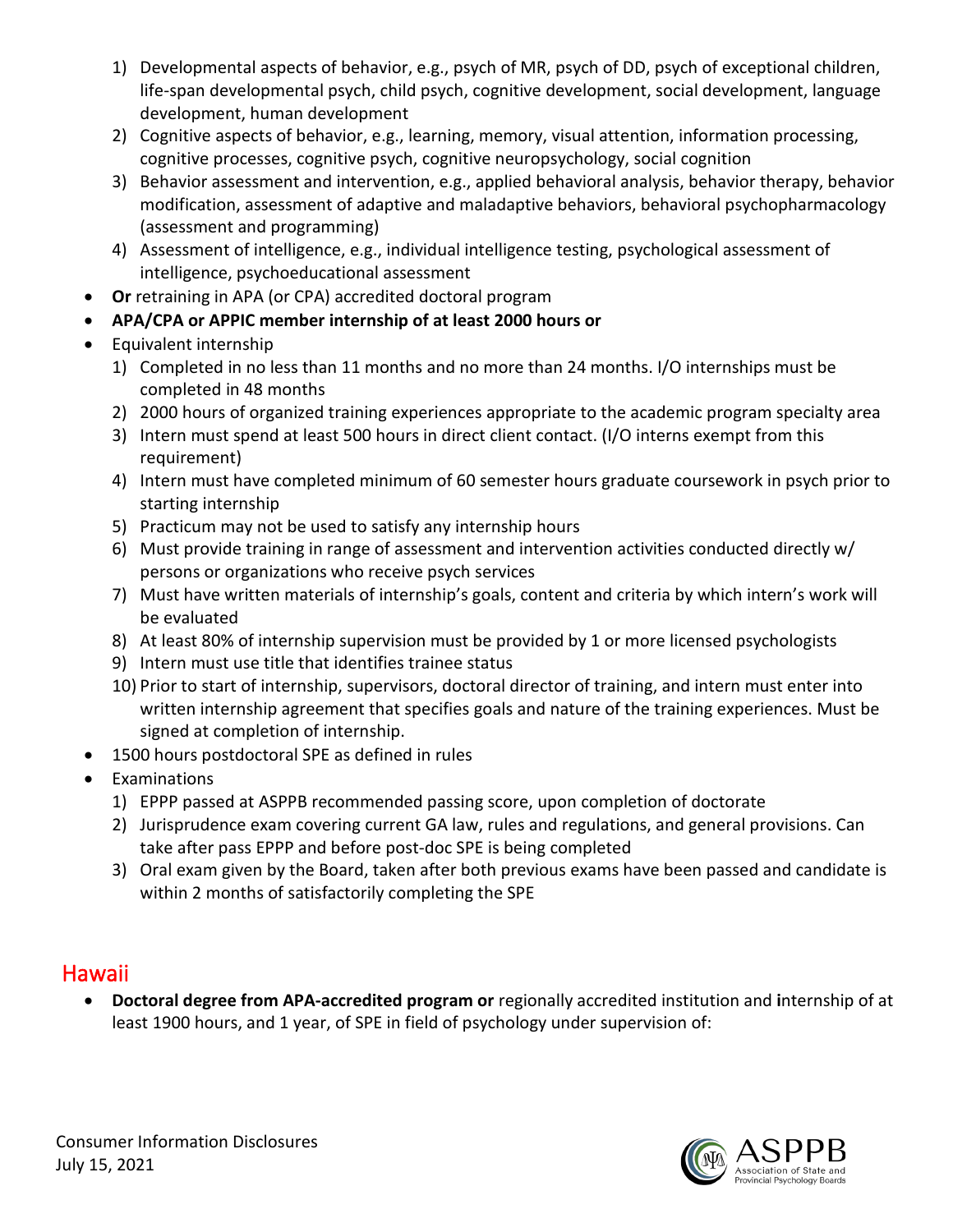1) Developmental aspects of behavior, e.g., psych of MR, psych of DD, psych of exceptional children, life-span developmental psych, child psych, cognitive development, social development, language development, human development
2) Cognitive aspects of behavior, e.g., learning, memory, visual attention, information processing, cognitive processes, cognitive psych, cognitive neuropsychology, social cognition
3) Behavior assessment and intervention, e.g., applied behavioral analysis, behavior therapy, behavior modification, assessment of adaptive and maladaptive behaviors, behavioral psychopharmacology (assessment and programming)
4) Assessment of intelligence, e.g., individual intelligence testing, psychological assessment of intelligence, psychoeducational assessment

- **Or** retraining in APA (or CPA) accredited doctoral program
- **APA/CPA or APPIC member internship of at least 2000 hours or**
- Equivalent internship
  1) Completed in no less than 11 months and no more than 24 months. I/O internships must be completed in 48 months
  2) 2000 hours of organized training experiences appropriate to the academic program specialty area
  3) Intern must spend at least 500 hours in direct client contact. (I/O interns exempt from this requirement)
  4) Intern must have completed minimum of 60 semester hours graduate coursework in psych prior to starting internship
  5) Practicum may not be used to satisfy any internship hours
  6) Must provide training in range of assessment and intervention activities conducted directly w/ persons or organizations who receive psych services
  7) Must have written materials of internship's goals, content and criteria by which intern's work will be evaluated
  8) At least 80% of internship supervision must be provided by 1 or more licensed psychologists
  9) Intern must use title that identifies trainee status
  10) Prior to start of internship, supervisors, doctoral director of training, and intern must enter into written internship agreement that specifies goals and nature of the training experiences. Must be signed at completion of internship.
- 1500 hours postdoctoral SPE as defined in rules
- Examinations
  1) EPPP passed at ASPPB recommended passing score, upon completion of doctorate
  2) Jurisprudence exam covering current GA law, rules and regulations, and general provisions. Can take after pass EPPP and before post-doc SPE is being completed
  3) Oral exam given by the Board, taken after both previous exams have been passed and candidate is within 2 months of satisfactorily completing the SPE

## Hawaii

- **Doctoral degree from APA-accredited program or** regionally accredited institution and **i**nternship of at least 1900 hours, and 1 year, of SPE in field of psychology under supervision of: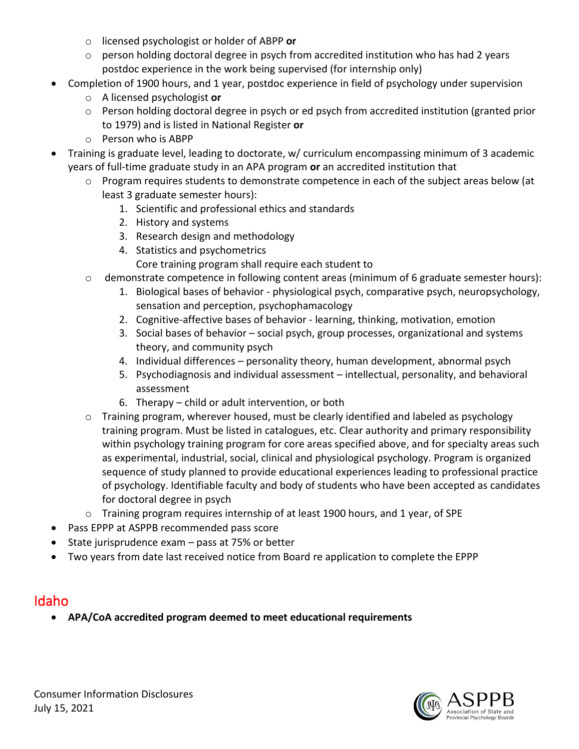- licensed psychologist or holder of ABPP **or**
    - person holding doctoral degree in psych from accredited institution who has had 2 years postdoc experience in the work being supervised (for internship only)
- Completion of 1900 hours, and 1 year, postdoc experience in field of psychology under supervision
    - A licensed psychologist **or**
    - Person holding doctoral degree in psych or ed psych from accredited institution (granted prior to 1979) and is listed in National Register **or**
    - Person who is ABPP
- Training is graduate level, leading to doctorate, w/ curriculum encompassing minimum of 3 academic years of full-time graduate study in an APA program **or** an accredited institution that
    - Program requires students to demonstrate competence in each of the subject areas below (at least 3 graduate semester hours):
        1. Scientific and professional ethics and standards
        2. History and systems
        3. Research design and methodology
        4. Statistics and psychometrics

        Core training program shall require each student to
    - demonstrate competence in following content areas (minimum of 6 graduate semester hours):
        1. Biological bases of behavior - physiological psych, comparative psych, neuropsychology, sensation and perception, psychophamacology
        2. Cognitive-affective bases of behavior - learning, thinking, motivation, emotion
        3. Social bases of behavior – social psych, group processes, organizational and systems theory, and community psych
        4. Individual differences – personality theory, human development, abnormal psych
        5. Psychodiagnosis and individual assessment – intellectual, personality, and behavioral assessment
        6. Therapy – child or adult intervention, or both
    - Training program, wherever housed, must be clearly identified and labeled as psychology training program. Must be listed in catalogues, etc. Clear authority and primary responsibility within psychology training program for core areas specified above, and for specialty areas such as experimental, industrial, social, clinical and physiological psychology. Program is organized sequence of study planned to provide educational experiences leading to professional practice of psychology. Identifiable faculty and body of students who have been accepted as candidates for doctoral degree in psych
    - Training program requires internship of at least 1900 hours, and 1 year, of SPE
- Pass EPPP at ASPPB recommended pass score
- State jurisprudence exam – pass at 75% or better
- Two years from date last received notice from Board re application to complete the EPPP

## Idaho

- **APA/CoA accredited program deemed to meet educational requirements**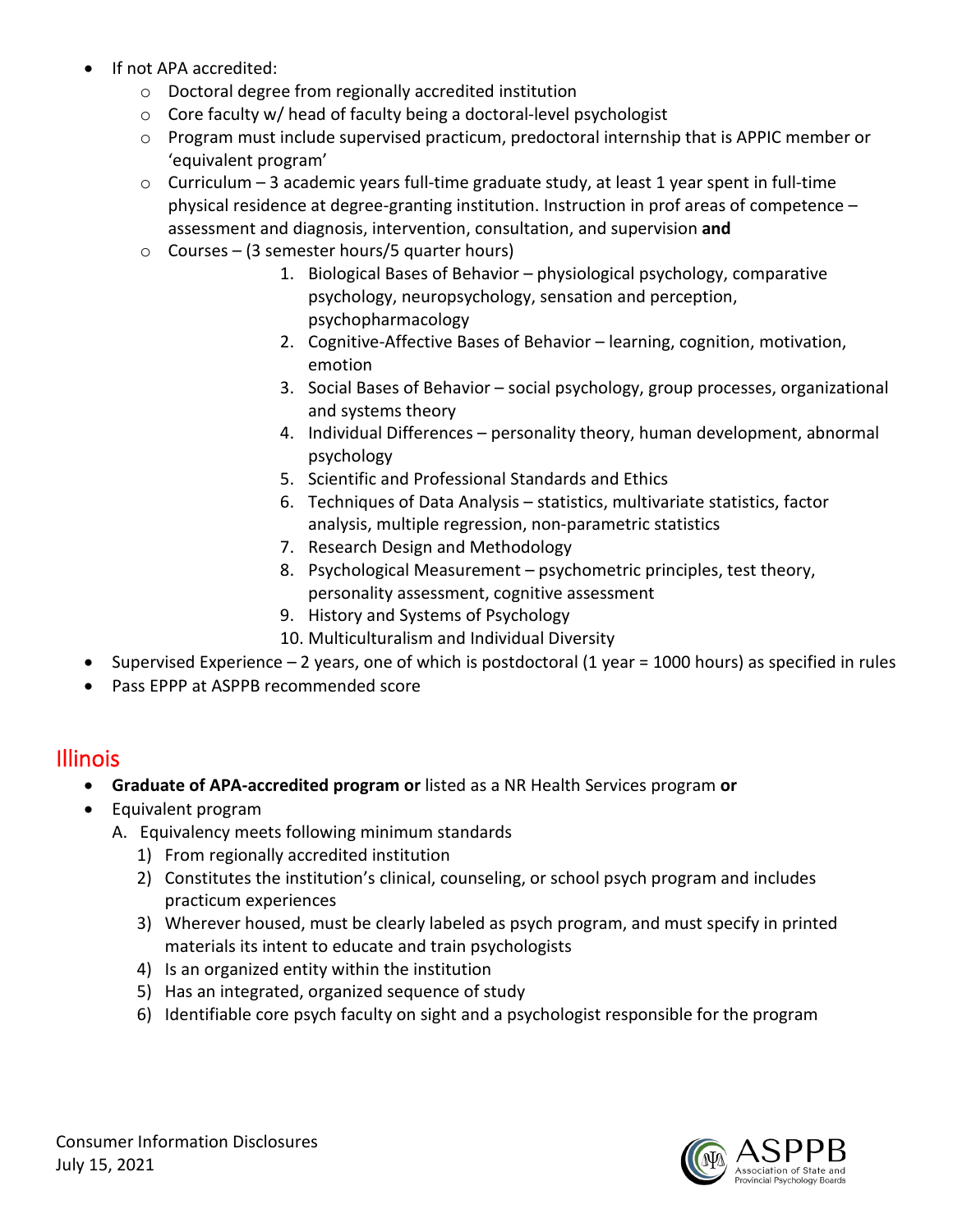- If not APA accredited:
  - Doctoral degree from regionally accredited institution
  - Core faculty w/ head of faculty being a doctoral-level psychologist
  - Program must include supervised practicum, predoctoral internship that is APPIC member or 'equivalent program'
  - Curriculum – 3 academic years full-time graduate study, at least 1 year spent in full-time physical residence at degree-granting institution. Instruction in prof areas of competence – assessment and diagnosis, intervention, consultation, and supervision **and**
  - Courses – (3 semester hours/5 quarter hours)
    1. Biological Bases of Behavior – physiological psychology, comparative psychology, neuropsychology, sensation and perception, psychopharmacology
    2. Cognitive-Affective Bases of Behavior – learning, cognition, motivation, emotion
    3. Social Bases of Behavior – social psychology, group processes, organizational and systems theory
    4. Individual Differences – personality theory, human development, abnormal psychology
    5. Scientific and Professional Standards and Ethics
    6. Techniques of Data Analysis – statistics, multivariate statistics, factor analysis, multiple regression, non-parametric statistics
    7. Research Design and Methodology
    8. Psychological Measurement – psychometric principles, test theory, personality assessment, cognitive assessment
    9. History and Systems of Psychology
    10. Multiculturalism and Individual Diversity
- Supervised Experience – 2 years, one of which is postdoctoral (1 year = 1000 hours) as specified in rules
- Pass EPPP at ASPPB recommended score

## Illinois

- **Graduate of APA-accredited program or** listed as a NR Health Services program **or**
- Equivalent program
  A. Equivalency meets following minimum standards
     1) From regionally accredited institution
     2) Constitutes the institution's clinical, counseling, or school psych program and includes practicum experiences
     3) Wherever housed, must be clearly labeled as psych program, and must specify in printed materials its intent to educate and train psychologists
     4) Is an organized entity within the institution
     5) Has an integrated, organized sequence of study
     6) Identifiable core psych faculty on sight and a psychologist responsible for the program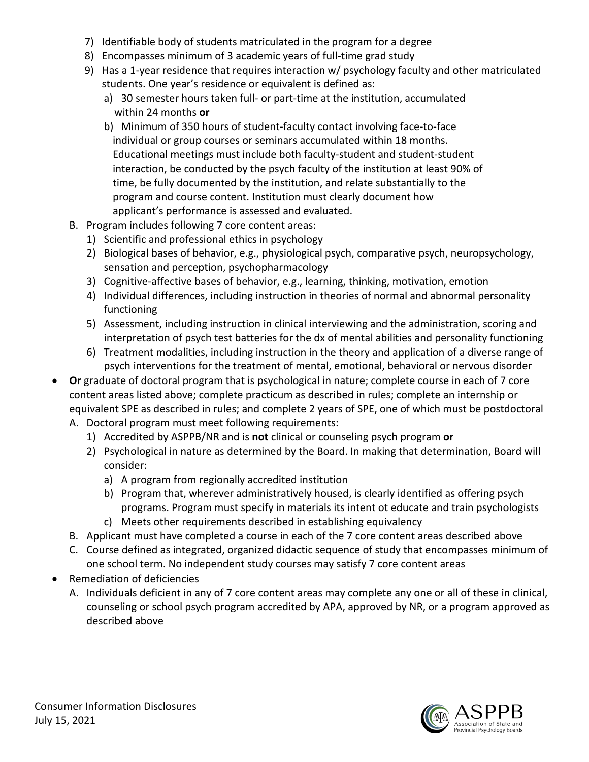7) Identifiable body of students matriculated in the program for a degree
8) Encompasses minimum of 3 academic years of full-time grad study
9) Has a 1-year residence that requires interaction w/ psychology faculty and other matriculated students. One year's residence or equivalent is defined as:
   a) 30 semester hours taken full- or part-time at the institution, accumulated within 24 months **or**
   b) Minimum of 350 hours of student-faculty contact involving face-to-face individual or group courses or seminars accumulated within 18 months. Educational meetings must include both faculty-student and student-student interaction, be conducted by the psych faculty of the institution at least 90% of time, be fully documented by the institution, and relate substantially to the program and course content. Institution must clearly document how applicant's performance is assessed and evaluated.

B. Program includes following 7 core content areas:
   1) Scientific and professional ethics in psychology
   2) Biological bases of behavior, e.g., physiological psych, comparative psych, neuropsychology, sensation and perception, psychopharmacology
   3) Cognitive-affective bases of behavior, e.g., learning, thinking, motivation, emotion
   4) Individual differences, including instruction in theories of normal and abnormal personality functioning
   5) Assessment, including instruction in clinical interviewing and the administration, scoring and interpretation of psych test batteries for the dx of mental abilities and personality functioning
   6) Treatment modalities, including instruction in the theory and application of a diverse range of psych interventions for the treatment of mental, emotional, behavioral or nervous disorder

- **Or** graduate of doctoral program that is psychological in nature; complete course in each of 7 core content areas listed above; complete practicum as described in rules; complete an internship or equivalent SPE as described in rules; and complete 2 years of SPE, one of which must be postdoctoral
  A. Doctoral program must meet following requirements:
     1) Accredited by ASPPB/NR and is **not** clinical or counseling psych program **or**
     2) Psychological in nature as determined by the Board. In making that determination, Board will consider:
        a) A program from regionally accredited institution
        b) Program that, wherever administratively housed, is clearly identified as offering psych programs. Program must specify in materials its intent ot educate and train psychologists
        c) Meets other requirements described in establishing equivalency
  B. Applicant must have completed a course in each of the 7 core content areas described above
  C. Course defined as integrated, organized didactic sequence of study that encompasses minimum of one school term. No independent study courses may satisfy 7 core content areas
- Remediation of deficiencies
  A. Individuals deficient in any of 7 core content areas may complete any one or all of these in clinical, counseling or school psych program accredited by APA, approved by NR, or a program approved as described above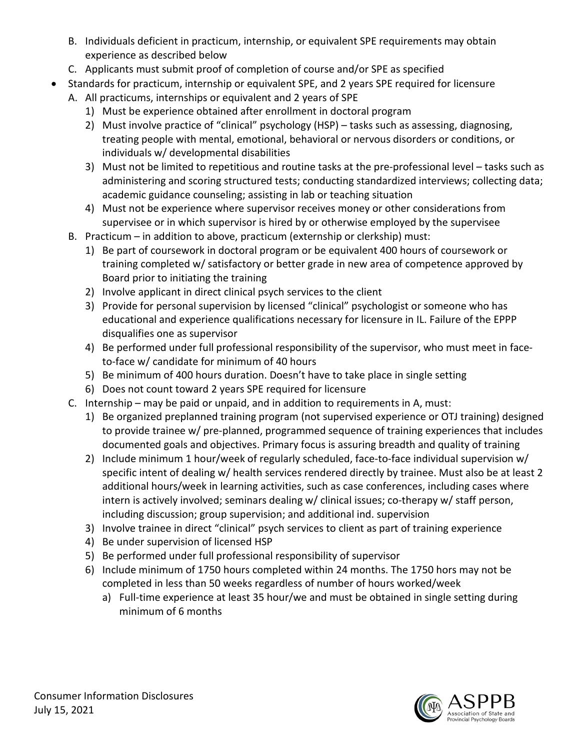B. Individuals deficient in practicum, internship, or equivalent SPE requirements may obtain experience as described below
C. Applicants must submit proof of completion of course and/or SPE as specified

- Standards for practicum, internship or equivalent SPE, and 2 years SPE required for licensure
  A. All practicums, internships or equivalent and 2 years of SPE
     1) Must be experience obtained after enrollment in doctoral program
     2) Must involve practice of "clinical" psychology (HSP) – tasks such as assessing, diagnosing, treating people with mental, emotional, behavioral or nervous disorders or conditions, or individuals w/ developmental disabilities
     3) Must not be limited to repetitious and routine tasks at the pre-professional level – tasks such as administering and scoring structured tests; conducting standardized interviews; collecting data; academic guidance counseling; assisting in lab or teaching situation
     4) Must not be experience where supervisor receives money or other considerations from supervisee or in which supervisor is hired by or otherwise employed by the supervisee
  B. Practicum – in addition to above, practicum (externship or clerkship) must:
     1) Be part of coursework in doctoral program or be equivalent 400 hours of coursework or training completed w/ satisfactory or better grade in new area of competence approved by Board prior to initiating the training
     2) Involve applicant in direct clinical psych services to the client
     3) Provide for personal supervision by licensed "clinical" psychologist or someone who has educational and experience qualifications necessary for licensure in IL. Failure of the EPPP disqualifies one as supervisor
     4) Be performed under full professional responsibility of the supervisor, who must meet in face-to-face w/ candidate for minimum of 40 hours
     5) Be minimum of 400 hours duration. Doesn't have to take place in single setting
     6) Does not count toward 2 years SPE required for licensure
  C. Internship – may be paid or unpaid, and in addition to requirements in A, must:
     1) Be organized preplanned training program (not supervised experience or OTJ training) designed to provide trainee w/ pre-planned, programmed sequence of training experiences that includes documented goals and objectives. Primary focus is assuring breadth and quality of training
     2) Include minimum 1 hour/week of regularly scheduled, face-to-face individual supervision w/ specific intent of dealing w/ health services rendered directly by trainee. Must also be at least 2 additional hours/week in learning activities, such as case conferences, including cases where intern is actively involved; seminars dealing w/ clinical issues; co-therapy w/ staff person, including discussion; group supervision; and additional ind. supervision
     3) Involve trainee in direct "clinical" psych services to client as part of training experience
     4) Be under supervision of licensed HSP
     5) Be performed under full professional responsibility of supervisor
     6) Include minimum of 1750 hours completed within 24 months. The 1750 hors may not be completed in less than 50 weeks regardless of number of hours worked/week
        a) Full-time experience at least 35 hour/we and must be obtained in single setting during minimum of 6 months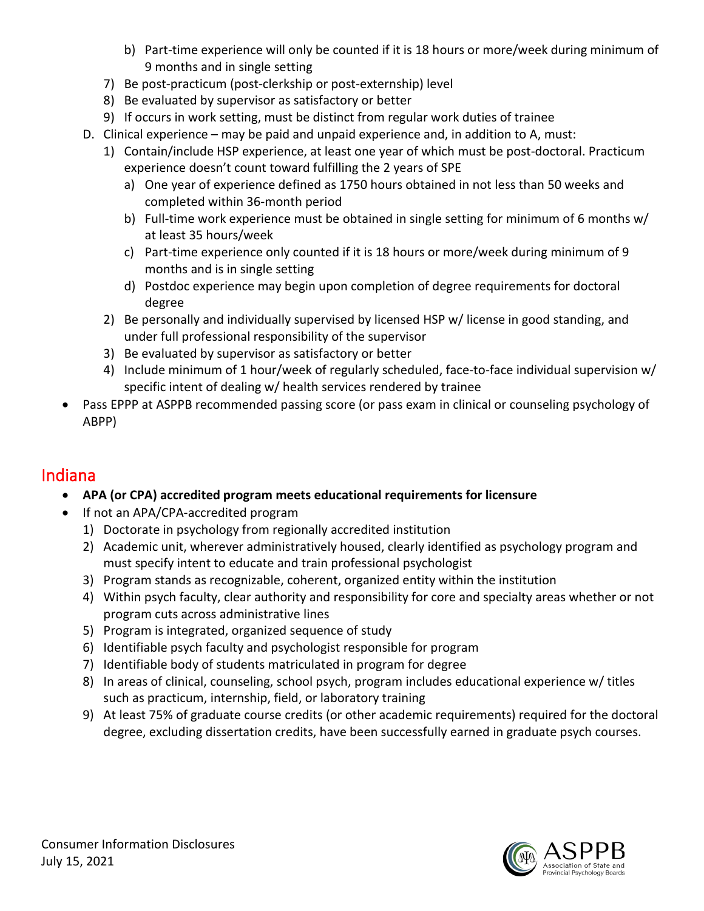- b) Part-time experience will only be counted if it is 18 hours or more/week during minimum of 9 months and in single setting
- 7) Be post-practicum (post-clerkship or post-externship) level
- 8) Be evaluated by supervisor as satisfactory or better
- 9) If occurs in work setting, must be distinct from regular work duties of trainee

D. Clinical experience – may be paid and unpaid experience and, in addition to A, must:

1) Contain/include HSP experience, at least one year of which must be post-doctoral. Practicum experience doesn't count toward fulfilling the 2 years of SPE
   - a) One year of experience defined as 1750 hours obtained in not less than 50 weeks and completed within 36-month period
   - b) Full-time work experience must be obtained in single setting for minimum of 6 months w/ at least 35 hours/week
   - c) Part-time experience only counted if it is 18 hours or more/week during minimum of 9 months and is in single setting
   - d) Postdoc experience may begin upon completion of degree requirements for doctoral degree
2) Be personally and individually supervised by licensed HSP w/ license in good standing, and under full professional responsibility of the supervisor
3) Be evaluated by supervisor as satisfactory or better
4) Include minimum of 1 hour/week of regularly scheduled, face-to-face individual supervision w/ specific intent of dealing w/ health services rendered by trainee

- Pass EPPP at ASPPB recommended passing score (or pass exam in clinical or counseling psychology of ABPP)

## Indiana

- **APA (or CPA) accredited program meets educational requirements for licensure**
- If not an APA/CPA-accredited program
  1) Doctorate in psychology from regionally accredited institution
  2) Academic unit, wherever administratively housed, clearly identified as psychology program and must specify intent to educate and train professional psychologist
  3) Program stands as recognizable, coherent, organized entity within the institution
  4) Within psych faculty, clear authority and responsibility for core and specialty areas whether or not program cuts across administrative lines
  5) Program is integrated, organized sequence of study
  6) Identifiable psych faculty and psychologist responsible for program
  7) Identifiable body of students matriculated in program for degree
  8) In areas of clinical, counseling, school psych, program includes educational experience w/ titles such as practicum, internship, field, or laboratory training
  9) At least 75% of graduate course credits (or other academic requirements) required for the doctoral degree, excluding dissertation credits, have been successfully earned in graduate psych courses.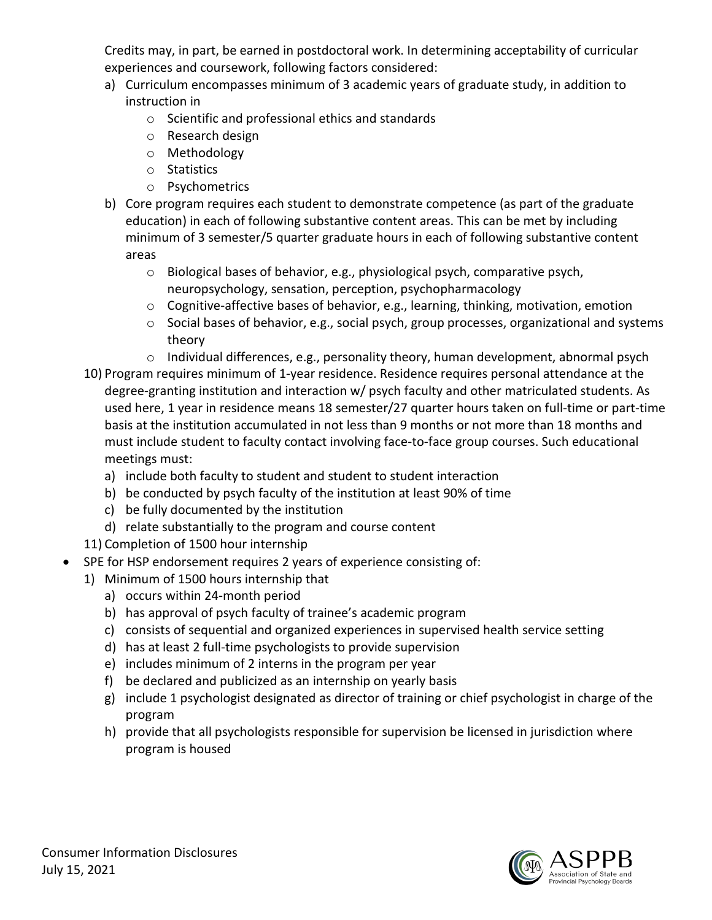Credits may, in part, be earned in postdoctoral work. In determining acceptability of curricular experiences and coursework, following factors considered:

a) Curriculum encompasses minimum of 3 academic years of graduate study, in addition to instruction in
   - Scientific and professional ethics and standards
   - Research design
   - Methodology
   - Statistics
   - Psychometrics

b) Core program requires each student to demonstrate competence (as part of the graduate education) in each of following substantive content areas. This can be met by including minimum of 3 semester/5 quarter graduate hours in each of following substantive content areas
   - Biological bases of behavior, e.g., physiological psych, comparative psych, neuropsychology, sensation, perception, psychopharmacology
   - Cognitive-affective bases of behavior, e.g., learning, thinking, motivation, emotion
   - Social bases of behavior, e.g., social psych, group processes, organizational and systems theory
   - Individual differences, e.g., personality theory, human development, abnormal psych

10) Program requires minimum of 1-year residence. Residence requires personal attendance at the degree-granting institution and interaction w/ psych faculty and other matriculated students. As used here, 1 year in residence means 18 semester/27 quarter hours taken on full-time or part-time basis at the institution accumulated in not less than 9 months or not more than 18 months and must include student to faculty contact involving face-to-face group courses. Such educational meetings must:
    a) include both faculty to student and student to student interaction
    b) be conducted by psych faculty of the institution at least 90% of time
    c) be fully documented by the institution
    d) relate substantially to the program and course content

11) Completion of 1500 hour internship

- SPE for HSP endorsement requires 2 years of experience consisting of:
  1) Minimum of 1500 hours internship that
     a) occurs within 24-month period
     b) has approval of psych faculty of trainee's academic program
     c) consists of sequential and organized experiences in supervised health service setting
     d) has at least 2 full-time psychologists to provide supervision
     e) includes minimum of 2 interns in the program per year
     f) be declared and publicized as an internship on yearly basis
     g) include 1 psychologist designated as director of training or chief psychologist in charge of the program
     h) provide that all psychologists responsible for supervision be licensed in jurisdiction where program is housed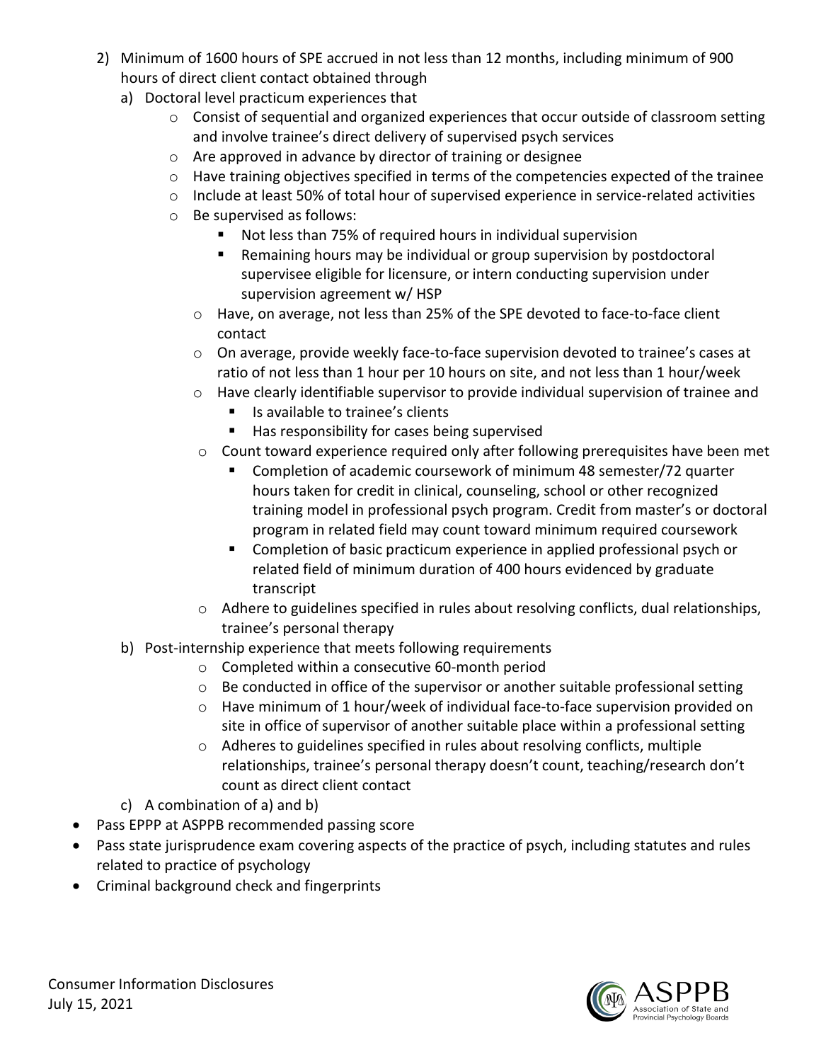2) Minimum of 1600 hours of SPE accrued in not less than 12 months, including minimum of 900 hours of direct client contact obtained through
   a) Doctoral level practicum experiences that
      - Consist of sequential and organized experiences that occur outside of classroom setting and involve trainee's direct delivery of supervised psych services
      - Are approved in advance by director of training or designee
      - Have training objectives specified in terms of the competencies expected of the trainee
      - Include at least 50% of total hour of supervised experience in service-related activities
      - Be supervised as follows:
        - Not less than 75% of required hours in individual supervision
        - Remaining hours may be individual or group supervision by postdoctoral supervisee eligible for licensure, or intern conducting supervision under supervision agreement w/ HSP
      - Have, on average, not less than 25% of the SPE devoted to face-to-face client contact
      - On average, provide weekly face-to-face supervision devoted to trainee's cases at ratio of not less than 1 hour per 10 hours on site, and not less than 1 hour/week
      - Have clearly identifiable supervisor to provide individual supervision of trainee and
        - Is available to trainee's clients
        - Has responsibility for cases being supervised
      - Count toward experience required only after following prerequisites have been met
        - Completion of academic coursework of minimum 48 semester/72 quarter hours taken for credit in clinical, counseling, school or other recognized training model in professional psych program. Credit from master's or doctoral program in related field may count toward minimum required coursework
        - Completion of basic practicum experience in applied professional psych or related field of minimum duration of 400 hours evidenced by graduate transcript
      - Adhere to guidelines specified in rules about resolving conflicts, dual relationships, trainee's personal therapy
   b) Post-internship experience that meets following requirements
      - Completed within a consecutive 60-month period
      - Be conducted in office of the supervisor or another suitable professional setting
      - Have minimum of 1 hour/week of individual face-to-face supervision provided on site in office of supervisor of another suitable place within a professional setting
      - Adheres to guidelines specified in rules about resolving conflicts, multiple relationships, trainee's personal therapy doesn't count, teaching/research don't count as direct client contact
   c) A combination of a) and b)

- Pass EPPP at ASPPB recommended passing score
- Pass state jurisprudence exam covering aspects of the practice of psych, including statutes and rules related to practice of psychology
- Criminal background check and fingerprints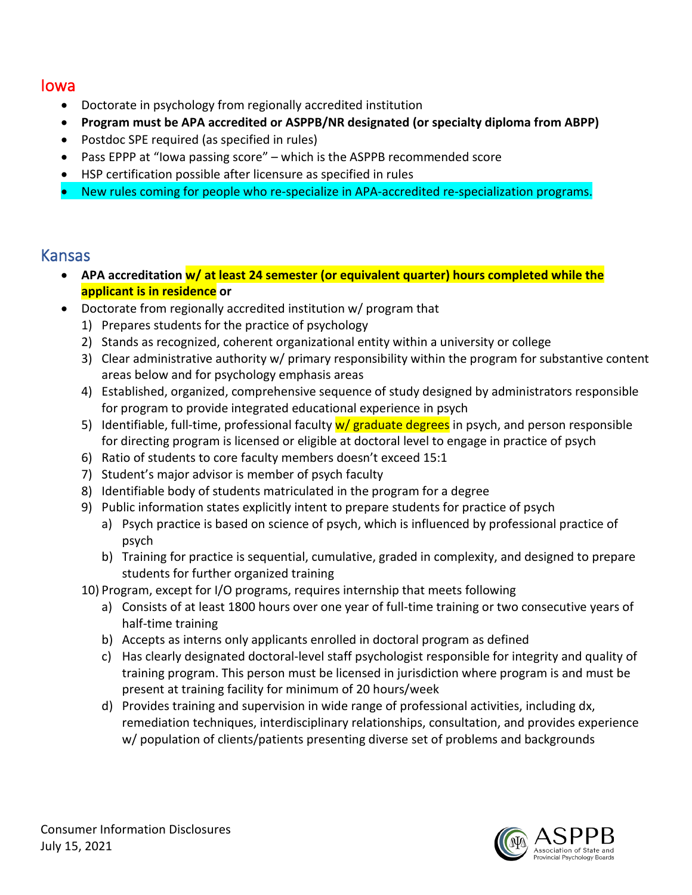## Iowa

- Doctorate in psychology from regionally accredited institution
- **Program must be APA accredited or ASPPB/NR designated (or specialty diploma from ABPP)**
- Postdoc SPE required (as specified in rules)
- Pass EPPP at "Iowa passing score" – which is the ASPPB recommended score
- HSP certification possible after licensure as specified in rules
- New rules coming for people who re-specialize in APA-accredited re-specialization programs.

## Kansas

- **APA accreditation w/ at least 24 semester (or equivalent quarter) hours completed while the applicant is in residence or**
- Doctorate from regionally accredited institution w/ program that
  1) Prepares students for the practice of psychology
  2) Stands as recognized, coherent organizational entity within a university or college
  3) Clear administrative authority w/ primary responsibility within the program for substantive content areas below and for psychology emphasis areas
  4) Established, organized, comprehensive sequence of study designed by administrators responsible for program to provide integrated educational experience in psych
  5) Identifiable, full-time, professional faculty w/ graduate degrees in psych, and person responsible for directing program is licensed or eligible at doctoral level to engage in practice of psych
  6) Ratio of students to core faculty members doesn't exceed 15:1
  7) Student's major advisor is member of psych faculty
  8) Identifiable body of students matriculated in the program for a degree
  9) Public information states explicitly intent to prepare students for practice of psych
     a) Psych practice is based on science of psych, which is influenced by professional practice of psych
     b) Training for practice is sequential, cumulative, graded in complexity, and designed to prepare students for further organized training
  10) Program, except for I/O programs, requires internship that meets following
      a) Consists of at least 1800 hours over one year of full-time training or two consecutive years of half-time training
      b) Accepts as interns only applicants enrolled in doctoral program as defined
      c) Has clearly designated doctoral-level staff psychologist responsible for integrity and quality of training program. This person must be licensed in jurisdiction where program is and must be present at training facility for minimum of 20 hours/week
      d) Provides training and supervision in wide range of professional activities, including dx, remediation techniques, interdisciplinary relationships, consultation, and provides experience w/ population of clients/patients presenting diverse set of problems and backgrounds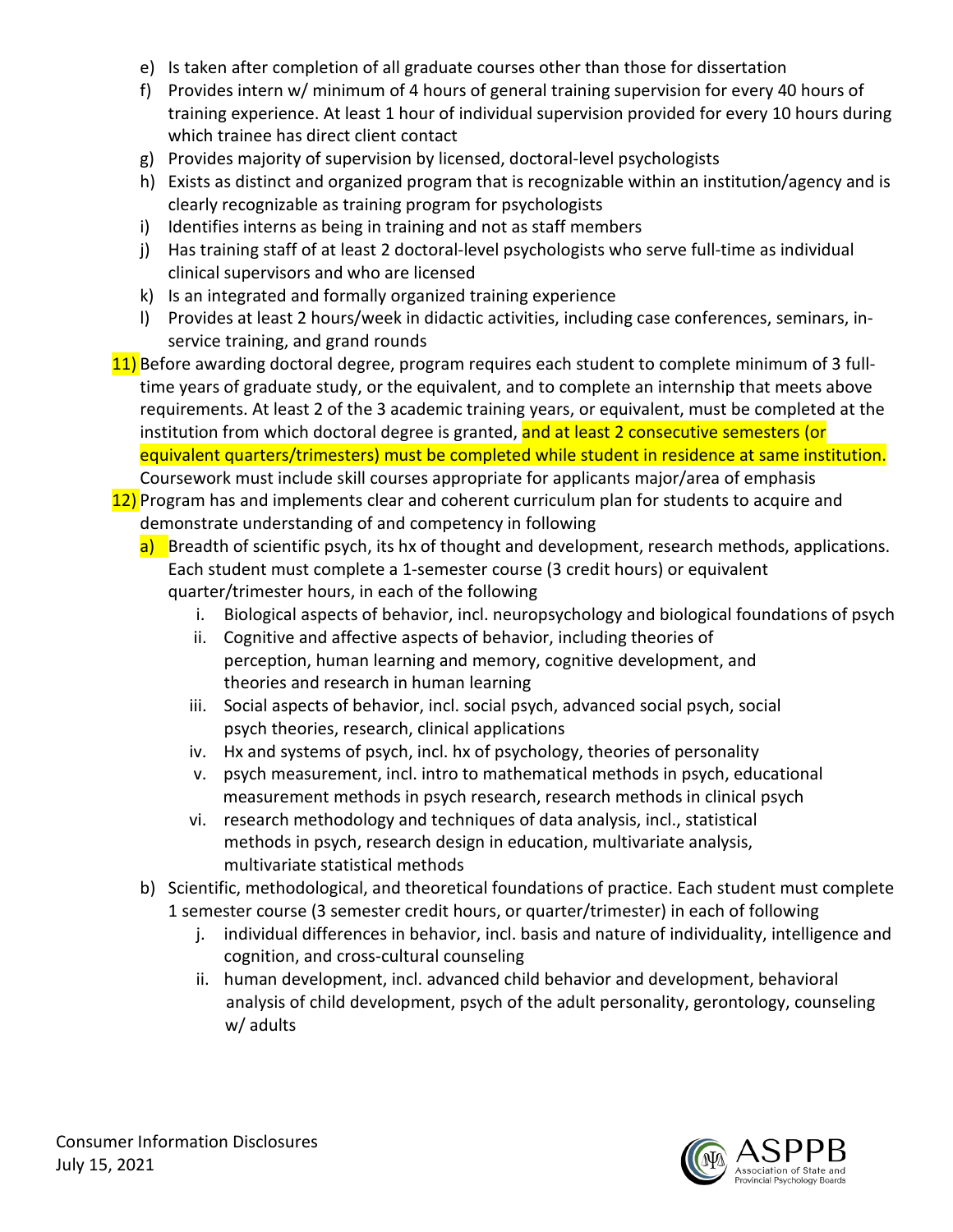e) Is taken after completion of all graduate courses other than those for dissertation
   f) Provides intern w/ minimum of 4 hours of general training supervision for every 40 hours of training experience. At least 1 hour of individual supervision provided for every 10 hours during which trainee has direct client contact
   g) Provides majority of supervision by licensed, doctoral-level psychologists
   h) Exists as distinct and organized program that is recognizable within an institution/agency and is clearly recognizable as training program for psychologists
   i) Identifies interns as being in training and not as staff members
   j) Has training staff of at least 2 doctoral-level psychologists who serve full-time as individual clinical supervisors and who are licensed
   k) Is an integrated and formally organized training experience
   l) Provides at least 2 hours/week in didactic activities, including case conferences, seminars, in-service training, and grand rounds

11) Before awarding doctoral degree, program requires each student to complete minimum of 3 full-time years of graduate study, or the equivalent, and to complete an internship that meets above requirements. At least 2 of the 3 academic training years, or equivalent, must be completed at the institution from which doctoral degree is granted, and at least 2 consecutive semesters (or equivalent quarters/trimesters) must be completed while student in residence at same institution. Coursework must include skill courses appropriate for applicants major/area of emphasis

12) Program has and implements clear and coherent curriculum plan for students to acquire and demonstrate understanding of and competency in following
   a) Breadth of scientific psych, its hx of thought and development, research methods, applications. Each student must complete a 1-semester course (3 credit hours) or equivalent quarter/trimester hours, in each of the following
      i. Biological aspects of behavior, incl. neuropsychology and biological foundations of psych
      ii. Cognitive and affective aspects of behavior, including theories of perception, human learning and memory, cognitive development, and theories and research in human learning
      iii. Social aspects of behavior, incl. social psych, advanced social psych, social psych theories, research, clinical applications
      iv. Hx and systems of psych, incl. hx of psychology, theories of personality
      v. psych measurement, incl. intro to mathematical methods in psych, educational measurement methods in psych research, research methods in clinical psych
      vi. research methodology and techniques of data analysis, incl., statistical methods in psych, research design in education, multivariate analysis, multivariate statistical methods
   b) Scientific, methodological, and theoretical foundations of practice. Each student must complete 1 semester course (3 semester credit hours, or quarter/trimester) in each of following
      j. individual differences in behavior, incl. basis and nature of individuality, intelligence and cognition, and cross-cultural counseling
      ii. human development, incl. advanced child behavior and development, behavioral analysis of child development, psych of the adult personality, gerontology, counseling w/ adults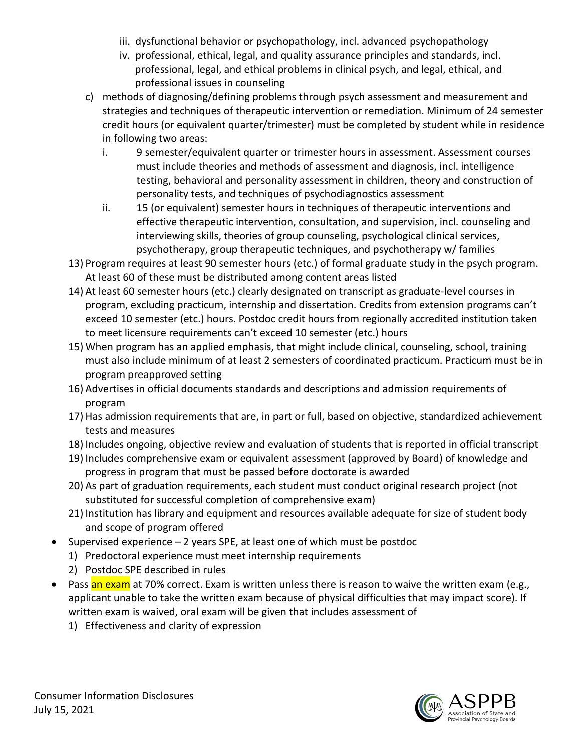- iii. dysfunctional behavior or psychopathology, incl. advanced psychopathology
   - iv. professional, ethical, legal, and quality assurance principles and standards, incl. professional, legal, and ethical problems in clinical psych, and legal, ethical, and professional issues in counseling
  - c) methods of diagnosing/defining problems through psych assessment and measurement and strategies and techniques of therapeutic intervention or remediation. Minimum of 24 semester credit hours (or equivalent quarter/trimester) must be completed by student while in residence in following two areas:
    - i. 9 semester/equivalent quarter or trimester hours in assessment. Assessment courses must include theories and methods of assessment and diagnosis, incl. intelligence testing, behavioral and personality assessment in children, theory and construction of personality tests, and techniques of psychodiagnostics assessment
    - ii. 15 (or equivalent) semester hours in techniques of therapeutic interventions and effective therapeutic intervention, consultation, and supervision, incl. counseling and interviewing skills, theories of group counseling, psychological clinical services, psychotherapy, group therapeutic techniques, and psychotherapy w/ families

  13) Program requires at least 90 semester hours (etc.) of formal graduate study in the psych program. At least 60 of these must be distributed among content areas listed
  14) At least 60 semester hours (etc.) clearly designated on transcript as graduate-level courses in program, excluding practicum, internship and dissertation. Credits from extension programs can't exceed 10 semester (etc.) hours. Postdoc credit hours from regionally accredited institution taken to meet licensure requirements can't exceed 10 semester (etc.) hours
  15) When program has an applied emphasis, that might include clinical, counseling, school, training must also include minimum of at least 2 semesters of coordinated practicum. Practicum must be in program preapproved setting
  16) Advertises in official documents standards and descriptions and admission requirements of program
  17) Has admission requirements that are, in part or full, based on objective, standardized achievement tests and measures
  18) Includes ongoing, objective review and evaluation of students that is reported in official transcript
  19) Includes comprehensive exam or equivalent assessment (approved by Board) of knowledge and progress in program that must be passed before doctorate is awarded
  20) As part of graduation requirements, each student must conduct original research project (not substituted for successful completion of comprehensive exam)
  21) Institution has library and equipment and resources available adequate for size of student body and scope of program offered

- Supervised experience – 2 years SPE, at least one of which must be postdoc
  1) Predoctoral experience must meet internship requirements
  2) Postdoc SPE described in rules
- Pass an exam at 70% correct. Exam is written unless there is reason to waive the written exam (e.g., applicant unable to take the written exam because of physical difficulties that may impact score). If written exam is waived, oral exam will be given that includes assessment of
  1) Effectiveness and clarity of expression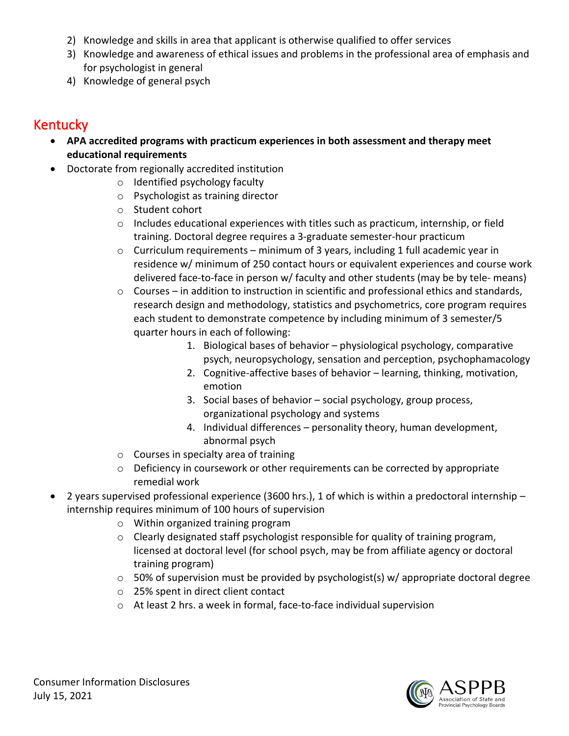2) Knowledge and skills in area that applicant is otherwise qualified to offer services
3) Knowledge and awareness of ethical issues and problems in the professional area of emphasis and for psychologist in general
4) Knowledge of general psych

## Kentucky

- **APA accredited programs with practicum experiences in both assessment and therapy meet educational requirements**
- Doctorate from regionally accredited institution
    - Identified psychology faculty
    - Psychologist as training director
    - Student cohort
    - Includes educational experiences with titles such as practicum, internship, or field training. Doctoral degree requires a 3-graduate semester-hour practicum
    - Curriculum requirements – minimum of 3 years, including 1 full academic year in residence w/ minimum of 250 contact hours or equivalent experiences and course work delivered face-to-face in person w/ faculty and other students (may be by tele- means)
    - Courses – in addition to instruction in scientific and professional ethics and standards, research design and methodology, statistics and psychometrics, core program requires each student to demonstrate competence by including minimum of 3 semester/5 quarter hours in each of following:
        1. Biological bases of behavior – physiological psychology, comparative psych, neuropsychology, sensation and perception, psychophamacology
        2. Cognitive-affective bases of behavior – learning, thinking, motivation, emotion
        3. Social bases of behavior – social psychology, group process, organizational psychology and systems
        4. Individual differences – personality theory, human development, abnormal psych
    - Courses in specialty area of training
    - Deficiency in coursework or other requirements can be corrected by appropriate remedial work
- 2 years supervised professional experience (3600 hrs.), 1 of which is within a predoctoral internship – internship requires minimum of 100 hours of supervision
    - Within organized training program
    - Clearly designated staff psychologist responsible for quality of training program, licensed at doctoral level (for school psych, may be from affiliate agency or doctoral training program)
    - 50% of supervision must be provided by psychologist(s) w/ appropriate doctoral degree
    - 25% spent in direct client contact
    - At least 2 hrs. a week in formal, face-to-face individual supervision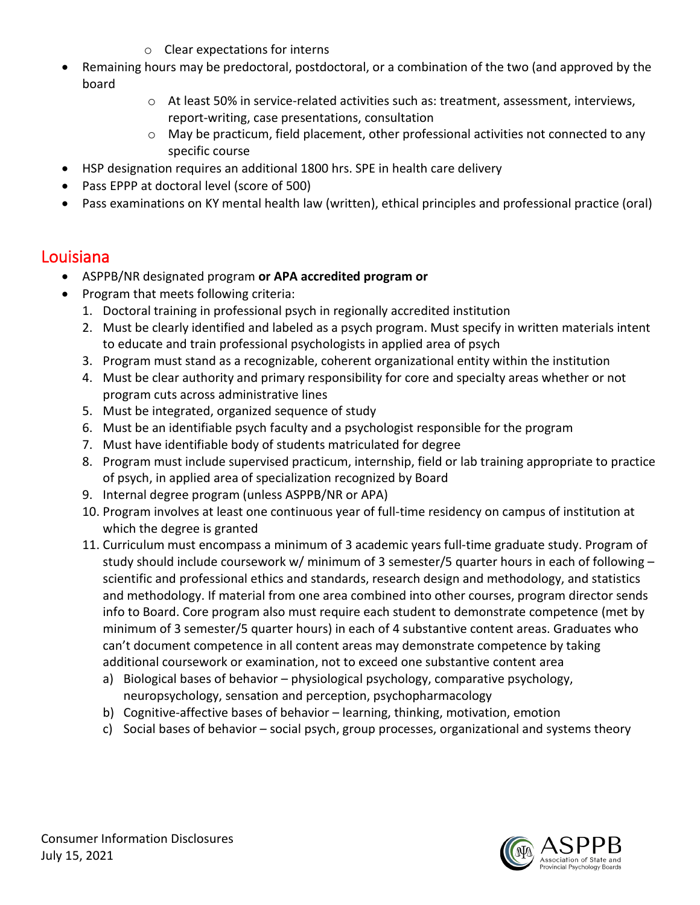- Clear expectations for interns
- Remaining hours may be predoctoral, postdoctoral, or a combination of the two (and approved by the board
  - At least 50% in service-related activities such as: treatment, assessment, interviews, report-writing, case presentations, consultation
  - May be practicum, field placement, other professional activities not connected to any specific course
- HSP designation requires an additional 1800 hrs. SPE in health care delivery
- Pass EPPP at doctoral level (score of 500)
- Pass examinations on KY mental health law (written), ethical principles and professional practice (oral)

## Louisiana

- ASPPB/NR designated program **or APA accredited program or**
- Program that meets following criteria:
  1. Doctoral training in professional psych in regionally accredited institution
  2. Must be clearly identified and labeled as a psych program. Must specify in written materials intent to educate and train professional psychologists in applied area of psych
  3. Program must stand as a recognizable, coherent organizational entity within the institution
  4. Must be clear authority and primary responsibility for core and specialty areas whether or not program cuts across administrative lines
  5. Must be integrated, organized sequence of study
  6. Must be an identifiable psych faculty and a psychologist responsible for the program
  7. Must have identifiable body of students matriculated for degree
  8. Program must include supervised practicum, internship, field or lab training appropriate to practice of psych, in applied area of specialization recognized by Board
  9. Internal degree program (unless ASPPB/NR or APA)
  10. Program involves at least one continuous year of full-time residency on campus of institution at which the degree is granted
  11. Curriculum must encompass a minimum of 3 academic years full-time graduate study. Program of study should include coursework w/ minimum of 3 semester/5 quarter hours in each of following – scientific and professional ethics and standards, research design and methodology, and statistics and methodology. If material from one area combined into other courses, program director sends info to Board. Core program also must require each student to demonstrate competence (met by minimum of 3 semester/5 quarter hours) in each of 4 substantive content areas. Graduates who can't document competence in all content areas may demonstrate competence by taking additional coursework or examination, not to exceed one substantive content area
      a) Biological bases of behavior – physiological psychology, comparative psychology, neuropsychology, sensation and perception, psychopharmacology
      b) Cognitive-affective bases of behavior – learning, thinking, motivation, emotion
      c) Social bases of behavior – social psych, group processes, organizational and systems theory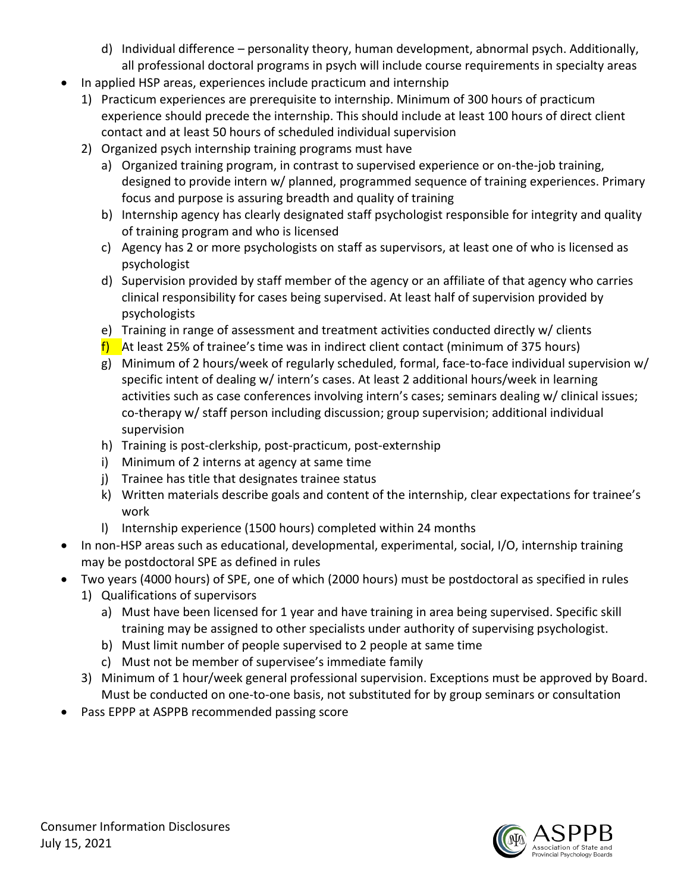d) Individual difference – personality theory, human development, abnormal psych. Additionally, all professional doctoral programs in psych will include course requirements in specialty areas

- In applied HSP areas, experiences include practicum and internship
   1) Practicum experiences are prerequisite to internship. Minimum of 300 hours of practicum experience should precede the internship. This should include at least 100 hours of direct client contact and at least 50 hours of scheduled individual supervision
   2) Organized psych internship training programs must have
      a) Organized training program, in contrast to supervised experience or on-the-job training, designed to provide intern w/ planned, programmed sequence of training experiences. Primary focus and purpose is assuring breadth and quality of training
      b) Internship agency has clearly designated staff psychologist responsible for integrity and quality of training program and who is licensed
      c) Agency has 2 or more psychologists on staff as supervisors, at least one of who is licensed as psychologist
      d) Supervision provided by staff member of the agency or an affiliate of that agency who carries clinical responsibility for cases being supervised. At least half of supervision provided by psychologists
      e) Training in range of assessment and treatment activities conducted directly w/ clients
      f) At least 25% of trainee's time was in indirect client contact (minimum of 375 hours)
      g) Minimum of 2 hours/week of regularly scheduled, formal, face-to-face individual supervision w/ specific intent of dealing w/ intern's cases. At least 2 additional hours/week in learning activities such as case conferences involving intern's cases; seminars dealing w/ clinical issues; co-therapy w/ staff person including discussion; group supervision; additional individual supervision
      h) Training is post-clerkship, post-practicum, post-externship
      i) Minimum of 2 interns at agency at same time
      j) Trainee has title that designates trainee status
      k) Written materials describe goals and content of the internship, clear expectations for trainee's work
      l) Internship experience (1500 hours) completed within 24 months
- In non-HSP areas such as educational, developmental, experimental, social, I/O, internship training may be postdoctoral SPE as defined in rules
- Two years (4000 hours) of SPE, one of which (2000 hours) must be postdoctoral as specified in rules
   1) Qualifications of supervisors
      a) Must have been licensed for 1 year and have training in area being supervised. Specific skill training may be assigned to other specialists under authority of supervising psychologist.
      b) Must limit number of people supervised to 2 people at same time
      c) Must not be member of supervisee's immediate family
   3) Minimum of 1 hour/week general professional supervision. Exceptions must be approved by Board. Must be conducted on one-to-one basis, not substituted for by group seminars or consultation
- Pass EPPP at ASPPB recommended passing score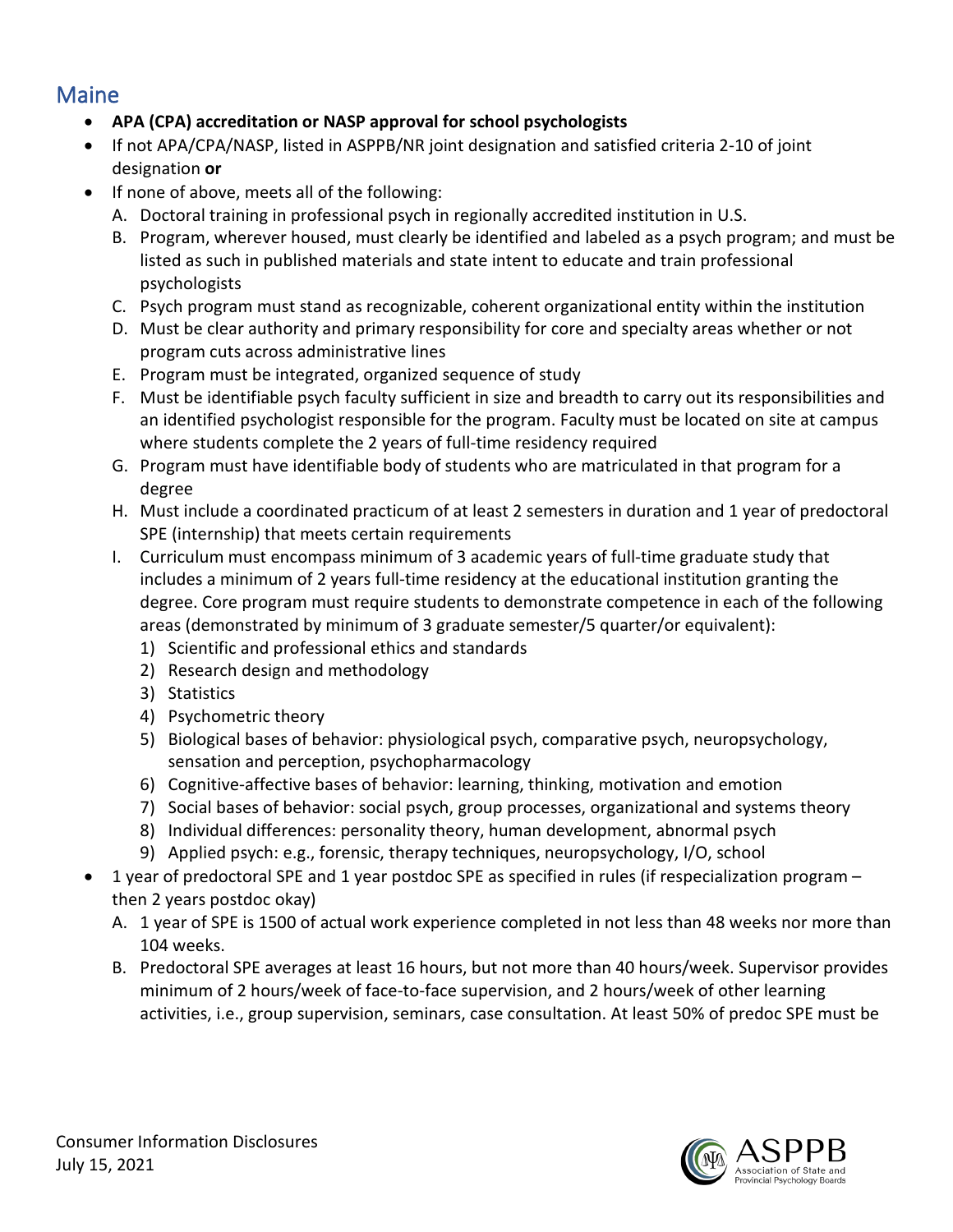## Maine

- **APA (CPA) accreditation or NASP approval for school psychologists**
- If not APA/CPA/NASP, listed in ASPPB/NR joint designation and satisfied criteria 2-10 of joint designation **or**
- If none of above, meets all of the following:
  A. Doctoral training in professional psych in regionally accredited institution in U.S.
  B. Program, wherever housed, must clearly be identified and labeled as a psych program; and must be listed as such in published materials and state intent to educate and train professional psychologists
  C. Psych program must stand as recognizable, coherent organizational entity within the institution
  D. Must be clear authority and primary responsibility for core and specialty areas whether or not program cuts across administrative lines
  E. Program must be integrated, organized sequence of study
  F. Must be identifiable psych faculty sufficient in size and breadth to carry out its responsibilities and an identified psychologist responsible for the program. Faculty must be located on site at campus where students complete the 2 years of full-time residency required
  G. Program must have identifiable body of students who are matriculated in that program for a degree
  H. Must include a coordinated practicum of at least 2 semesters in duration and 1 year of predoctoral SPE (internship) that meets certain requirements
  I. Curriculum must encompass minimum of 3 academic years of full-time graduate study that includes a minimum of 2 years full-time residency at the educational institution granting the degree. Core program must require students to demonstrate competence in each of the following areas (demonstrated by minimum of 3 graduate semester/5 quarter/or equivalent):
     1) Scientific and professional ethics and standards
     2) Research design and methodology
     3) Statistics
     4) Psychometric theory
     5) Biological bases of behavior: physiological psych, comparative psych, neuropsychology, sensation and perception, psychopharmacology
     6) Cognitive-affective bases of behavior: learning, thinking, motivation and emotion
     7) Social bases of behavior: social psych, group processes, organizational and systems theory
     8) Individual differences: personality theory, human development, abnormal psych
     9) Applied psych: e.g., forensic, therapy techniques, neuropsychology, I/O, school
- 1 year of predoctoral SPE and 1 year postdoc SPE as specified in rules (if respecialization program – then 2 years postdoc okay)
  A. 1 year of SPE is 1500 of actual work experience completed in not less than 48 weeks nor more than 104 weeks.
  B. Predoctoral SPE averages at least 16 hours, but not more than 40 hours/week. Supervisor provides minimum of 2 hours/week of face-to-face supervision, and 2 hours/week of other learning activities, i.e., group supervision, seminars, case consultation. At least 50% of predoc SPE must be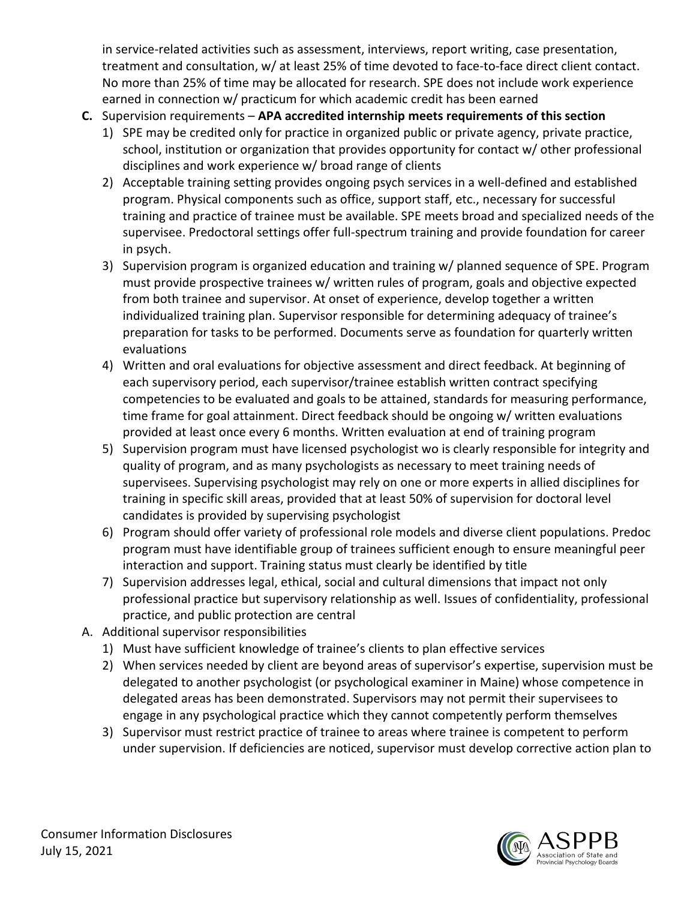in service-related activities such as assessment, interviews, report writing, case presentation, treatment and consultation, w/ at least 25% of time devoted to face-to-face direct client contact. No more than 25% of time may be allocated for research. SPE does not include work experience earned in connection w/ practicum for which academic credit has been earned

**C.** Supervision requirements – **APA accredited internship meets requirements of this section**

1) SPE may be credited only for practice in organized public or private agency, private practice, school, institution or organization that provides opportunity for contact w/ other professional disciplines and work experience w/ broad range of clients
2) Acceptable training setting provides ongoing psych services in a well-defined and established program. Physical components such as office, support staff, etc., necessary for successful training and practice of trainee must be available. SPE meets broad and specialized needs of the supervisee. Predoctoral settings offer full-spectrum training and provide foundation for career in psych.
3) Supervision program is organized education and training w/ planned sequence of SPE. Program must provide prospective trainees w/ written rules of program, goals and objective expected from both trainee and supervisor. At onset of experience, develop together a written individualized training plan. Supervisor responsible for determining adequacy of trainee's preparation for tasks to be performed. Documents serve as foundation for quarterly written evaluations
4) Written and oral evaluations for objective assessment and direct feedback. At beginning of each supervisory period, each supervisor/trainee establish written contract specifying competencies to be evaluated and goals to be attained, standards for measuring performance, time frame for goal attainment. Direct feedback should be ongoing w/ written evaluations provided at least once every 6 months. Written evaluation at end of training program
5) Supervision program must have licensed psychologist wo is clearly responsible for integrity and quality of program, and as many psychologists as necessary to meet training needs of supervisees. Supervising psychologist may rely on one or more experts in allied disciplines for training in specific skill areas, provided that at least 50% of supervision for doctoral level candidates is provided by supervising psychologist
6) Program should offer variety of professional role models and diverse client populations. Predoc program must have identifiable group of trainees sufficient enough to ensure meaningful peer interaction and support. Training status must clearly be identified by title
7) Supervision addresses legal, ethical, social and cultural dimensions that impact not only professional practice but supervisory relationship as well. Issues of confidentiality, professional practice, and public protection are central

A. Additional supervisor responsibilities

1) Must have sufficient knowledge of trainee's clients to plan effective services
2) When services needed by client are beyond areas of supervisor's expertise, supervision must be delegated to another psychologist (or psychological examiner in Maine) whose competence in delegated areas has been demonstrated. Supervisors may not permit their supervisees to engage in any psychological practice which they cannot competently perform themselves
3) Supervisor must restrict practice of trainee to areas where trainee is competent to perform under supervision. If deficiencies are noticed, supervisor must develop corrective action plan to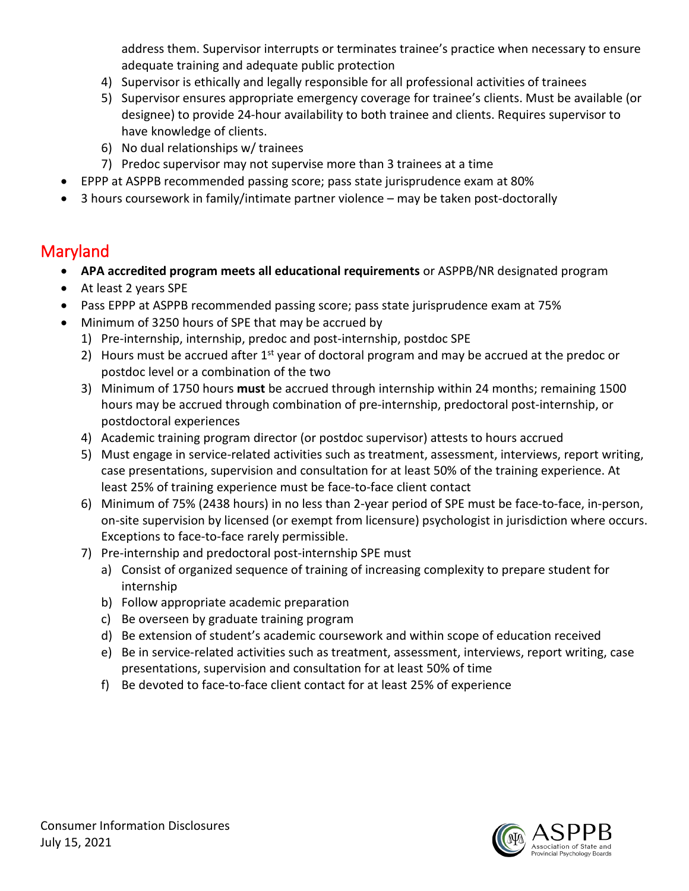address them. Supervisor interrupts or terminates trainee's practice when necessary to ensure adequate training and adequate public protection
    4) Supervisor is ethically and legally responsible for all professional activities of trainees
    5) Supervisor ensures appropriate emergency coverage for trainee's clients. Must be available (or designee) to provide 24-hour availability to both trainee and clients. Requires supervisor to have knowledge of clients.
    6) No dual relationships w/ trainees
    7) Predoc supervisor may not supervise more than 3 trainees at a time
- EPPP at ASPPB recommended passing score; pass state jurisprudence exam at 80%
- 3 hours coursework in family/intimate partner violence – may be taken post-doctorally

## Maryland

- **APA accredited program meets all educational requirements** or ASPPB/NR designated program
- At least 2 years SPE
- Pass EPPP at ASPPB recommended passing score; pass state jurisprudence exam at 75%
- Minimum of 3250 hours of SPE that may be accrued by
    1) Pre-internship, internship, predoc and post-internship, postdoc SPE
    2) Hours must be accrued after 1st year of doctoral program and may be accrued at the predoc or postdoc level or a combination of the two
    3) Minimum of 1750 hours **must** be accrued through internship within 24 months; remaining 1500 hours may be accrued through combination of pre-internship, predoctoral post-internship, or postdoctoral experiences
    4) Academic training program director (or postdoc supervisor) attests to hours accrued
    5) Must engage in service-related activities such as treatment, assessment, interviews, report writing, case presentations, supervision and consultation for at least 50% of the training experience. At least 25% of training experience must be face-to-face client contact
    6) Minimum of 75% (2438 hours) in no less than 2-year period of SPE must be face-to-face, in-person, on-site supervision by licensed (or exempt from licensure) psychologist in jurisdiction where occurs. Exceptions to face-to-face rarely permissible.
    7) Pre-internship and predoctoral post-internship SPE must
        a) Consist of organized sequence of training of increasing complexity to prepare student for internship
        b) Follow appropriate academic preparation
        c) Be overseen by graduate training program
        d) Be extension of student's academic coursework and within scope of education received
        e) Be in service-related activities such as treatment, assessment, interviews, report writing, case presentations, supervision and consultation for at least 50% of time
        f) Be devoted to face-to-face client contact for at least 25% of experience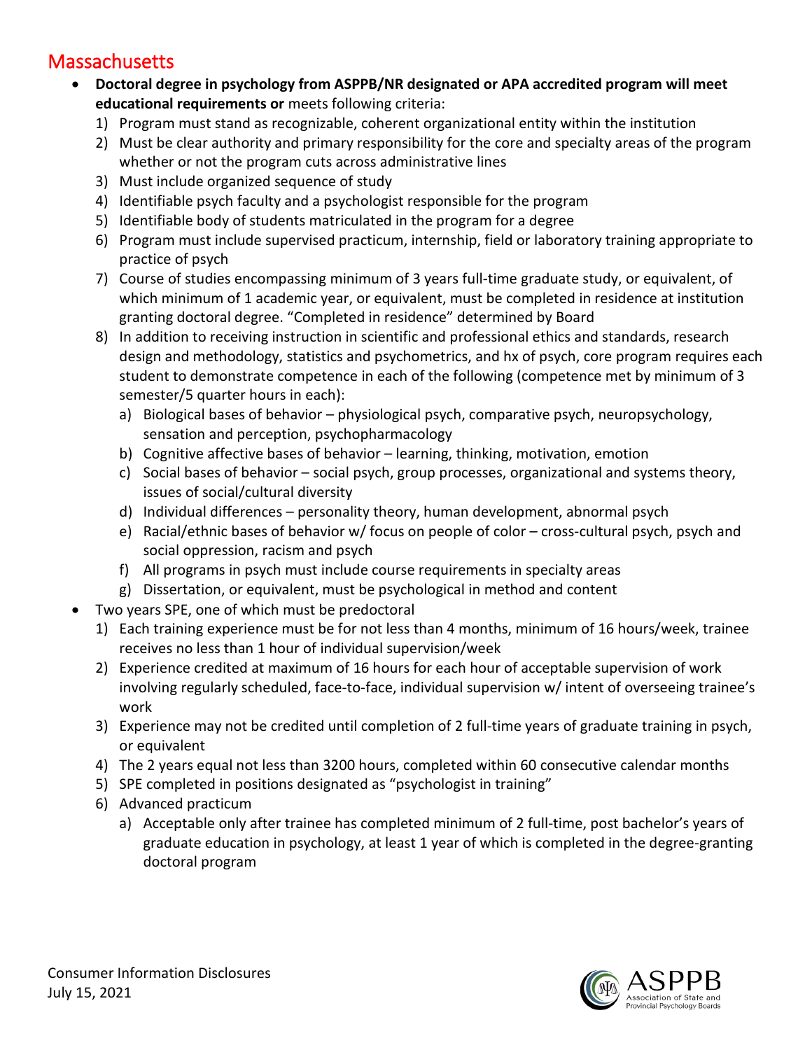## Massachusetts

- **Doctoral degree in psychology from ASPPB/NR designated or APA accredited program will meet educational requirements or** meets following criteria:
    1) Program must stand as recognizable, coherent organizational entity within the institution
    2) Must be clear authority and primary responsibility for the core and specialty areas of the program whether or not the program cuts across administrative lines
    3) Must include organized sequence of study
    4) Identifiable psych faculty and a psychologist responsible for the program
    5) Identifiable body of students matriculated in the program for a degree
    6) Program must include supervised practicum, internship, field or laboratory training appropriate to practice of psych
    7) Course of studies encompassing minimum of 3 years full-time graduate study, or equivalent, of which minimum of 1 academic year, or equivalent, must be completed in residence at institution granting doctoral degree. "Completed in residence" determined by Board
    8) In addition to receiving instruction in scientific and professional ethics and standards, research design and methodology, statistics and psychometrics, and hx of psych, core program requires each student to demonstrate competence in each of the following (competence met by minimum of 3 semester/5 quarter hours in each):
        a) Biological bases of behavior – physiological psych, comparative psych, neuropsychology, sensation and perception, psychopharmacology
        b) Cognitive affective bases of behavior – learning, thinking, motivation, emotion
        c) Social bases of behavior – social psych, group processes, organizational and systems theory, issues of social/cultural diversity
        d) Individual differences – personality theory, human development, abnormal psych
        e) Racial/ethnic bases of behavior w/ focus on people of color – cross-cultural psych, psych and social oppression, racism and psych
        f) All programs in psych must include course requirements in specialty areas
        g) Dissertation, or equivalent, must be psychological in method and content
- Two years SPE, one of which must be predoctoral
    1) Each training experience must be for not less than 4 months, minimum of 16 hours/week, trainee receives no less than 1 hour of individual supervision/week
    2) Experience credited at maximum of 16 hours for each hour of acceptable supervision of work involving regularly scheduled, face-to-face, individual supervision w/ intent of overseeing trainee's work
    3) Experience may not be credited until completion of 2 full-time years of graduate training in psych, or equivalent
    4) The 2 years equal not less than 3200 hours, completed within 60 consecutive calendar months
    5) SPE completed in positions designated as "psychologist in training"
    6) Advanced practicum
        a) Acceptable only after trainee has completed minimum of 2 full-time, post bachelor's years of graduate education in psychology, at least 1 year of which is completed in the degree-granting doctoral program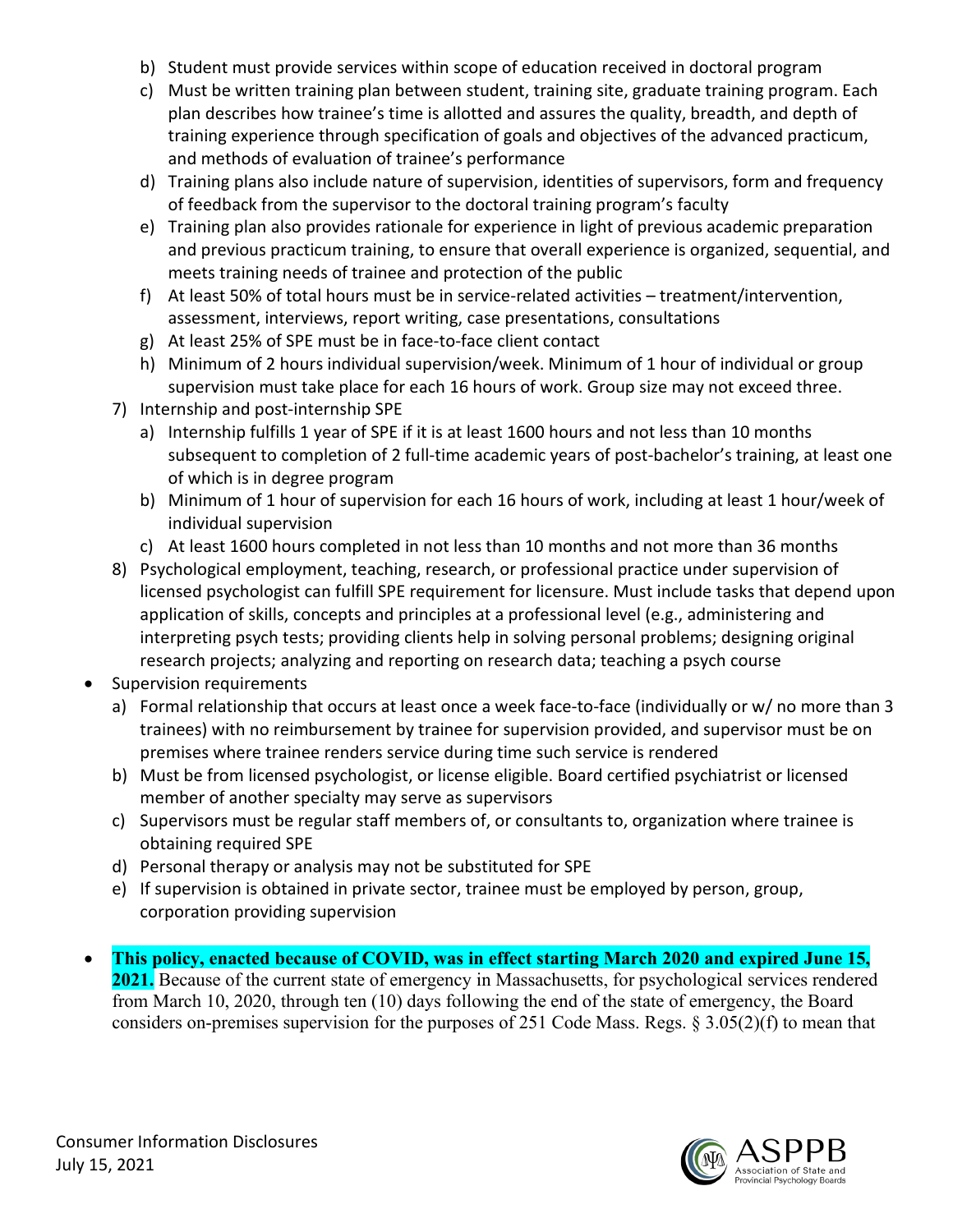b) Student must provide services within scope of education received in doctoral program
   c) Must be written training plan between student, training site, graduate training program. Each plan describes how trainee's time is allotted and assures the quality, breadth, and depth of training experience through specification of goals and objectives of the advanced practicum, and methods of evaluation of trainee's performance
   d) Training plans also include nature of supervision, identities of supervisors, form and frequency of feedback from the supervisor to the doctoral training program's faculty
   e) Training plan also provides rationale for experience in light of previous academic preparation and previous practicum training, to ensure that overall experience is organized, sequential, and meets training needs of trainee and protection of the public
   f) At least 50% of total hours must be in service-related activities – treatment/intervention, assessment, interviews, report writing, case presentations, consultations
   g) At least 25% of SPE must be in face-to-face client contact
   h) Minimum of 2 hours individual supervision/week. Minimum of 1 hour of individual or group supervision must take place for each 16 hours of work. Group size may not exceed three.
7) Internship and post-internship SPE
   a) Internship fulfills 1 year of SPE if it is at least 1600 hours and not less than 10 months subsequent to completion of 2 full-time academic years of post-bachelor's training, at least one of which is in degree program
   b) Minimum of 1 hour of supervision for each 16 hours of work, including at least 1 hour/week of individual supervision
   c) At least 1600 hours completed in not less than 10 months and not more than 36 months
8) Psychological employment, teaching, research, or professional practice under supervision of licensed psychologist can fulfill SPE requirement for licensure. Must include tasks that depend upon application of skills, concepts and principles at a professional level (e.g., administering and interpreting psych tests; providing clients help in solving personal problems; designing original research projects; analyzing and reporting on research data; teaching a psych course

- Supervision requirements
   a) Formal relationship that occurs at least once a week face-to-face (individually or w/ no more than 3 trainees) with no reimbursement by trainee for supervision provided, and supervisor must be on premises where trainee renders service during time such service is rendered
   b) Must be from licensed psychologist, or license eligible. Board certified psychiatrist or licensed member of another specialty may serve as supervisors
   c) Supervisors must be regular staff members of, or consultants to, organization where trainee is obtaining required SPE
   d) Personal therapy or analysis may not be substituted for SPE
   e) If supervision is obtained in private sector, trainee must be employed by person, group, corporation providing supervision

- **This policy, enacted because of COVID, was in effect starting March 2020 and expired June 15, 2021.** Because of the current state of emergency in Massachusetts, for psychological services rendered from March 10, 2020, through ten (10) days following the end of the state of emergency, the Board considers on-premises supervision for the purposes of 251 Code Mass. Regs. § 3.05(2)(f) to mean that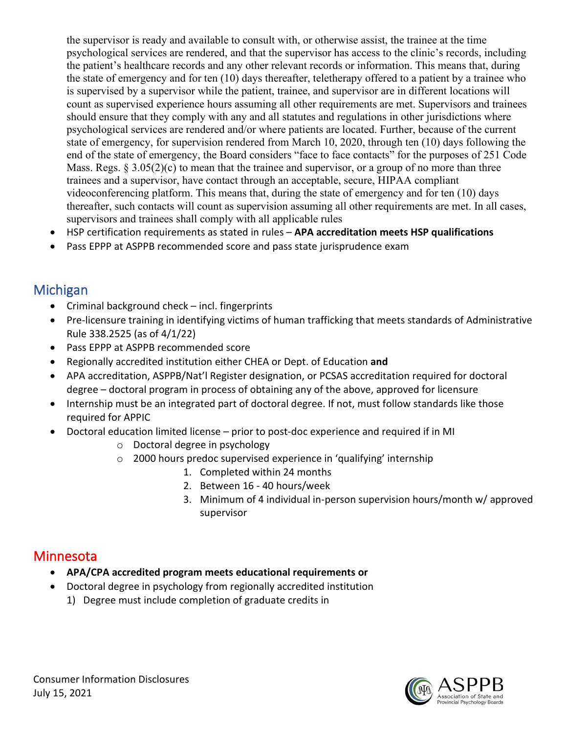the supervisor is ready and available to consult with, or otherwise assist, the trainee at the time psychological services are rendered, and that the supervisor has access to the clinic's records, including the patient's healthcare records and any other relevant records or information. This means that, during the state of emergency and for ten (10) days thereafter, teletherapy offered to a patient by a trainee who is supervised by a supervisor while the patient, trainee, and supervisor are in different locations will count as supervised experience hours assuming all other requirements are met. Supervisors and trainees should ensure that they comply with any and all statutes and regulations in other jurisdictions where psychological services are rendered and/or where patients are located. Further, because of the current state of emergency, for supervision rendered from March 10, 2020, through ten (10) days following the end of the state of emergency, the Board considers "face to face contacts" for the purposes of 251 Code Mass. Regs. § 3.05(2)(c) to mean that the trainee and supervisor, or a group of no more than three trainees and a supervisor, have contact through an acceptable, secure, HIPAA compliant videoconferencing platform. This means that, during the state of emergency and for ten (10) days thereafter, such contacts will count as supervision assuming all other requirements are met. In all cases, supervisors and trainees shall comply with all applicable rules

- HSP certification requirements as stated in rules – **APA accreditation meets HSP qualifications**
- Pass EPPP at ASPPB recommended score and pass state jurisprudence exam

## Michigan

- Criminal background check – incl. fingerprints
- Pre-licensure training in identifying victims of human trafficking that meets standards of Administrative Rule 338.2525 (as of 4/1/22)
- Pass EPPP at ASPPB recommended score
- Regionally accredited institution either CHEA or Dept. of Education **and**
- APA accreditation, ASPPB/Nat'l Register designation, or PCSAS accreditation required for doctoral degree – doctoral program in process of obtaining any of the above, approved for licensure
- Internship must be an integrated part of doctoral degree. If not, must follow standards like those required for APPIC
- Doctoral education limited license – prior to post-doc experience and required if in MI
  - Doctoral degree in psychology
  - 2000 hours predoc supervised experience in 'qualifying' internship
    1. Completed within 24 months
    2. Between 16 - 40 hours/week
    3. Minimum of 4 individual in-person supervision hours/month w/ approved supervisor

## Minnesota

- **APA/CPA accredited program meets educational requirements or**
- Doctoral degree in psychology from regionally accredited institution
  1) Degree must include completion of graduate credits in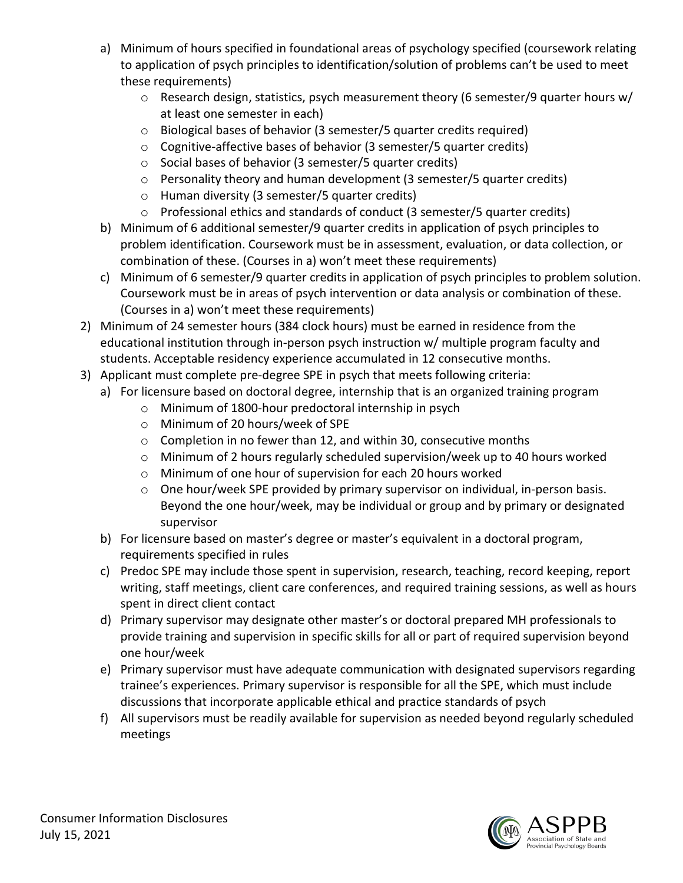a) Minimum of hours specified in foundational areas of psychology specified (coursework relating to application of psych principles to identification/solution of problems can't be used to meet these requirements)
      - Research design, statistics, psych measurement theory (6 semester/9 quarter hours w/ at least one semester in each)
      - Biological bases of behavior (3 semester/5 quarter credits required)
      - Cognitive-affective bases of behavior (3 semester/5 quarter credits)
      - Social bases of behavior (3 semester/5 quarter credits)
      - Personality theory and human development (3 semester/5 quarter credits)
      - Human diversity (3 semester/5 quarter credits)
      - Professional ethics and standards of conduct (3 semester/5 quarter credits)
   b) Minimum of 6 additional semester/9 quarter credits in application of psych principles to problem identification. Coursework must be in assessment, evaluation, or data collection, or combination of these. (Courses in a) won't meet these requirements)
   c) Minimum of 6 semester/9 quarter credits in application of psych principles to problem solution. Coursework must be in areas of psych intervention or data analysis or combination of these. (Courses in a) won't meet these requirements)
2) Minimum of 24 semester hours (384 clock hours) must be earned in residence from the educational institution through in-person psych instruction w/ multiple program faculty and students. Acceptable residency experience accumulated in 12 consecutive months.
3) Applicant must complete pre-degree SPE in psych that meets following criteria:
   a) For licensure based on doctoral degree, internship that is an organized training program
      - Minimum of 1800-hour predoctoral internship in psych
      - Minimum of 20 hours/week of SPE
      - Completion in no fewer than 12, and within 30, consecutive months
      - Minimum of 2 hours regularly scheduled supervision/week up to 40 hours worked
      - Minimum of one hour of supervision for each 20 hours worked
      - One hour/week SPE provided by primary supervisor on individual, in-person basis. Beyond the one hour/week, may be individual or group and by primary or designated supervisor
   b) For licensure based on master's degree or master's equivalent in a doctoral program, requirements specified in rules
   c) Predoc SPE may include those spent in supervision, research, teaching, record keeping, report writing, staff meetings, client care conferences, and required training sessions, as well as hours spent in direct client contact
   d) Primary supervisor may designate other master's or doctoral prepared MH professionals to provide training and supervision in specific skills for all or part of required supervision beyond one hour/week
   e) Primary supervisor must have adequate communication with designated supervisors regarding trainee's experiences. Primary supervisor is responsible for all the SPE, which must include discussions that incorporate applicable ethical and practice standards of psych
   f) All supervisors must be readily available for supervision as needed beyond regularly scheduled meetings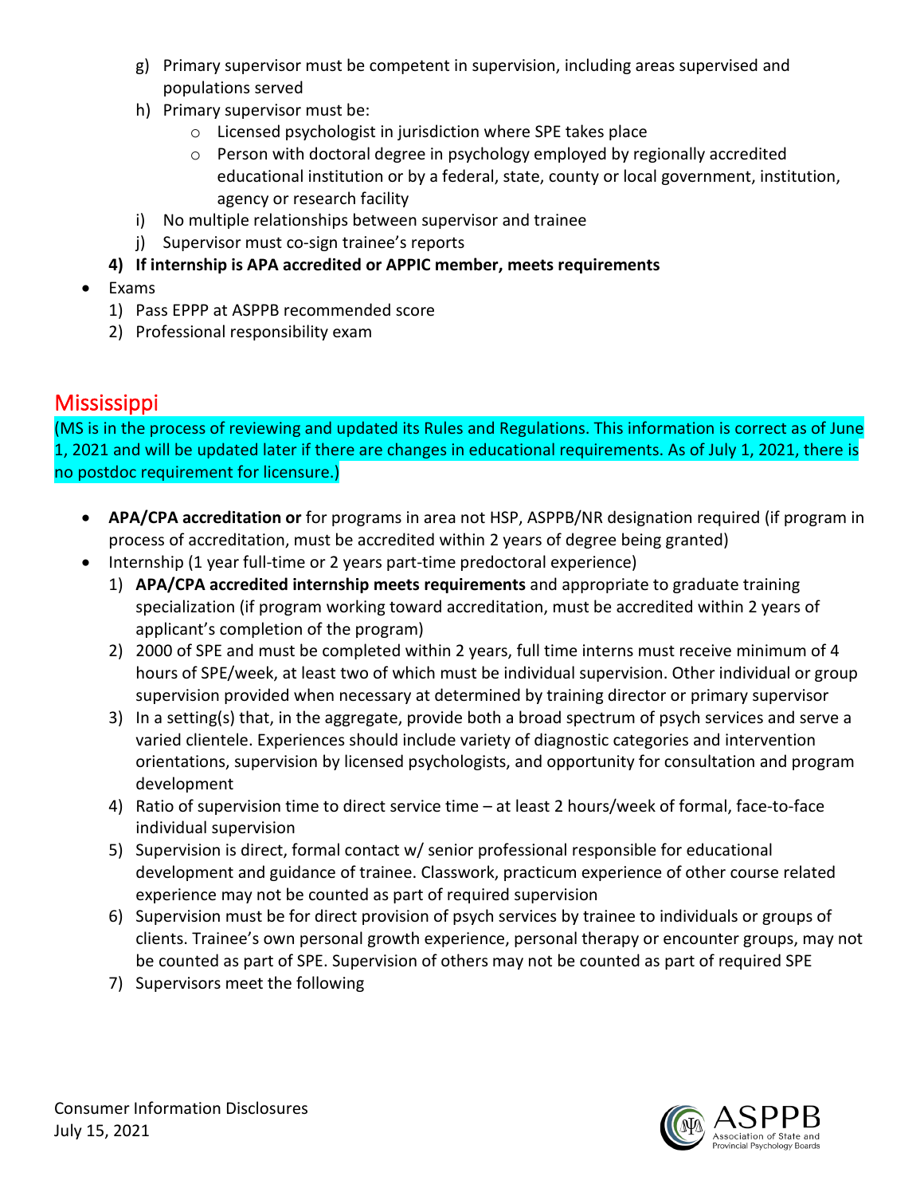g) Primary supervisor must be competent in supervision, including areas supervised and populations served
   h) Primary supervisor must be:
      - Licensed psychologist in jurisdiction where SPE takes place
      - Person with doctoral degree in psychology employed by regionally accredited educational institution or by a federal, state, county or local government, institution, agency or research facility
   i) No multiple relationships between supervisor and trainee
   j) Supervisor must co-sign trainee's reports

   **4) If internship is APA accredited or APPIC member, meets requirements**

- Exams
  1) Pass EPPP at ASPPB recommended score
  2) Professional responsibility exam

## Mississippi

(MS is in the process of reviewing and updated its Rules and Regulations. This information is correct as of June 1, 2021 and will be updated later if there are changes in educational requirements. As of July 1, 2021, there is no postdoc requirement for licensure.)

- **APA/CPA accreditation or** for programs in area not HSP, ASPPB/NR designation required (if program in process of accreditation, must be accredited within 2 years of degree being granted)
- Internship (1 year full-time or 2 years part-time predoctoral experience)
  1) **APA/CPA accredited internship meets requirements** and appropriate to graduate training specialization (if program working toward accreditation, must be accredited within 2 years of applicant's completion of the program)
  2) 2000 of SPE and must be completed within 2 years, full time interns must receive minimum of 4 hours of SPE/week, at least two of which must be individual supervision. Other individual or group supervision provided when necessary at determined by training director or primary supervisor
  3) In a setting(s) that, in the aggregate, provide both a broad spectrum of psych services and serve a varied clientele. Experiences should include variety of diagnostic categories and intervention orientations, supervision by licensed psychologists, and opportunity for consultation and program development
  4) Ratio of supervision time to direct service time – at least 2 hours/week of formal, face-to-face individual supervision
  5) Supervision is direct, formal contact w/ senior professional responsible for educational development and guidance of trainee. Classwork, practicum experience of other course related experience may not be counted as part of required supervision
  6) Supervision must be for direct provision of psych services by trainee to individuals or groups of clients. Trainee's own personal growth experience, personal therapy or encounter groups, may not be counted as part of SPE. Supervision of others may not be counted as part of required SPE
  7) Supervisors meet the following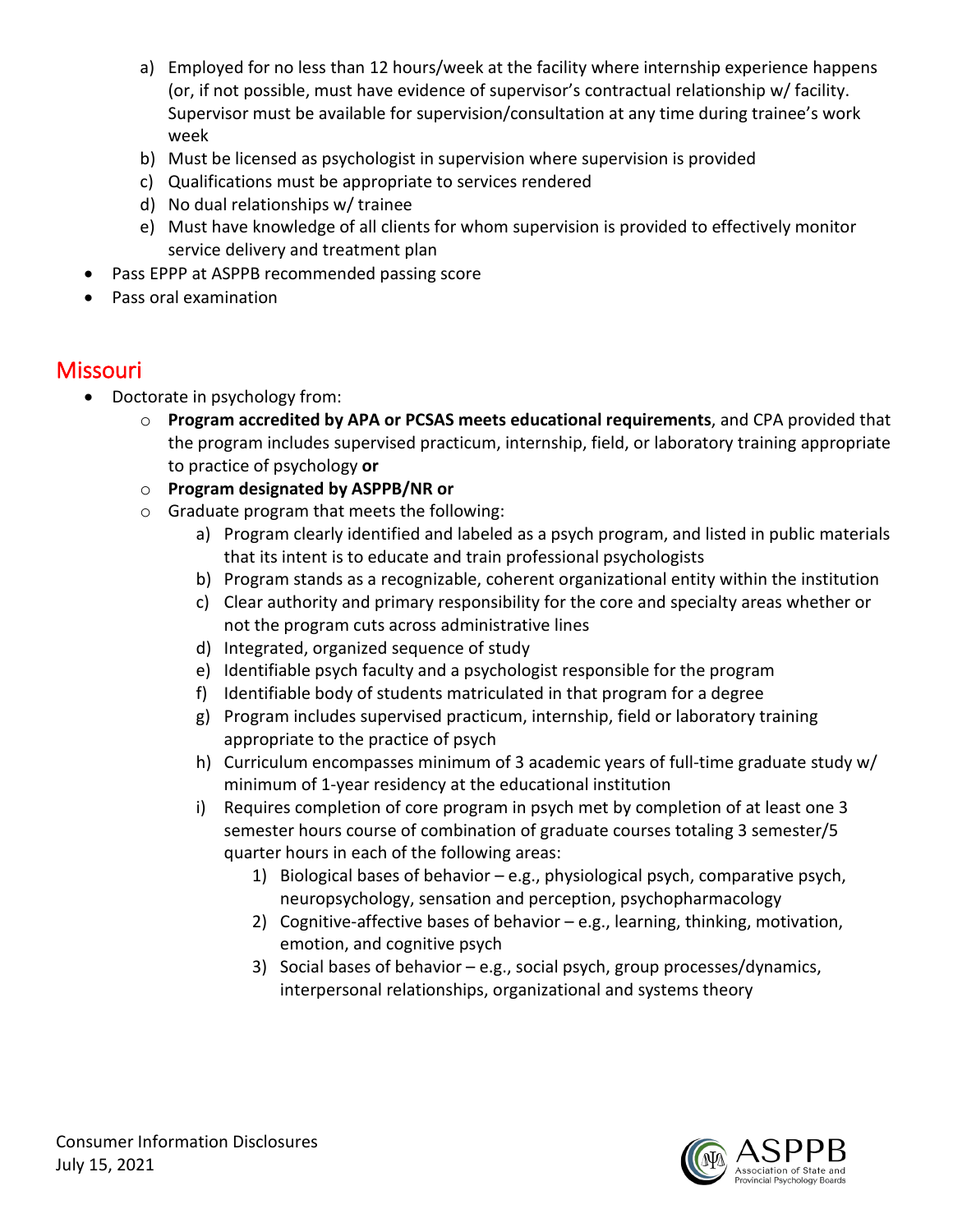a) Employed for no less than 12 hours/week at the facility where internship experience happens (or, if not possible, must have evidence of supervisor's contractual relationship w/ facility. Supervisor must be available for supervision/consultation at any time during trainee's work week
   b) Must be licensed as psychologist in supervision where supervision is provided
   c) Qualifications must be appropriate to services rendered
   d) No dual relationships w/ trainee
   e) Must have knowledge of all clients for whom supervision is provided to effectively monitor service delivery and treatment plan
- Pass EPPP at ASPPB recommended passing score
- Pass oral examination

## Missouri

- Doctorate in psychology from:
  - **Program accredited by APA or PCSAS meets educational requirements**, and CPA provided that the program includes supervised practicum, internship, field, or laboratory training appropriate to practice of psychology **or**
  - **Program designated by ASPPB/NR or**
  - Graduate program that meets the following:
    a) Program clearly identified and labeled as a psych program, and listed in public materials that its intent is to educate and train professional psychologists
    b) Program stands as a recognizable, coherent organizational entity within the institution
    c) Clear authority and primary responsibility for the core and specialty areas whether or not the program cuts across administrative lines
    d) Integrated, organized sequence of study
    e) Identifiable psych faculty and a psychologist responsible for the program
    f) Identifiable body of students matriculated in that program for a degree
    g) Program includes supervised practicum, internship, field or laboratory training appropriate to the practice of psych
    h) Curriculum encompasses minimum of 3 academic years of full-time graduate study w/ minimum of 1-year residency at the educational institution
    i) Requires completion of core program in psych met by completion of at least one 3 semester hours course of combination of graduate courses totaling 3 semester/5 quarter hours in each of the following areas:
       1) Biological bases of behavior – e.g., physiological psych, comparative psych, neuropsychology, sensation and perception, psychopharmacology
       2) Cognitive-affective bases of behavior – e.g., learning, thinking, motivation, emotion, and cognitive psych
       3) Social bases of behavior – e.g., social psych, group processes/dynamics, interpersonal relationships, organizational and systems theory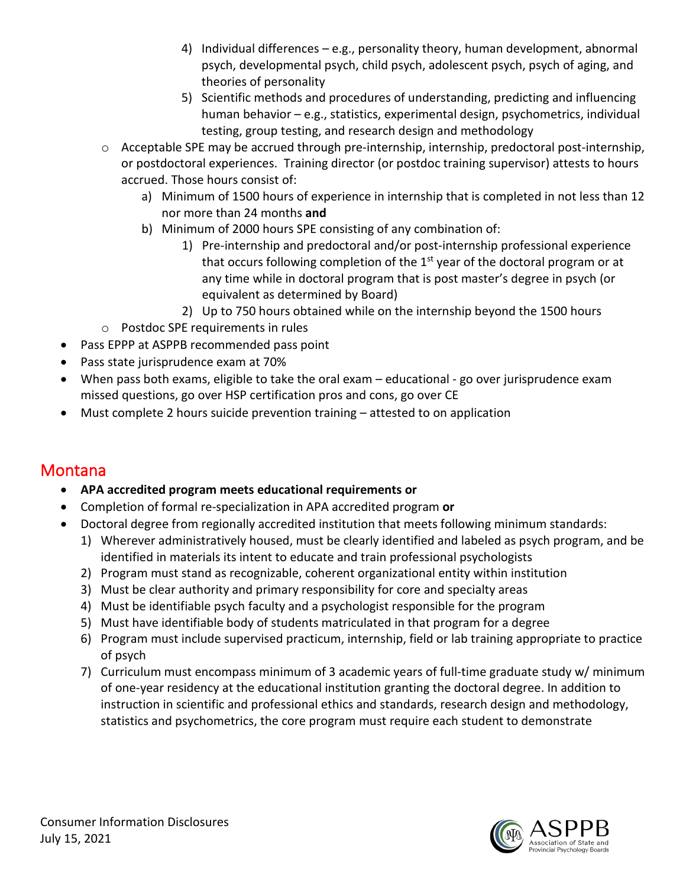4) Individual differences – e.g., personality theory, human development, abnormal psych, developmental psych, child psych, adolescent psych, psych of aging, and theories of personality
5) Scientific methods and procedures of understanding, predicting and influencing human behavior – e.g., statistics, experimental design, psychometrics, individual testing, group testing, and research design and methodology

- Acceptable SPE may be accrued through pre-internship, internship, predoctoral post-internship, or postdoctoral experiences. Training director (or postdoc training supervisor) attests to hours accrued. Those hours consist of:
  - a) Minimum of 1500 hours of experience in internship that is completed in not less than 12 nor more than 24 months **and**
  - b) Minimum of 2000 hours SPE consisting of any combination of:
    1) Pre-internship and predoctoral and/or post-internship professional experience that occurs following completion of the 1st year of the doctoral program or at any time while in doctoral program that is post master's degree in psych (or equivalent as determined by Board)
    2) Up to 750 hours obtained while on the internship beyond the 1500 hours
- Postdoc SPE requirements in rules

- Pass EPPP at ASPPB recommended pass point
- Pass state jurisprudence exam at 70%
- When pass both exams, eligible to take the oral exam – educational - go over jurisprudence exam missed questions, go over HSP certification pros and cons, go over CE
- Must complete 2 hours suicide prevention training – attested to on application

## Montana

- **APA accredited program meets educational requirements or**
- Completion of formal re-specialization in APA accredited program **or**
- Doctoral degree from regionally accredited institution that meets following minimum standards:
  1) Wherever administratively housed, must be clearly identified and labeled as psych program, and be identified in materials its intent to educate and train professional psychologists
  2) Program must stand as recognizable, coherent organizational entity within institution
  3) Must be clear authority and primary responsibility for core and specialty areas
  4) Must be identifiable psych faculty and a psychologist responsible for the program
  5) Must have identifiable body of students matriculated in that program for a degree
  6) Program must include supervised practicum, internship, field or lab training appropriate to practice of psych
  7) Curriculum must encompass minimum of 3 academic years of full-time graduate study w/ minimum of one-year residency at the educational institution granting the doctoral degree. In addition to instruction in scientific and professional ethics and standards, research design and methodology, statistics and psychometrics, the core program must require each student to demonstrate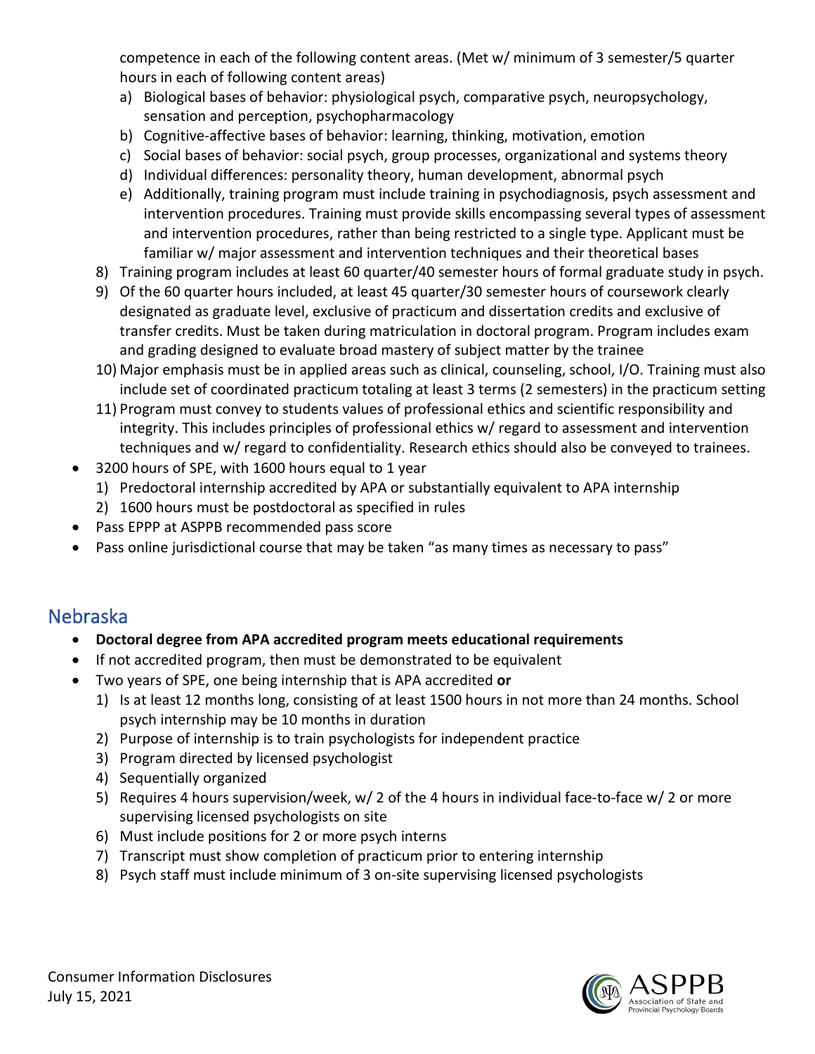competence in each of the following content areas. (Met w/ minimum of 3 semester/5 quarter hours in each of following content areas)

   a) Biological bases of behavior: physiological psych, comparative psych, neuropsychology, sensation and perception, psychopharmacology
   b) Cognitive-affective bases of behavior: learning, thinking, motivation, emotion
   c) Social bases of behavior: social psych, group processes, organizational and systems theory
   d) Individual differences: personality theory, human development, abnormal psych
   e) Additionally, training program must include training in psychodiagnosis, psych assessment and intervention procedures. Training must provide skills encompassing several types of assessment and intervention procedures, rather than being restricted to a single type. Applicant must be familiar w/ major assessment and intervention techniques and their theoretical bases

8) Training program includes at least 60 quarter/40 semester hours of formal graduate study in psych.
9) Of the 60 quarter hours included, at least 45 quarter/30 semester hours of coursework clearly designated as graduate level, exclusive of practicum and dissertation credits and exclusive of transfer credits. Must be taken during matriculation in doctoral program. Program includes exam and grading designed to evaluate broad mastery of subject matter by the trainee
10) Major emphasis must be in applied areas such as clinical, counseling, school, I/O. Training must also include set of coordinated practicum totaling at least 3 terms (2 semesters) in the practicum setting
11) Program must convey to students values of professional ethics and scientific responsibility and integrity. This includes principles of professional ethics w/ regard to assessment and intervention techniques and w/ regard to confidentiality. Research ethics should also be conveyed to trainees.

- 3200 hours of SPE, with 1600 hours equal to 1 year
  1) Predoctoral internship accredited by APA or substantially equivalent to APA internship
  2) 1600 hours must be postdoctoral as specified in rules
- Pass EPPP at ASPPB recommended pass score
- Pass online jurisdictional course that may be taken "as many times as necessary to pass"

## Nebraska

- **Doctoral degree from APA accredited program meets educational requirements**
- If not accredited program, then must be demonstrated to be equivalent
- Two years of SPE, one being internship that is APA accredited **or**
  1) Is at least 12 months long, consisting of at least 1500 hours in not more than 24 months. School psych internship may be 10 months in duration
  2) Purpose of internship is to train psychologists for independent practice
  3) Program directed by licensed psychologist
  4) Sequentially organized
  5) Requires 4 hours supervision/week, w/ 2 of the 4 hours in individual face-to-face w/ 2 or more supervising licensed psychologists on site
  6) Must include positions for 2 or more psych interns
  7) Transcript must show completion of practicum prior to entering internship
  8) Psych staff must include minimum of 3 on-site supervising licensed psychologists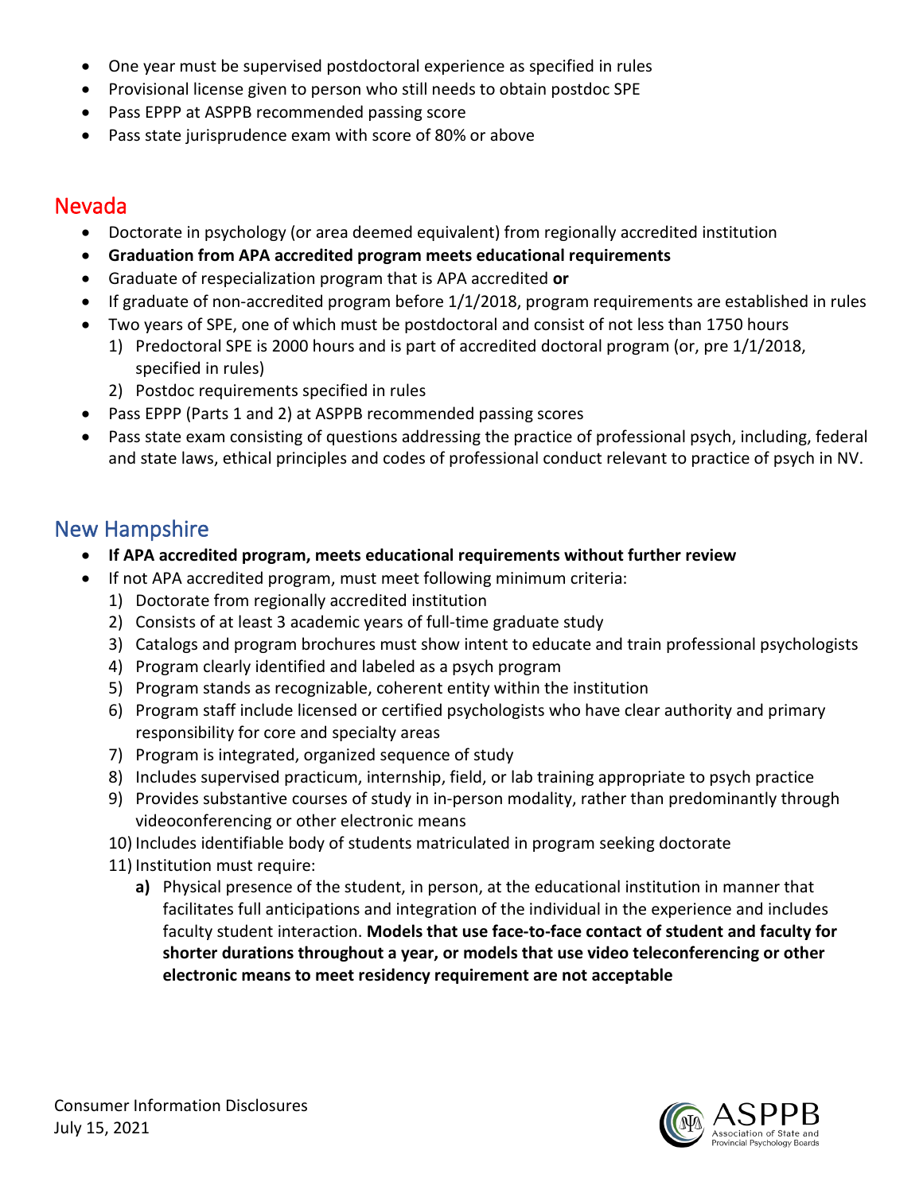- One year must be supervised postdoctoral experience as specified in rules
- Provisional license given to person who still needs to obtain postdoc SPE
- Pass EPPP at ASPPB recommended passing score
- Pass state jurisprudence exam with score of 80% or above

## Nevada

- Doctorate in psychology (or area deemed equivalent) from regionally accredited institution
- **Graduation from APA accredited program meets educational requirements**
- Graduate of respecialization program that is APA accredited **or**
- If graduate of non-accredited program before 1/1/2018, program requirements are established in rules
- Two years of SPE, one of which must be postdoctoral and consist of not less than 1750 hours
  1) Predoctoral SPE is 2000 hours and is part of accredited doctoral program (or, pre 1/1/2018, specified in rules)
  2) Postdoc requirements specified in rules
- Pass EPPP (Parts 1 and 2) at ASPPB recommended passing scores
- Pass state exam consisting of questions addressing the practice of professional psych, including, federal and state laws, ethical principles and codes of professional conduct relevant to practice of psych in NV.

## New Hampshire

- **If APA accredited program, meets educational requirements without further review**
- If not APA accredited program, must meet following minimum criteria:
  1) Doctorate from regionally accredited institution
  2) Consists of at least 3 academic years of full-time graduate study
  3) Catalogs and program brochures must show intent to educate and train professional psychologists
  4) Program clearly identified and labeled as a psych program
  5) Program stands as recognizable, coherent entity within the institution
  6) Program staff include licensed or certified psychologists who have clear authority and primary responsibility for core and specialty areas
  7) Program is integrated, organized sequence of study
  8) Includes supervised practicum, internship, field, or lab training appropriate to psych practice
  9) Provides substantive courses of study in in-person modality, rather than predominantly through videoconferencing or other electronic means
  10) Includes identifiable body of students matriculated in program seeking doctorate
  11) Institution must require:
      **a)** Physical presence of the student, in person, at the educational institution in manner that facilitates full anticipations and integration of the individual in the experience and includes faculty student interaction. **Models that use face-to-face contact of student and faculty for shorter durations throughout a year, or models that use video teleconferencing or other electronic means to meet residency requirement are not acceptable**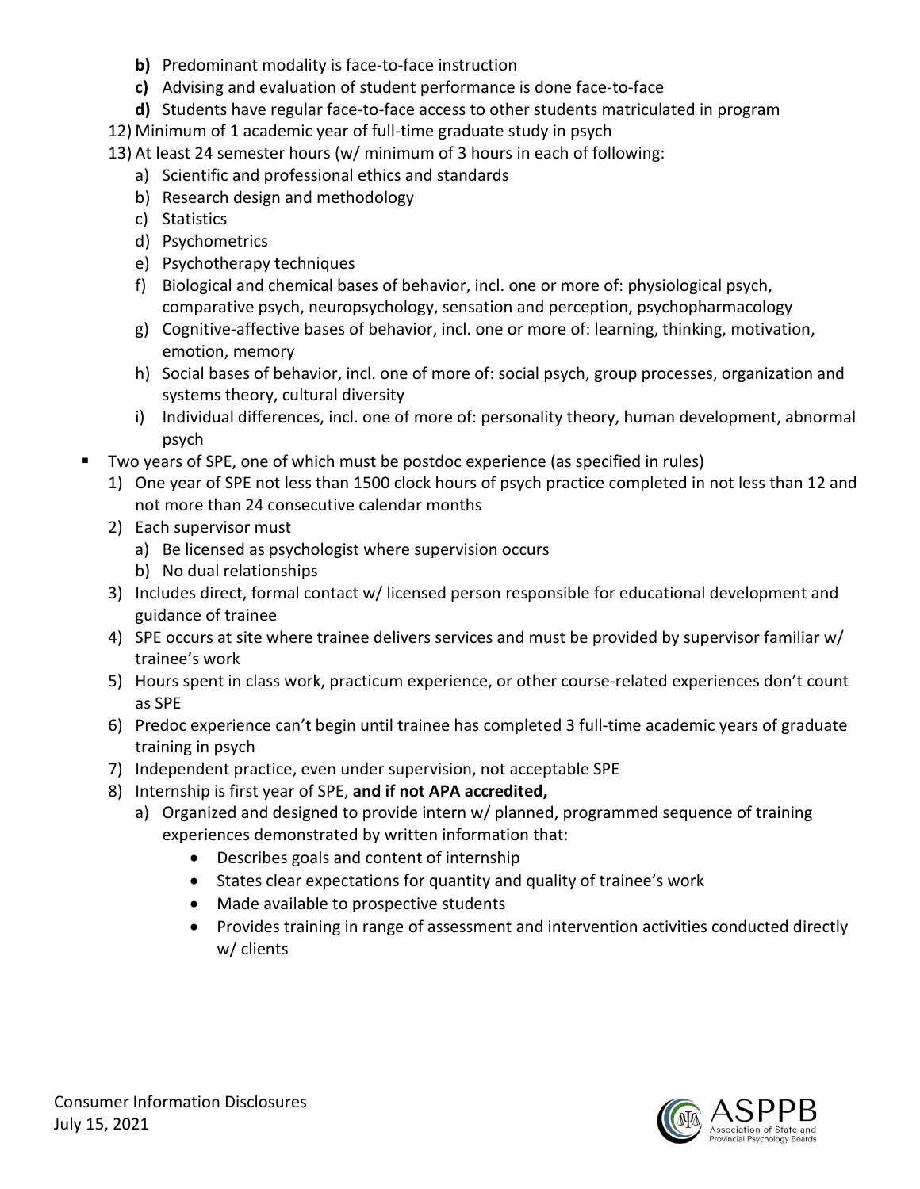- **b)** Predominant modality is face-to-face instruction
- **c)** Advising and evaluation of student performance is done face-to-face
- **d)** Students have regular face-to-face access to other students matriculated in program

12) Minimum of 1 academic year of full-time graduate study in psych
13) At least 24 semester hours (w/ minimum of 3 hours in each of following:
    a) Scientific and professional ethics and standards
    b) Research design and methodology
    c) Statistics
    d) Psychometrics
    e) Psychotherapy techniques
    f) Biological and chemical bases of behavior, incl. one or more of: physiological psych, comparative psych, neuropsychology, sensation and perception, psychopharmacology
    g) Cognitive-affective bases of behavior, incl. one or more of: learning, thinking, motivation, emotion, memory
    h) Social bases of behavior, incl. one of more of: social psych, group processes, organization and systems theory, cultural diversity
    i) Individual differences, incl. one of more of: personality theory, human development, abnormal psych

- Two years of SPE, one of which must be postdoc experience (as specified in rules)
  1) One year of SPE not less than 1500 clock hours of psych practice completed in not less than 12 and not more than 24 consecutive calendar months
  2) Each supervisor must
     a) Be licensed as psychologist where supervision occurs
     b) No dual relationships
  3) Includes direct, formal contact w/ licensed person responsible for educational development and guidance of trainee
  4) SPE occurs at site where trainee delivers services and must be provided by supervisor familiar w/ trainee's work
  5) Hours spent in class work, practicum experience, or other course-related experiences don't count as SPE
  6) Predoc experience can't begin until trainee has completed 3 full-time academic years of graduate training in psych
  7) Independent practice, even under supervision, not acceptable SPE
  8) Internship is first year of SPE, **and if not APA accredited,**
     a) Organized and designed to provide intern w/ planned, programmed sequence of training experiences demonstrated by written information that:
        - Describes goals and content of internship
        - States clear expectations for quantity and quality of trainee's work
        - Made available to prospective students
        - Provides training in range of assessment and intervention activities conducted directly w/ clients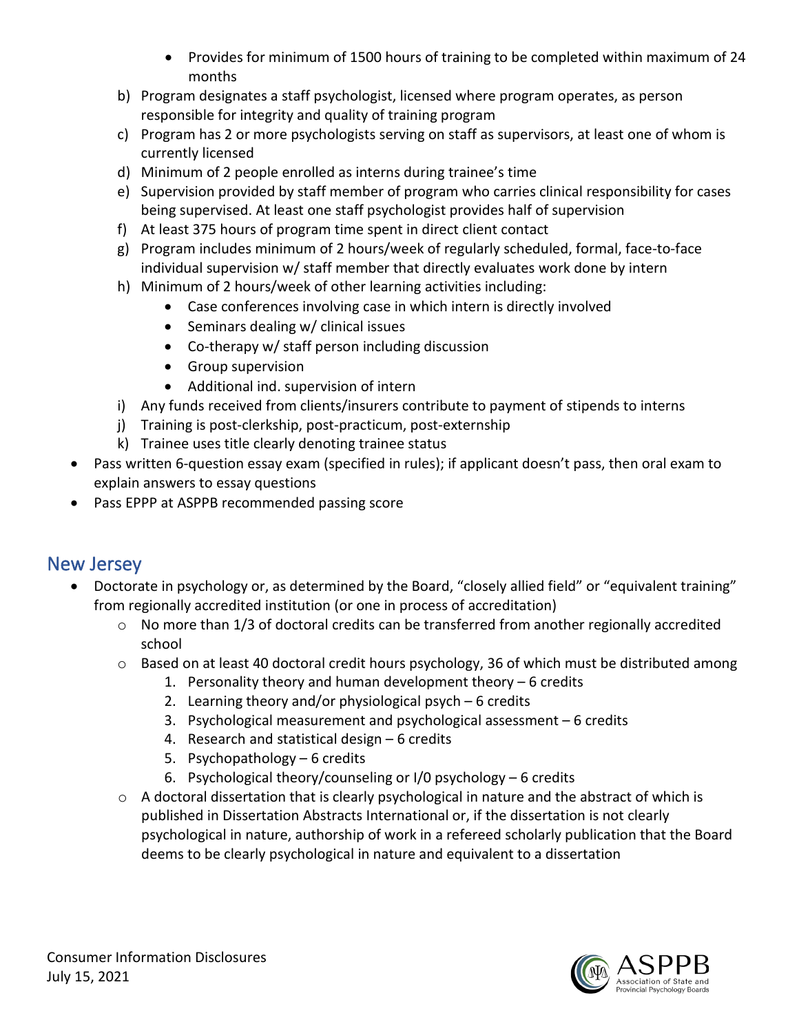- Provides for minimum of 1500 hours of training to be completed within maximum of 24 months
  - b) Program designates a staff psychologist, licensed where program operates, as person responsible for integrity and quality of training program
  - c) Program has 2 or more psychologists serving on staff as supervisors, at least one of whom is currently licensed
  - d) Minimum of 2 people enrolled as interns during trainee's time
  - e) Supervision provided by staff member of program who carries clinical responsibility for cases being supervised. At least one staff psychologist provides half of supervision
  - f) At least 375 hours of program time spent in direct client contact
  - g) Program includes minimum of 2 hours/week of regularly scheduled, formal, face-to-face individual supervision w/ staff member that directly evaluates work done by intern
  - h) Minimum of 2 hours/week of other learning activities including:
    - Case conferences involving case in which intern is directly involved
    - Seminars dealing w/ clinical issues
    - Co-therapy w/ staff person including discussion
    - Group supervision
    - Additional ind. supervision of intern
  - i) Any funds received from clients/insurers contribute to payment of stipends to interns
  - j) Training is post-clerkship, post-practicum, post-externship
  - k) Trainee uses title clearly denoting trainee status
- Pass written 6-question essay exam (specified in rules); if applicant doesn't pass, then oral exam to explain answers to essay questions
- Pass EPPP at ASPPB recommended passing score

## New Jersey

- Doctorate in psychology or, as determined by the Board, "closely allied field" or "equivalent training" from regionally accredited institution (or one in process of accreditation)
  - No more than 1/3 of doctoral credits can be transferred from another regionally accredited school
  - Based on at least 40 doctoral credit hours psychology, 36 of which must be distributed among
    1. Personality theory and human development theory – 6 credits
    2. Learning theory and/or physiological psych – 6 credits
    3. Psychological measurement and psychological assessment – 6 credits
    4. Research and statistical design – 6 credits
    5. Psychopathology – 6 credits
    6. Psychological theory/counseling or I/0 psychology – 6 credits
  - A doctoral dissertation that is clearly psychological in nature and the abstract of which is published in Dissertation Abstracts International or, if the dissertation is not clearly psychological in nature, authorship of work in a refereed scholarly publication that the Board deems to be clearly psychological in nature and equivalent to a dissertation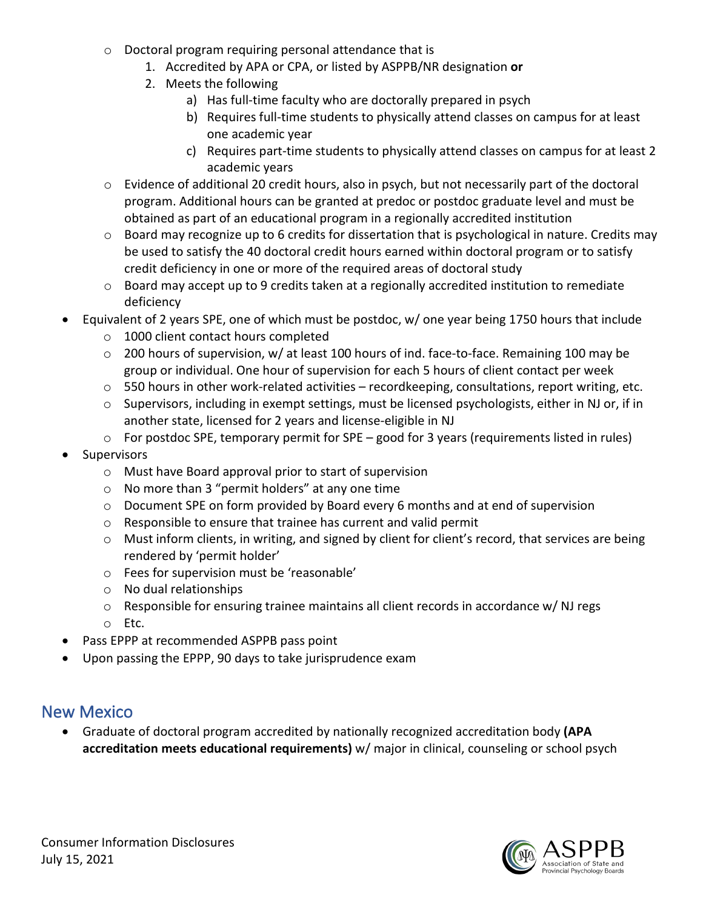- Doctoral program requiring personal attendance that is
        1. Accredited by APA or CPA, or listed by ASPPB/NR designation **or**
        2. Meets the following
            a) Has full-time faculty who are doctorally prepared in psych
            b) Requires full-time students to physically attend classes on campus for at least one academic year
            c) Requires part-time students to physically attend classes on campus for at least 2 academic years
    - Evidence of additional 20 credit hours, also in psych, but not necessarily part of the doctoral program. Additional hours can be granted at predoc or postdoc graduate level and must be obtained as part of an educational program in a regionally accredited institution
    - Board may recognize up to 6 credits for dissertation that is psychological in nature. Credits may be used to satisfy the 40 doctoral credit hours earned within doctoral program or to satisfy credit deficiency in one or more of the required areas of doctoral study
    - Board may accept up to 9 credits taken at a regionally accredited institution to remediate deficiency
- Equivalent of 2 years SPE, one of which must be postdoc, w/ one year being 1750 hours that include
    - 1000 client contact hours completed
    - 200 hours of supervision, w/ at least 100 hours of ind. face-to-face. Remaining 100 may be group or individual. One hour of supervision for each 5 hours of client contact per week
    - 550 hours in other work-related activities – recordkeeping, consultations, report writing, etc.
    - Supervisors, including in exempt settings, must be licensed psychologists, either in NJ or, if in another state, licensed for 2 years and license-eligible in NJ
    - For postdoc SPE, temporary permit for SPE – good for 3 years (requirements listed in rules)
- Supervisors
    - Must have Board approval prior to start of supervision
    - No more than 3 "permit holders" at any one time
    - Document SPE on form provided by Board every 6 months and at end of supervision
    - Responsible to ensure that trainee has current and valid permit
    - Must inform clients, in writing, and signed by client for client's record, that services are being rendered by 'permit holder'
    - Fees for supervision must be 'reasonable'
    - No dual relationships
    - Responsible for ensuring trainee maintains all client records in accordance w/ NJ regs
    - Etc.
- Pass EPPP at recommended ASPPB pass point
- Upon passing the EPPP, 90 days to take jurisprudence exam

## New Mexico

- Graduate of doctoral program accredited by nationally recognized accreditation body **(APA accreditation meets educational requirements)** w/ major in clinical, counseling or school psych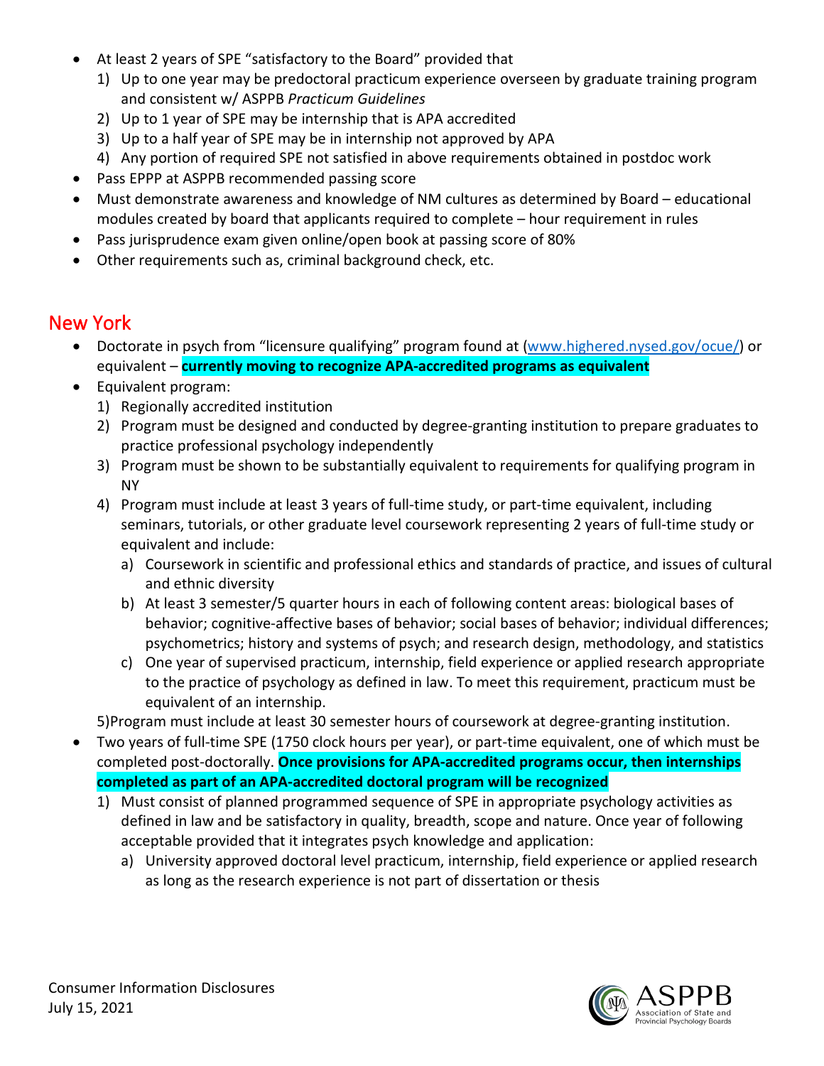- At least 2 years of SPE "satisfactory to the Board" provided that
  1) Up to one year may be predoctoral practicum experience overseen by graduate training program and consistent w/ ASPPB *Practicum Guidelines*
  2) Up to 1 year of SPE may be internship that is APA accredited
  3) Up to a half year of SPE may be in internship not approved by APA
  4) Any portion of required SPE not satisfied in above requirements obtained in postdoc work
- Pass EPPP at ASPPB recommended passing score
- Must demonstrate awareness and knowledge of NM cultures as determined by Board – educational modules created by board that applicants required to complete – hour requirement in rules
- Pass jurisprudence exam given online/open book at passing score of 80%
- Other requirements such as, criminal background check, etc.

## New York

- Doctorate in psych from "licensure qualifying" program found at (www.highered.nysed.gov/ocue/) or equivalent – **currently moving to recognize APA-accredited programs as equivalent**
- Equivalent program:
  1) Regionally accredited institution
  2) Program must be designed and conducted by degree-granting institution to prepare graduates to practice professional psychology independently
  3) Program must be shown to be substantially equivalent to requirements for qualifying program in NY
  4) Program must include at least 3 years of full-time study, or part-time equivalent, including seminars, tutorials, or other graduate level coursework representing 2 years of full-time study or equivalent and include:
     a) Coursework in scientific and professional ethics and standards of practice, and issues of cultural and ethnic diversity
     b) At least 3 semester/5 quarter hours in each of following content areas: biological bases of behavior; cognitive-affective bases of behavior; social bases of behavior; individual differences; psychometrics; history and systems of psych; and research design, methodology, and statistics
     c) One year of supervised practicum, internship, field experience or applied research appropriate to the practice of psychology as defined in law. To meet this requirement, practicum must be equivalent of an internship.

  5)Program must include at least 30 semester hours of coursework at degree-granting institution.
- Two years of full-time SPE (1750 clock hours per year), or part-time equivalent, one of which must be completed post-doctorally. **Once provisions for APA-accredited programs occur, then internships completed as part of an APA-accredited doctoral program will be recognized**
  1) Must consist of planned programmed sequence of SPE in appropriate psychology activities as defined in law and be satisfactory in quality, breadth, scope and nature. Once year of following acceptable provided that it integrates psych knowledge and application:
     a) University approved doctoral level practicum, internship, field experience or applied research as long as the research experience is not part of dissertation or thesis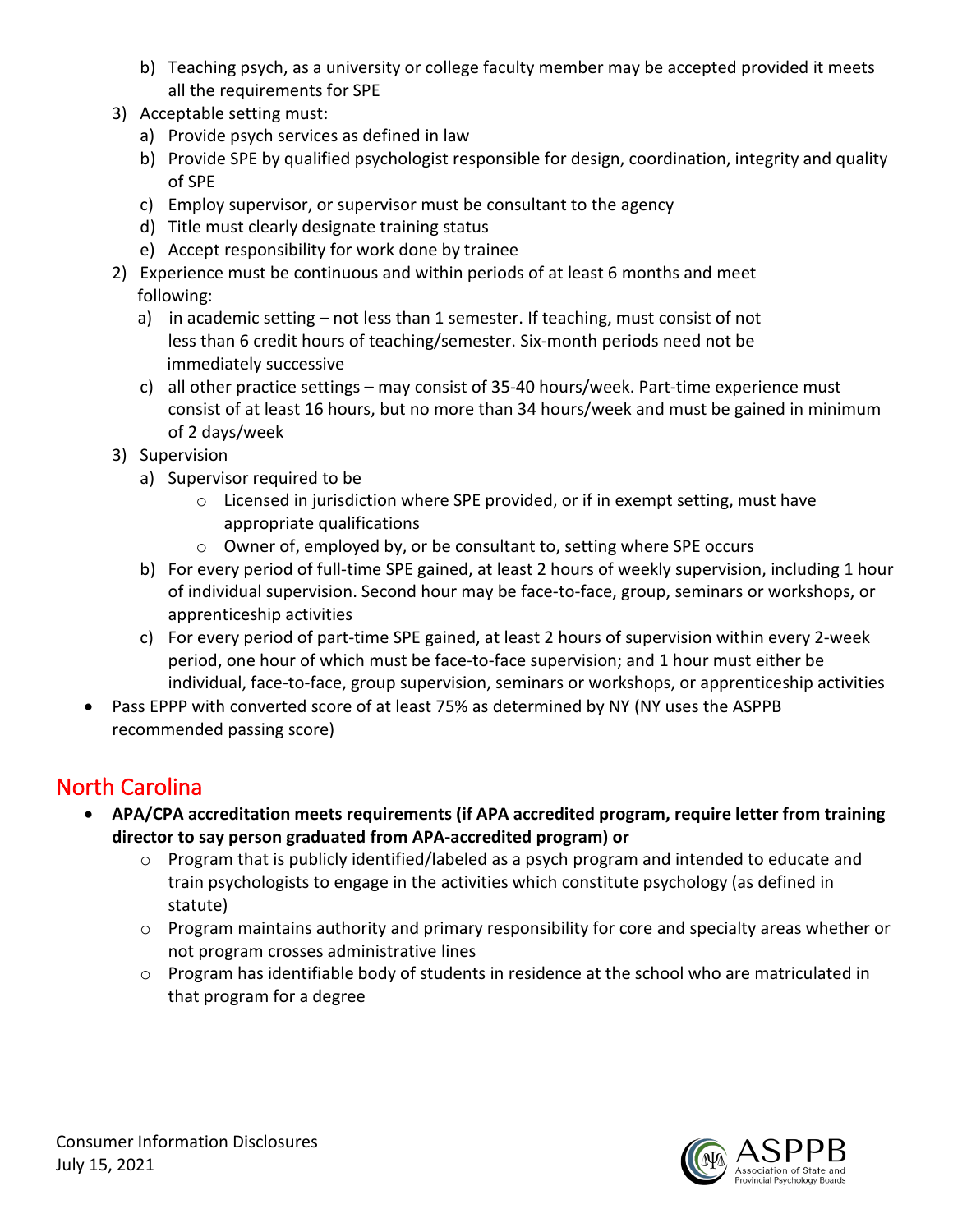b) Teaching psych, as a university or college faculty member may be accepted provided it meets all the requirements for SPE
3) Acceptable setting must:
   a) Provide psych services as defined in law
   b) Provide SPE by qualified psychologist responsible for design, coordination, integrity and quality of SPE
   c) Employ supervisor, or supervisor must be consultant to the agency
   d) Title must clearly designate training status
   e) Accept responsibility for work done by trainee
2) Experience must be continuous and within periods of at least 6 months and meet following:
   a) in academic setting – not less than 1 semester. If teaching, must consist of not less than 6 credit hours of teaching/semester. Six-month periods need not be immediately successive
   c) all other practice settings – may consist of 35-40 hours/week. Part-time experience must consist of at least 16 hours, but no more than 34 hours/week and must be gained in minimum of 2 days/week
3) Supervision
   a) Supervisor required to be
      - Licensed in jurisdiction where SPE provided, or if in exempt setting, must have appropriate qualifications
      - Owner of, employed by, or be consultant to, setting where SPE occurs
   b) For every period of full-time SPE gained, at least 2 hours of weekly supervision, including 1 hour of individual supervision. Second hour may be face-to-face, group, seminars or workshops, or apprenticeship activities
   c) For every period of part-time SPE gained, at least 2 hours of supervision within every 2-week period, one hour of which must be face-to-face supervision; and 1 hour must either be individual, face-to-face, group supervision, seminars or workshops, or apprenticeship activities

- Pass EPPP with converted score of at least 75% as determined by NY (NY uses the ASPPB recommended passing score)

## North Carolina

- **APA/CPA accreditation meets requirements (if APA accredited program, require letter from training director to say person graduated from APA-accredited program) or**
  - Program that is publicly identified/labeled as a psych program and intended to educate and train psychologists to engage in the activities which constitute psychology (as defined in statute)
  - Program maintains authority and primary responsibility for core and specialty areas whether or not program crosses administrative lines
  - Program has identifiable body of students in residence at the school who are matriculated in that program for a degree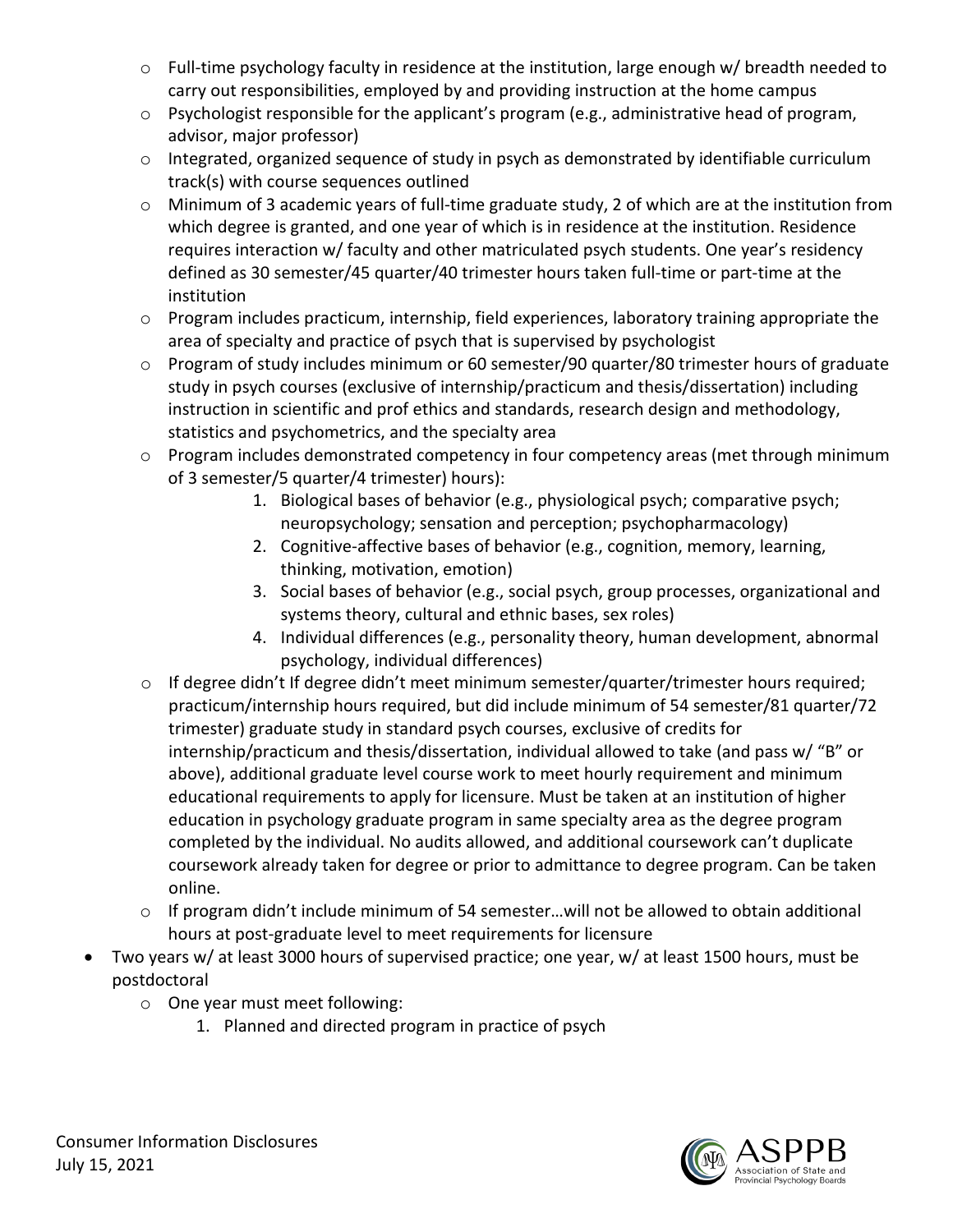- Full-time psychology faculty in residence at the institution, large enough w/ breadth needed to carry out responsibilities, employed by and providing instruction at the home campus
    - Psychologist responsible for the applicant's program (e.g., administrative head of program, advisor, major professor)
    - Integrated, organized sequence of study in psych as demonstrated by identifiable curriculum track(s) with course sequences outlined
    - Minimum of 3 academic years of full-time graduate study, 2 of which are at the institution from which degree is granted, and one year of which is in residence at the institution. Residence requires interaction w/ faculty and other matriculated psych students. One year's residency defined as 30 semester/45 quarter/40 trimester hours taken full-time or part-time at the institution
    - Program includes practicum, internship, field experiences, laboratory training appropriate the area of specialty and practice of psych that is supervised by psychologist
    - Program of study includes minimum or 60 semester/90 quarter/80 trimester hours of graduate study in psych courses (exclusive of internship/practicum and thesis/dissertation) including instruction in scientific and prof ethics and standards, research design and methodology, statistics and psychometrics, and the specialty area
    - Program includes demonstrated competency in four competency areas (met through minimum of 3 semester/5 quarter/4 trimester) hours):
        1. Biological bases of behavior (e.g., physiological psych; comparative psych; neuropsychology; sensation and perception; psychopharmacology)
        2. Cognitive-affective bases of behavior (e.g., cognition, memory, learning, thinking, motivation, emotion)
        3. Social bases of behavior (e.g., social psych, group processes, organizational and systems theory, cultural and ethnic bases, sex roles)
        4. Individual differences (e.g., personality theory, human development, abnormal psychology, individual differences)
    - If degree didn't If degree didn't meet minimum semester/quarter/trimester hours required; practicum/internship hours required, but did include minimum of 54 semester/81 quarter/72 trimester) graduate study in standard psych courses, exclusive of credits for internship/practicum and thesis/dissertation, individual allowed to take (and pass w/ "B" or above), additional graduate level course work to meet hourly requirement and minimum educational requirements to apply for licensure. Must be taken at an institution of higher education in psychology graduate program in same specialty area as the degree program completed by the individual. No audits allowed, and additional coursework can't duplicate coursework already taken for degree or prior to admittance to degree program. Can be taken online.
    - If program didn't include minimum of 54 semester…will not be allowed to obtain additional hours at post-graduate level to meet requirements for licensure
- Two years w/ at least 3000 hours of supervised practice; one year, w/ at least 1500 hours, must be postdoctoral
    - One year must meet following:
        1. Planned and directed program in practice of psych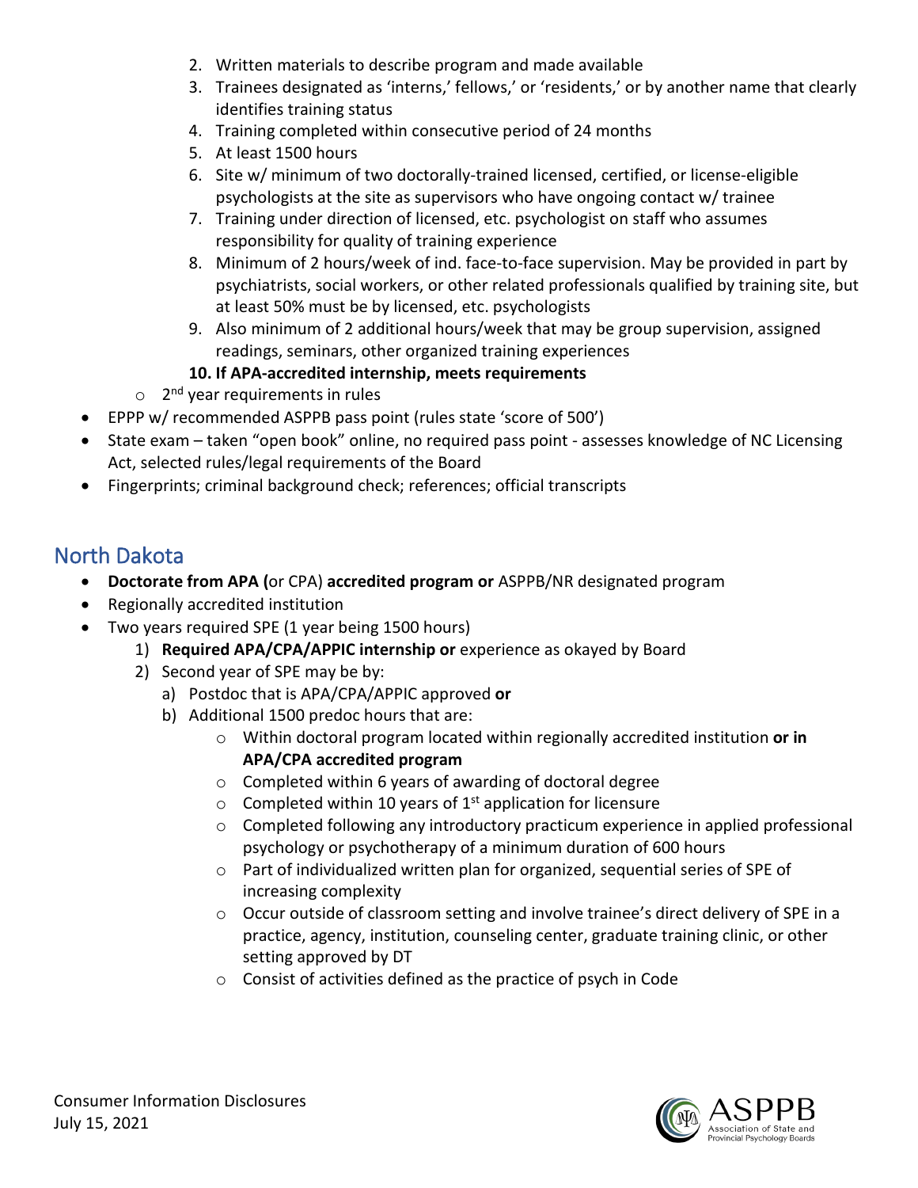2. Written materials to describe program and made available
3. Trainees designated as 'interns,' fellows,' or 'residents,' or by another name that clearly identifies training status
4. Training completed within consecutive period of 24 months
5. At least 1500 hours
6. Site w/ minimum of two doctorally-trained licensed, certified, or license-eligible psychologists at the site as supervisors who have ongoing contact w/ trainee
7. Training under direction of licensed, etc. psychologist on staff who assumes responsibility for quality of training experience
8. Minimum of 2 hours/week of ind. face-to-face supervision. May be provided in part by psychiatrists, social workers, or other related professionals qualified by training site, but at least 50% must be by licensed, etc. psychologists
9. Also minimum of 2 additional hours/week that may be group supervision, assigned readings, seminars, other organized training experiences
10. **If APA-accredited internship, meets requirements**

   - 2nd year requirements in rules

- EPPP w/ recommended ASPPB pass point (rules state 'score of 500')
- State exam – taken "open book" online, no required pass point - assesses knowledge of NC Licensing Act, selected rules/legal requirements of the Board
- Fingerprints; criminal background check; references; official transcripts

## North Dakota

- **Doctorate from APA (**or CPA) **accredited program or** ASPPB/NR designated program
- Regionally accredited institution
- Two years required SPE (1 year being 1500 hours)
  1) **Required APA/CPA/APPIC internship or** experience as okayed by Board
  2) Second year of SPE may be by:
     a) Postdoc that is APA/CPA/APPIC approved **or**
     b) Additional 1500 predoc hours that are:
        - Within doctoral program located within regionally accredited institution **or in APA/CPA accredited program**
        - Completed within 6 years of awarding of doctoral degree
        - Completed within 10 years of 1st application for licensure
        - Completed following any introductory practicum experience in applied professional psychology or psychotherapy of a minimum duration of 600 hours
        - Part of individualized written plan for organized, sequential series of SPE of increasing complexity
        - Occur outside of classroom setting and involve trainee's direct delivery of SPE in a practice, agency, institution, counseling center, graduate training clinic, or other setting approved by DT
        - Consist of activities defined as the practice of psych in Code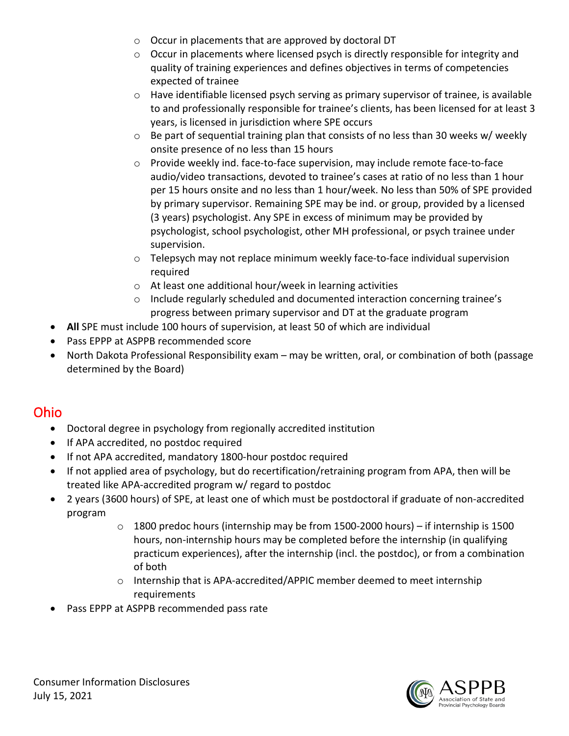- Occur in placements that are approved by doctoral DT
    - Occur in placements where licensed psych is directly responsible for integrity and quality of training experiences and defines objectives in terms of competencies expected of trainee
    - Have identifiable licensed psych serving as primary supervisor of trainee, is available to and professionally responsible for trainee's clients, has been licensed for at least 3 years, is licensed in jurisdiction where SPE occurs
    - Be part of sequential training plan that consists of no less than 30 weeks w/ weekly onsite presence of no less than 15 hours
    - Provide weekly ind. face-to-face supervision, may include remote face-to-face audio/video transactions, devoted to trainee's cases at ratio of no less than 1 hour per 15 hours onsite and no less than 1 hour/week. No less than 50% of SPE provided by primary supervisor. Remaining SPE may be ind. or group, provided by a licensed (3 years) psychologist. Any SPE in excess of minimum may be provided by psychologist, school psychologist, other MH professional, or psych trainee under supervision.
    - Telepsych may not replace minimum weekly face-to-face individual supervision required
    - At least one additional hour/week in learning activities
    - Include regularly scheduled and documented interaction concerning trainee's progress between primary supervisor and DT at the graduate program
- **All** SPE must include 100 hours of supervision, at least 50 of which are individual
- Pass EPPP at ASPPB recommended score
- North Dakota Professional Responsibility exam – may be written, oral, or combination of both (passage determined by the Board)

## Ohio

- Doctoral degree in psychology from regionally accredited institution
- If APA accredited, no postdoc required
- If not APA accredited, mandatory 1800-hour postdoc required
- If not applied area of psychology, but do recertification/retraining program from APA, then will be treated like APA-accredited program w/ regard to postdoc
- 2 years (3600 hours) of SPE, at least one of which must be postdoctoral if graduate of non-accredited program
    - 1800 predoc hours (internship may be from 1500-2000 hours) – if internship is 1500 hours, non-internship hours may be completed before the internship (in qualifying practicum experiences), after the internship (incl. the postdoc), or from a combination of both
    - Internship that is APA-accredited/APPIC member deemed to meet internship requirements
- Pass EPPP at ASPPB recommended pass rate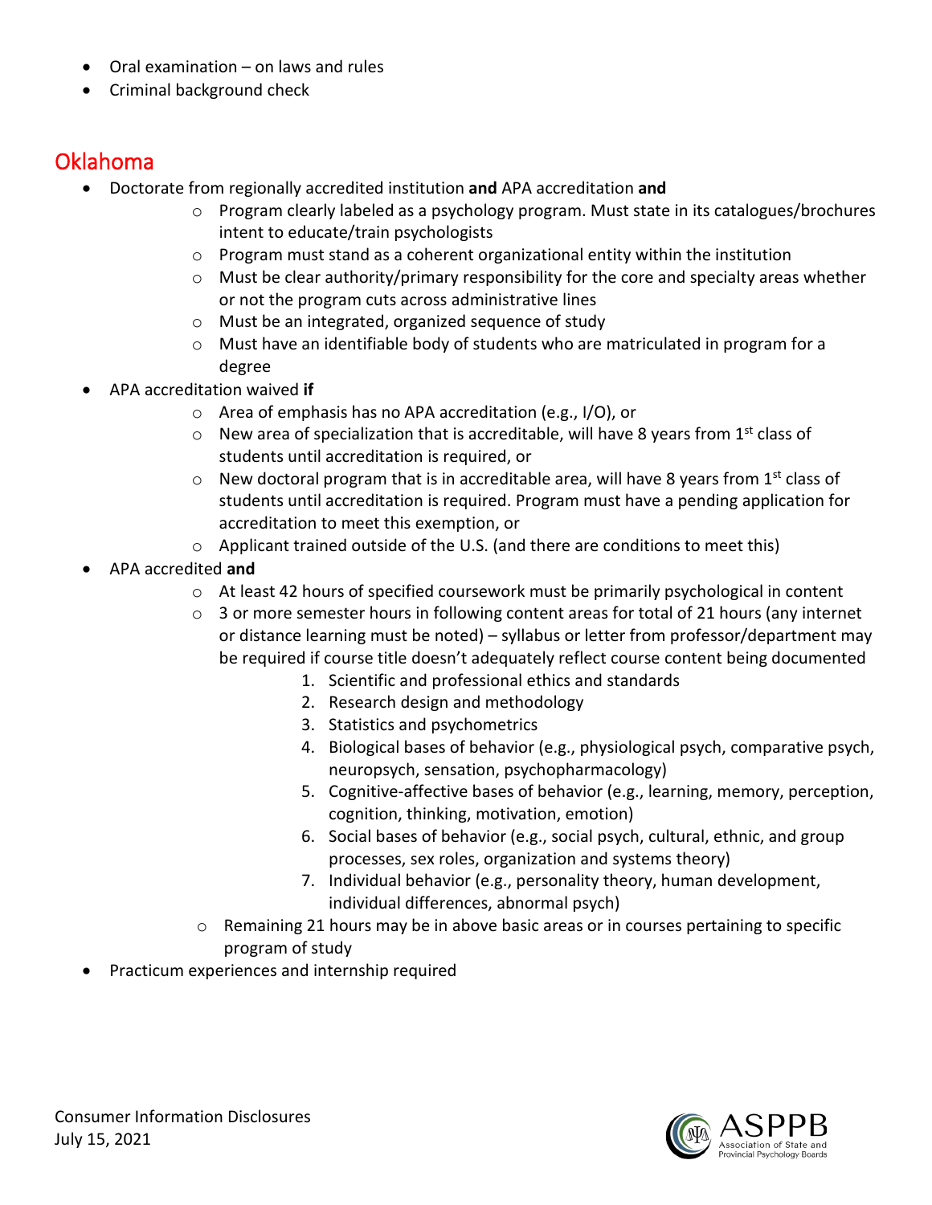- Oral examination – on laws and rules
- Criminal background check

## Oklahoma

- Doctorate from regionally accredited institution **and** APA accreditation **and**
  - Program clearly labeled as a psychology program. Must state in its catalogues/brochures intent to educate/train psychologists
  - Program must stand as a coherent organizational entity within the institution
  - Must be clear authority/primary responsibility for the core and specialty areas whether or not the program cuts across administrative lines
  - Must be an integrated, organized sequence of study
  - Must have an identifiable body of students who are matriculated in program for a degree
- APA accreditation waived **if**
  - Area of emphasis has no APA accreditation (e.g., I/O), or
  - New area of specialization that is accreditable, will have 8 years from 1st class of students until accreditation is required, or
  - New doctoral program that is in accreditable area, will have 8 years from 1st class of students until accreditation is required. Program must have a pending application for accreditation to meet this exemption, or
  - Applicant trained outside of the U.S. (and there are conditions to meet this)
- APA accredited **and**
  - At least 42 hours of specified coursework must be primarily psychological in content
  - 3 or more semester hours in following content areas for total of 21 hours (any internet or distance learning must be noted) – syllabus or letter from professor/department may be required if course title doesn't adequately reflect course content being documented
    1. Scientific and professional ethics and standards
    2. Research design and methodology
    3. Statistics and psychometrics
    4. Biological bases of behavior (e.g., physiological psych, comparative psych, neuropsych, sensation, psychopharmacology)
    5. Cognitive-affective bases of behavior (e.g., learning, memory, perception, cognition, thinking, motivation, emotion)
    6. Social bases of behavior (e.g., social psych, cultural, ethnic, and group processes, sex roles, organization and systems theory)
    7. Individual behavior (e.g., personality theory, human development, individual differences, abnormal psych)
  - Remaining 21 hours may be in above basic areas or in courses pertaining to specific program of study
- Practicum experiences and internship required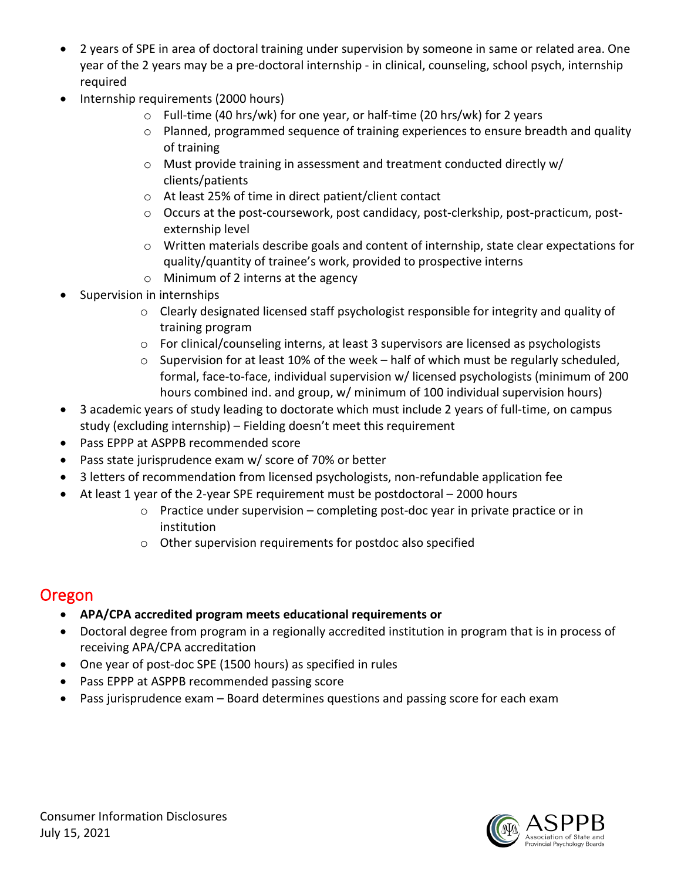- 2 years of SPE in area of doctoral training under supervision by someone in same or related area. One year of the 2 years may be a pre-doctoral internship - in clinical, counseling, school psych, internship required
- Internship requirements (2000 hours)
    - Full-time (40 hrs/wk) for one year, or half-time (20 hrs/wk) for 2 years
    - Planned, programmed sequence of training experiences to ensure breadth and quality of training
    - Must provide training in assessment and treatment conducted directly w/ clients/patients
    - At least 25% of time in direct patient/client contact
    - Occurs at the post-coursework, post candidacy, post-clerkship, post-practicum, post-externship level
    - Written materials describe goals and content of internship, state clear expectations for quality/quantity of trainee's work, provided to prospective interns
    - Minimum of 2 interns at the agency
- Supervision in internships
    - Clearly designated licensed staff psychologist responsible for integrity and quality of training program
    - For clinical/counseling interns, at least 3 supervisors are licensed as psychologists
    - Supervision for at least 10% of the week – half of which must be regularly scheduled, formal, face-to-face, individual supervision w/ licensed psychologists (minimum of 200 hours combined ind. and group, w/ minimum of 100 individual supervision hours)
- 3 academic years of study leading to doctorate which must include 2 years of full-time, on campus study (excluding internship) – Fielding doesn't meet this requirement
- Pass EPPP at ASPPB recommended score
- Pass state jurisprudence exam w/ score of 70% or better
- 3 letters of recommendation from licensed psychologists, non-refundable application fee
- At least 1 year of the 2-year SPE requirement must be postdoctoral – 2000 hours
    - Practice under supervision – completing post-doc year in private practice or in institution
    - Other supervision requirements for postdoc also specified

## Oregon

- **APA/CPA accredited program meets educational requirements or**
- Doctoral degree from program in a regionally accredited institution in program that is in process of receiving APA/CPA accreditation
- One year of post-doc SPE (1500 hours) as specified in rules
- Pass EPPP at ASPPB recommended passing score
- Pass jurisprudence exam – Board determines questions and passing score for each exam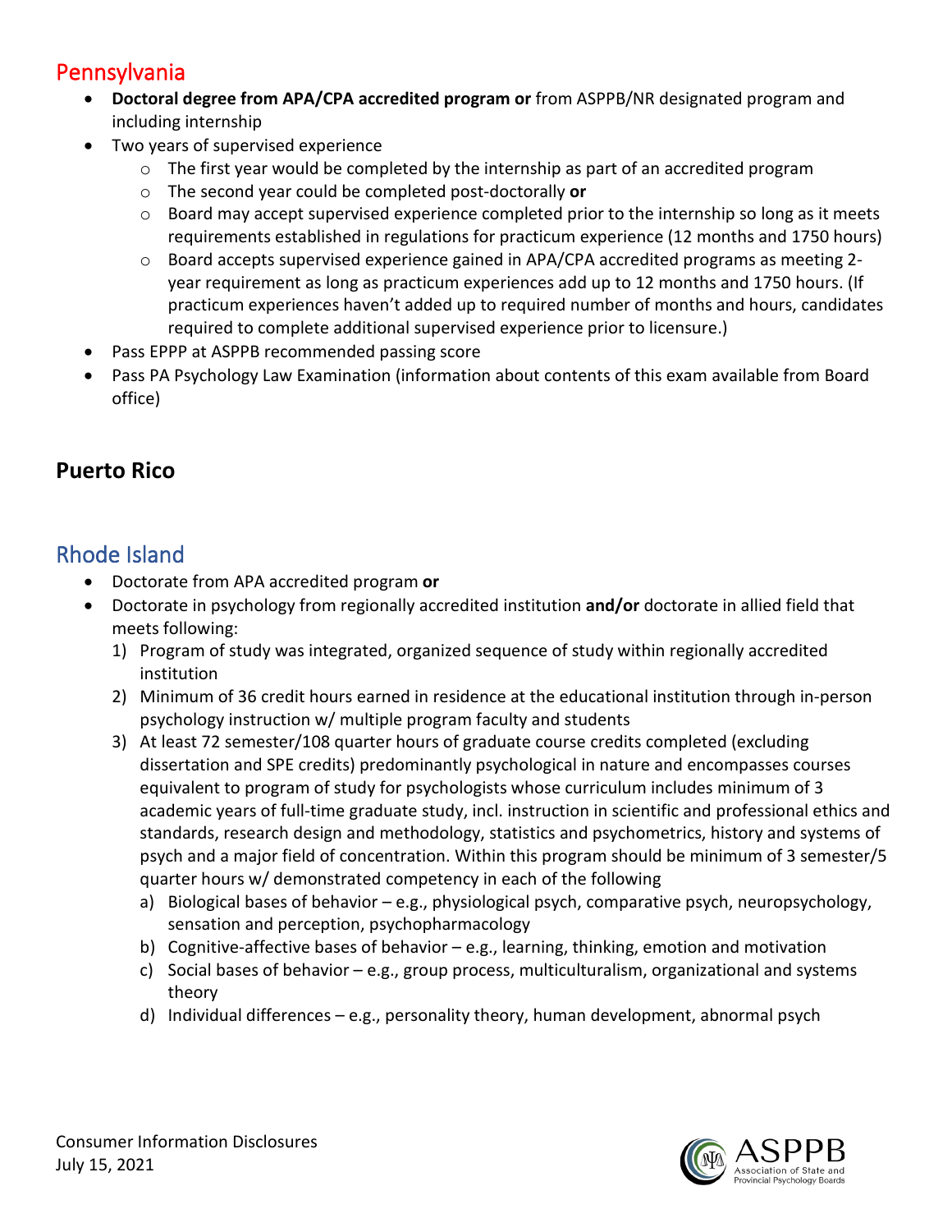## Pennsylvania

- **Doctoral degree from APA/CPA accredited program or** from ASPPB/NR designated program and including internship
- Two years of supervised experience
  - The first year would be completed by the internship as part of an accredited program
  - The second year could be completed post-doctorally **or**
  - Board may accept supervised experience completed prior to the internship so long as it meets requirements established in regulations for practicum experience (12 months and 1750 hours)
  - Board accepts supervised experience gained in APA/CPA accredited programs as meeting 2-year requirement as long as practicum experiences add up to 12 months and 1750 hours. (If practicum experiences haven't added up to required number of months and hours, candidates required to complete additional supervised experience prior to licensure.)
- Pass EPPP at ASPPB recommended passing score
- Pass PA Psychology Law Examination (information about contents of this exam available from Board office)

## Puerto Rico

## Rhode Island

- Doctorate from APA accredited program **or**
- Doctorate in psychology from regionally accredited institution **and/or** doctorate in allied field that meets following:
  1) Program of study was integrated, organized sequence of study within regionally accredited institution
  2) Minimum of 36 credit hours earned in residence at the educational institution through in-person psychology instruction w/ multiple program faculty and students
  3) At least 72 semester/108 quarter hours of graduate course credits completed (excluding dissertation and SPE credits) predominantly psychological in nature and encompasses courses equivalent to program of study for psychologists whose curriculum includes minimum of 3 academic years of full-time graduate study, incl. instruction in scientific and professional ethics and standards, research design and methodology, statistics and psychometrics, history and systems of psych and a major field of concentration. Within this program should be minimum of 3 semester/5 quarter hours w/ demonstrated competency in each of the following
     a) Biological bases of behavior – e.g., physiological psych, comparative psych, neuropsychology, sensation and perception, psychopharmacology
     b) Cognitive-affective bases of behavior – e.g., learning, thinking, emotion and motivation
     c) Social bases of behavior – e.g., group process, multiculturalism, organizational and systems theory
     d) Individual differences – e.g., personality theory, human development, abnormal psych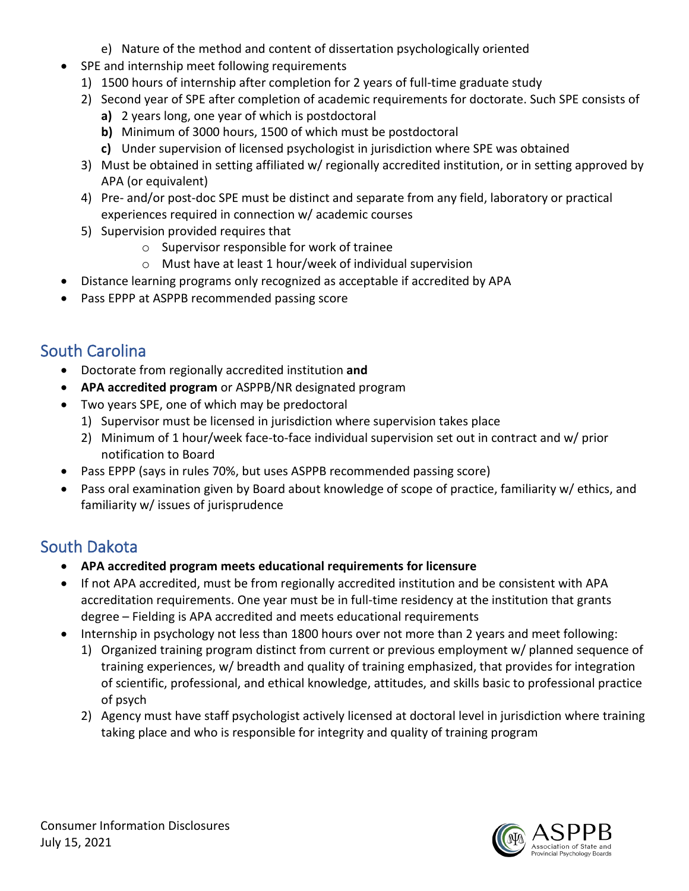e) Nature of the method and content of dissertation psychologically oriented

- SPE and internship meet following requirements
  1) 1500 hours of internship after completion for 2 years of full-time graduate study
  2) Second year of SPE after completion of academic requirements for doctorate. Such SPE consists of
     **a)** 2 years long, one year of which is postdoctoral
     **b)** Minimum of 3000 hours, 1500 of which must be postdoctoral
     **c)** Under supervision of licensed psychologist in jurisdiction where SPE was obtained
  3) Must be obtained in setting affiliated w/ regionally accredited institution, or in setting approved by APA (or equivalent)
  4) Pre- and/or post-doc SPE must be distinct and separate from any field, laboratory or practical experiences required in connection w/ academic courses
  5) Supervision provided requires that
     - Supervisor responsible for work of trainee
     - Must have at least 1 hour/week of individual supervision
- Distance learning programs only recognized as acceptable if accredited by APA
- Pass EPPP at ASPPB recommended passing score

## South Carolina

- Doctorate from regionally accredited institution **and**
- **APA accredited program** or ASPPB/NR designated program
- Two years SPE, one of which may be predoctoral
  1) Supervisor must be licensed in jurisdiction where supervision takes place
  2) Minimum of 1 hour/week face-to-face individual supervision set out in contract and w/ prior notification to Board
- Pass EPPP (says in rules 70%, but uses ASPPB recommended passing score)
- Pass oral examination given by Board about knowledge of scope of practice, familiarity w/ ethics, and familiarity w/ issues of jurisprudence

## South Dakota

- **APA accredited program meets educational requirements for licensure**
- If not APA accredited, must be from regionally accredited institution and be consistent with APA accreditation requirements. One year must be in full-time residency at the institution that grants degree – Fielding is APA accredited and meets educational requirements
- Internship in psychology not less than 1800 hours over not more than 2 years and meet following:
  1) Organized training program distinct from current or previous employment w/ planned sequence of training experiences, w/ breadth and quality of training emphasized, that provides for integration of scientific, professional, and ethical knowledge, attitudes, and skills basic to professional practice of psych
  2) Agency must have staff psychologist actively licensed at doctoral level in jurisdiction where training taking place and who is responsible for integrity and quality of training program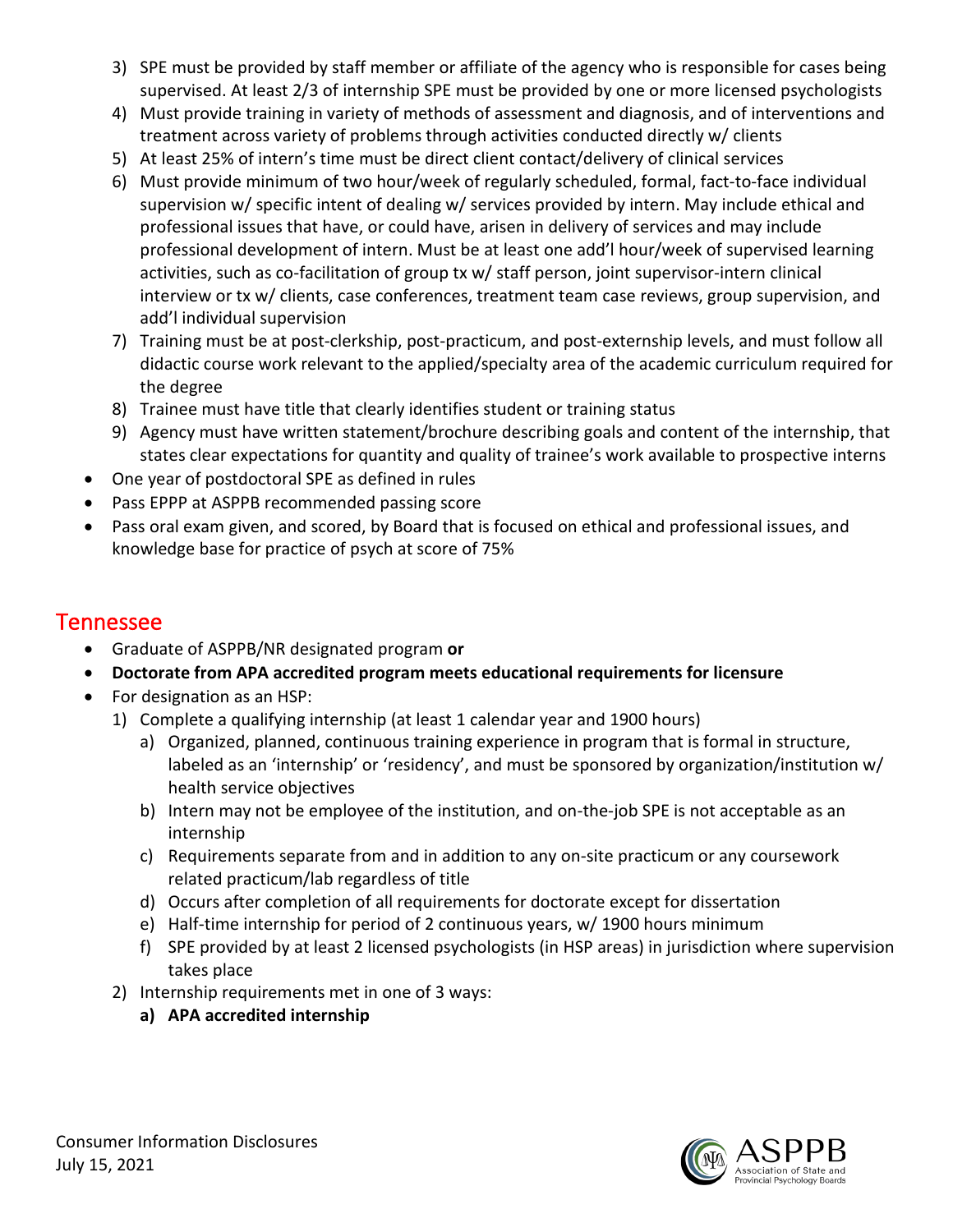3) SPE must be provided by staff member or affiliate of the agency who is responsible for cases being supervised. At least 2/3 of internship SPE must be provided by one or more licensed psychologists
4) Must provide training in variety of methods of assessment and diagnosis, and of interventions and treatment across variety of problems through activities conducted directly w/ clients
5) At least 25% of intern's time must be direct client contact/delivery of clinical services
6) Must provide minimum of two hour/week of regularly scheduled, formal, fact-to-face individual supervision w/ specific intent of dealing w/ services provided by intern. May include ethical and professional issues that have, or could have, arisen in delivery of services and may include professional development of intern. Must be at least one add'l hour/week of supervised learning activities, such as co-facilitation of group tx w/ staff person, joint supervisor-intern clinical interview or tx w/ clients, case conferences, treatment team case reviews, group supervision, and add'l individual supervision
7) Training must be at post-clerkship, post-practicum, and post-externship levels, and must follow all didactic course work relevant to the applied/specialty area of the academic curriculum required for the degree
8) Trainee must have title that clearly identifies student or training status
9) Agency must have written statement/brochure describing goals and content of the internship, that states clear expectations for quantity and quality of trainee's work available to prospective interns

- One year of postdoctoral SPE as defined in rules
- Pass EPPP at ASPPB recommended passing score
- Pass oral exam given, and scored, by Board that is focused on ethical and professional issues, and knowledge base for practice of psych at score of 75%

## Tennessee

- Graduate of ASPPB/NR designated program **or**
- **Doctorate from APA accredited program meets educational requirements for licensure**
- For designation as an HSP:
  1) Complete a qualifying internship (at least 1 calendar year and 1900 hours)
     a) Organized, planned, continuous training experience in program that is formal in structure, labeled as an 'internship' or 'residency', and must be sponsored by organization/institution w/ health service objectives
     b) Intern may not be employee of the institution, and on-the-job SPE is not acceptable as an internship
     c) Requirements separate from and in addition to any on-site practicum or any coursework related practicum/lab regardless of title
     d) Occurs after completion of all requirements for doctorate except for dissertation
     e) Half-time internship for period of 2 continuous years, w/ 1900 hours minimum
     f) SPE provided by at least 2 licensed psychologists (in HSP areas) in jurisdiction where supervision takes place
  2) Internship requirements met in one of 3 ways:
     **a) APA accredited internship**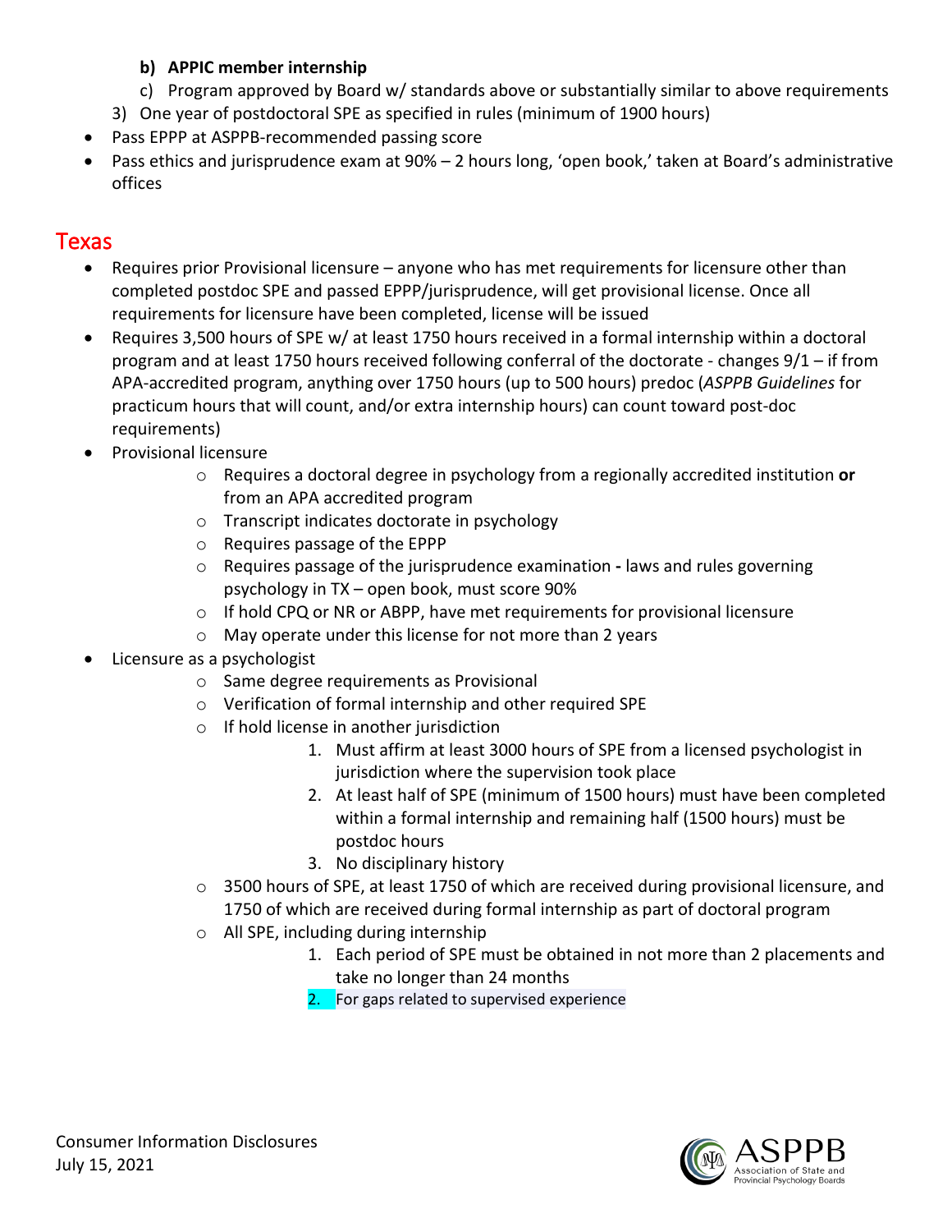- **b) APPIC member internship**
   - c) Program approved by Board w/ standards above or substantially similar to above requirements
  3) One year of postdoctoral SPE as specified in rules (minimum of 1900 hours)
- Pass EPPP at ASPPB-recommended passing score
- Pass ethics and jurisprudence exam at 90% – 2 hours long, 'open book,' taken at Board's administrative offices

## Texas

- Requires prior Provisional licensure – anyone who has met requirements for licensure other than completed postdoc SPE and passed EPPP/jurisprudence, will get provisional license. Once all requirements for licensure have been completed, license will be issued
- Requires 3,500 hours of SPE w/ at least 1750 hours received in a formal internship within a doctoral program and at least 1750 hours received following conferral of the doctorate - changes 9/1 – if from APA-accredited program, anything over 1750 hours (up to 500 hours) predoc (*ASPPB Guidelines* for practicum hours that will count, and/or extra internship hours) can count toward post-doc requirements)
- Provisional licensure
    - Requires a doctoral degree in psychology from a regionally accredited institution **or** from an APA accredited program
    - Transcript indicates doctorate in psychology
    - Requires passage of the EPPP
    - Requires passage of the jurisprudence examination **-** laws and rules governing psychology in TX – open book, must score 90%
    - If hold CPQ or NR or ABPP, have met requirements for provisional licensure
    - May operate under this license for not more than 2 years
- Licensure as a psychologist
    - Same degree requirements as Provisional
    - Verification of formal internship and other required SPE
    - If hold license in another jurisdiction
        1. Must affirm at least 3000 hours of SPE from a licensed psychologist in jurisdiction where the supervision took place
        2. At least half of SPE (minimum of 1500 hours) must have been completed within a formal internship and remaining half (1500 hours) must be postdoc hours
        3. No disciplinary history
    - 3500 hours of SPE, at least 1750 of which are received during provisional licensure, and 1750 of which are received during formal internship as part of doctoral program
    - All SPE, including during internship
        1. Each period of SPE must be obtained in not more than 2 placements and take no longer than 24 months
        2. For gaps related to supervised experience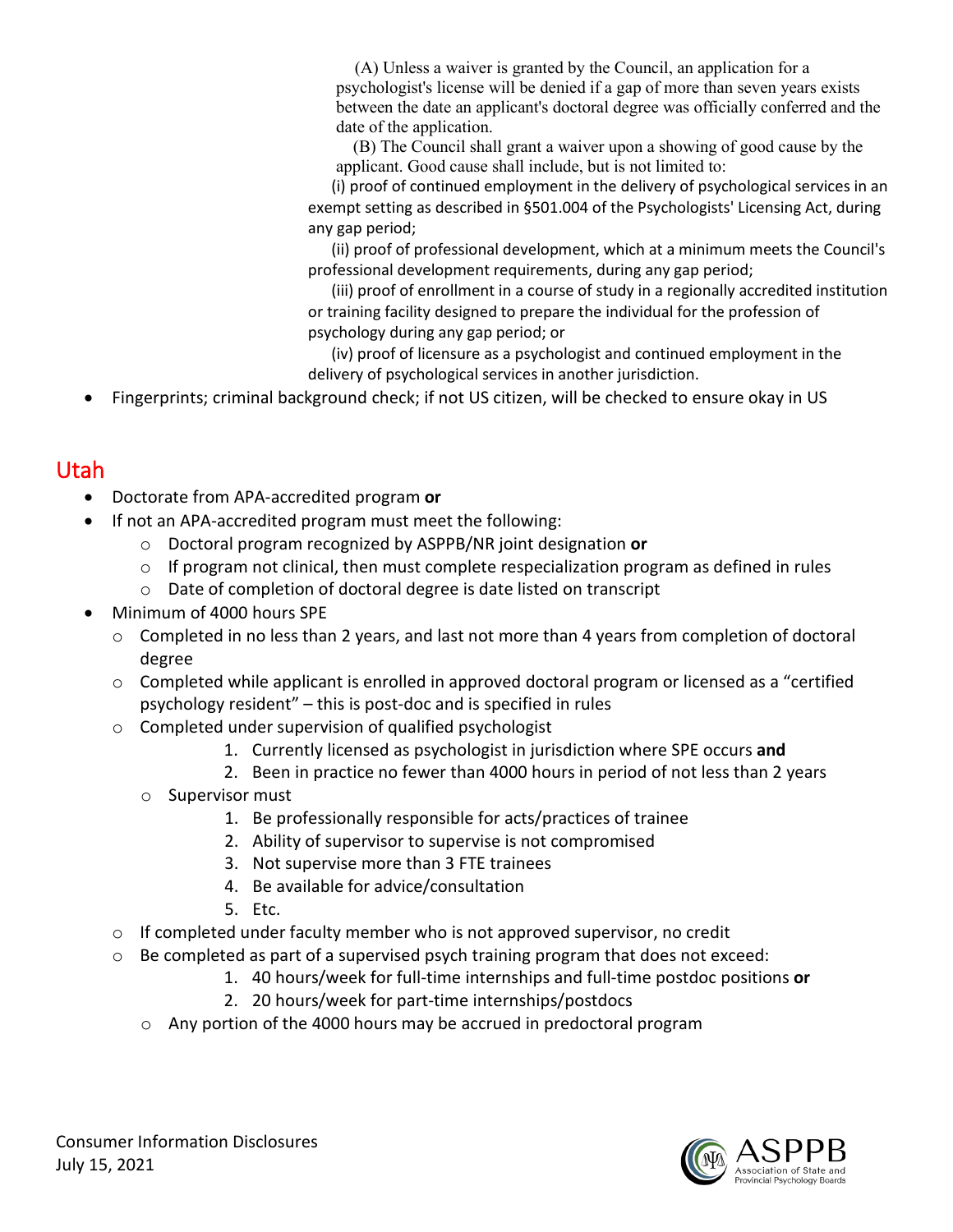(A) Unless a waiver is granted by the Council, an application for a psychologist's license will be denied if a gap of more than seven years exists between the date an applicant's doctoral degree was officially conferred and the date of the application.

(B) The Council shall grant a waiver upon a showing of good cause by the applicant. Good cause shall include, but is not limited to:

(i) proof of continued employment in the delivery of psychological services in an exempt setting as described in §501.004 of the Psychologists' Licensing Act, during any gap period;

(ii) proof of professional development, which at a minimum meets the Council's professional development requirements, during any gap period;

(iii) proof of enrollment in a course of study in a regionally accredited institution or training facility designed to prepare the individual for the profession of psychology during any gap period; or

(iv) proof of licensure as a psychologist and continued employment in the delivery of psychological services in another jurisdiction.

- Fingerprints; criminal background check; if not US citizen, will be checked to ensure okay in US

## Utah

- Doctorate from APA-accredited program **or**
- If not an APA-accredited program must meet the following:
  - Doctoral program recognized by ASPPB/NR joint designation **or**
  - If program not clinical, then must complete respecialization program as defined in rules
  - Date of completion of doctoral degree is date listed on transcript
- Minimum of 4000 hours SPE
  - Completed in no less than 2 years, and last not more than 4 years from completion of doctoral degree
  - Completed while applicant is enrolled in approved doctoral program or licensed as a "certified psychology resident" – this is post-doc and is specified in rules
  - Completed under supervision of qualified psychologist
    1. Currently licensed as psychologist in jurisdiction where SPE occurs **and**
    2. Been in practice no fewer than 4000 hours in period of not less than 2 years
  - Supervisor must
    1. Be professionally responsible for acts/practices of trainee
    2. Ability of supervisor to supervise is not compromised
    3. Not supervise more than 3 FTE trainees
    4. Be available for advice/consultation
    5. Etc.
  - If completed under faculty member who is not approved supervisor, no credit
  - Be completed as part of a supervised psych training program that does not exceed:
    1. 40 hours/week for full-time internships and full-time postdoc positions **or**
    2. 20 hours/week for part-time internships/postdocs
  - Any portion of the 4000 hours may be accrued in predoctoral program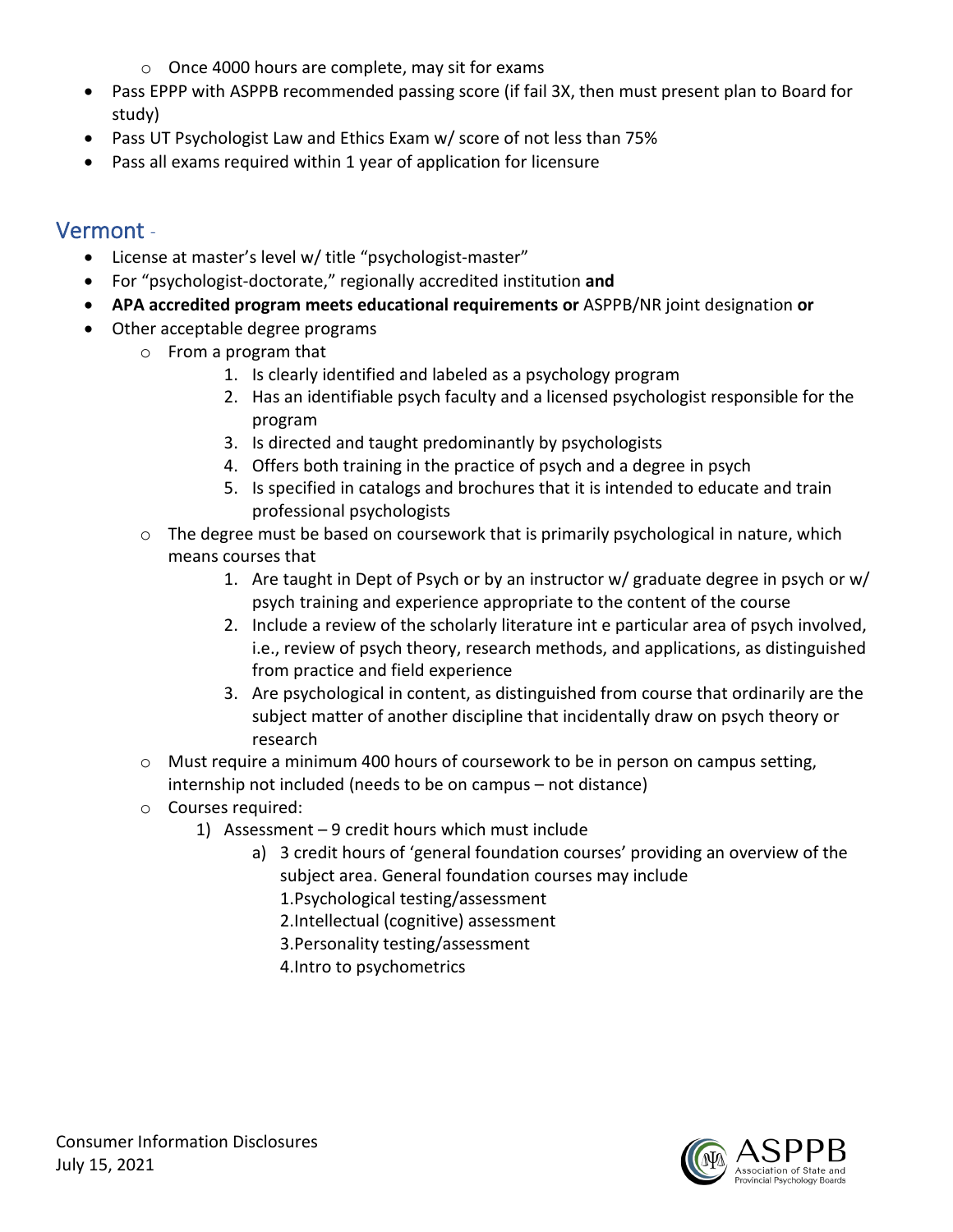- Once 4000 hours are complete, may sit for exams
- Pass EPPP with ASPPB recommended passing score (if fail 3X, then must present plan to Board for study)
- Pass UT Psychologist Law and Ethics Exam w/ score of not less than 75%
- Pass all exams required within 1 year of application for licensure

## Vermont -

- License at master's level w/ title "psychologist-master"
- For "psychologist-doctorate," regionally accredited institution **and**
- **APA accredited program meets educational requirements or** ASPPB/NR joint designation **or**
- Other acceptable degree programs
    - From a program that
        1. Is clearly identified and labeled as a psychology program
        2. Has an identifiable psych faculty and a licensed psychologist responsible for the program
        3. Is directed and taught predominantly by psychologists
        4. Offers both training in the practice of psych and a degree in psych
        5. Is specified in catalogs and brochures that it is intended to educate and train professional psychologists
    - The degree must be based on coursework that is primarily psychological in nature, which means courses that
        1. Are taught in Dept of Psych or by an instructor w/ graduate degree in psych or w/ psych training and experience appropriate to the content of the course
        2. Include a review of the scholarly literature int e particular area of psych involved, i.e., review of psych theory, research methods, and applications, as distinguished from practice and field experience
        3. Are psychological in content, as distinguished from course that ordinarily are the subject matter of another discipline that incidentally draw on psych theory or research
    - Must require a minimum 400 hours of coursework to be in person on campus setting, internship not included (needs to be on campus – not distance)
    - Courses required:
        1) Assessment – 9 credit hours which must include
            a) 3 credit hours of 'general foundation courses' providing an overview of the subject area. General foundation courses may include
                1. Psychological testing/assessment
                2. Intellectual (cognitive) assessment
                3. Personality testing/assessment
                4. Intro to psychometrics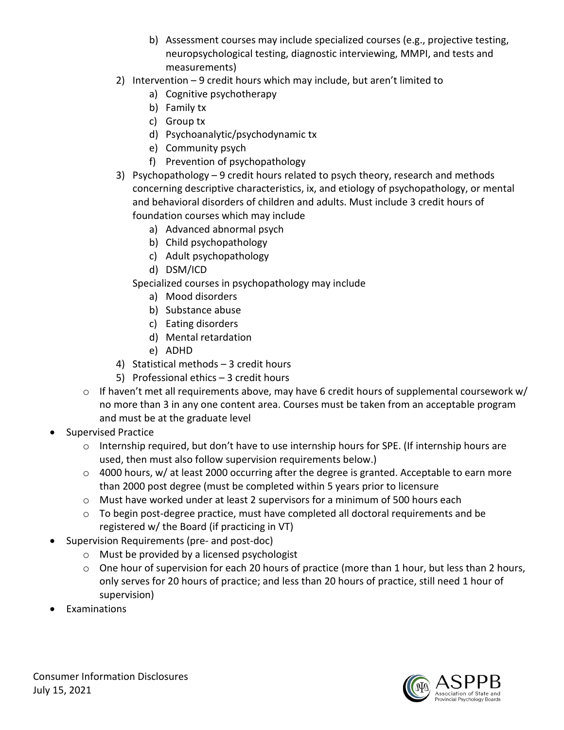b) Assessment courses may include specialized courses (e.g., projective testing, neuropsychological testing, diagnostic interviewing, MMPI, and tests and measurements)
    2) Intervention – 9 credit hours which may include, but aren't limited to
        a) Cognitive psychotherapy
        b) Family tx
        c) Group tx
        d) Psychoanalytic/psychodynamic tx
        e) Community psych
        f) Prevention of psychopathology
    3) Psychopathology – 9 credit hours related to psych theory, research and methods concerning descriptive characteristics, ix, and etiology of psychopathology, or mental and behavioral disorders of children and adults. Must include 3 credit hours of foundation courses which may include
        a) Advanced abnormal psych
        b) Child psychopathology
        c) Adult psychopathology
        d) DSM/ICD

       Specialized courses in psychopathology may include
        a) Mood disorders
        b) Substance abuse
        c) Eating disorders
        d) Mental retardation
        e) ADHD
    4) Statistical methods – 3 credit hours
    5) Professional ethics – 3 credit hours
  - If haven't met all requirements above, may have 6 credit hours of supplemental coursework w/ no more than 3 in any one content area. Courses must be taken from an acceptable program and must be at the graduate level
- Supervised Practice
  - Internship required, but don't have to use internship hours for SPE. (If internship hours are used, then must also follow supervision requirements below.)
  - 4000 hours, w/ at least 2000 occurring after the degree is granted. Acceptable to earn more than 2000 post degree (must be completed within 5 years prior to licensure
  - Must have worked under at least 2 supervisors for a minimum of 500 hours each
  - To begin post-degree practice, must have completed all doctoral requirements and be registered w/ the Board (if practicing in VT)
- Supervision Requirements (pre- and post-doc)
  - Must be provided by a licensed psychologist
  - One hour of supervision for each 20 hours of practice (more than 1 hour, but less than 2 hours, only serves for 20 hours of practice; and less than 20 hours of practice, still need 1 hour of supervision)
- Examinations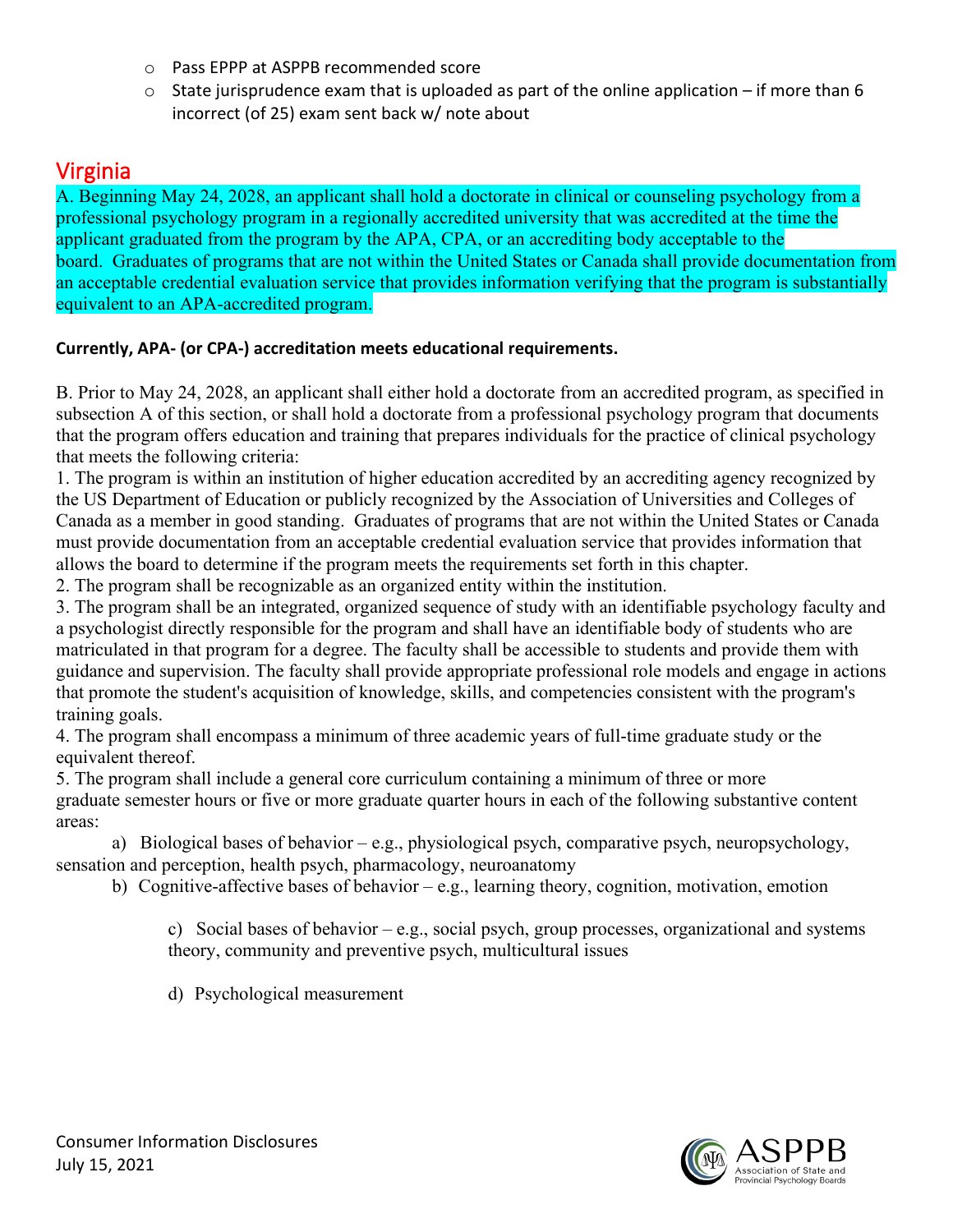- Pass EPPP at ASPPB recommended score
- State jurisprudence exam that is uploaded as part of the online application – if more than 6 incorrect (of 25) exam sent back w/ note about

## Virginia

A. Beginning May 24, 2028, an applicant shall hold a doctorate in clinical or counseling psychology from a professional psychology program in a regionally accredited university that was accredited at the time the applicant graduated from the program by the APA, CPA, or an accrediting body acceptable to the board. Graduates of programs that are not within the United States or Canada shall provide documentation from an acceptable credential evaluation service that provides information verifying that the program is substantially equivalent to an APA-accredited program.

**Currently, APA- (or CPA-) accreditation meets educational requirements.**

B. Prior to May 24, 2028, an applicant shall either hold a doctorate from an accredited program, as specified in subsection A of this section, or shall hold a doctorate from a professional psychology program that documents that the program offers education and training that prepares individuals for the practice of clinical psychology that meets the following criteria:

1. The program is within an institution of higher education accredited by an accrediting agency recognized by the US Department of Education or publicly recognized by the Association of Universities and Colleges of Canada as a member in good standing. Graduates of programs that are not within the United States or Canada must provide documentation from an acceptable credential evaluation service that provides information that allows the board to determine if the program meets the requirements set forth in this chapter.
2. The program shall be recognizable as an organized entity within the institution.
3. The program shall be an integrated, organized sequence of study with an identifiable psychology faculty and a psychologist directly responsible for the program and shall have an identifiable body of students who are matriculated in that program for a degree. The faculty shall be accessible to students and provide them with guidance and supervision. The faculty shall provide appropriate professional role models and engage in actions that promote the student's acquisition of knowledge, skills, and competencies consistent with the program's training goals.
4. The program shall encompass a minimum of three academic years of full-time graduate study or the equivalent thereof.
5. The program shall include a general core curriculum containing a minimum of three or more graduate semester hours or five or more graduate quarter hours in each of the following substantive content areas:

   a) Biological bases of behavior – e.g., physiological psych, comparative psych, neuropsychology, sensation and perception, health psych, pharmacology, neuroanatomy

   b) Cognitive-affective bases of behavior – e.g., learning theory, cognition, motivation, emotion

   c) Social bases of behavior – e.g., social psych, group processes, organizational and systems theory, community and preventive psych, multicultural issues

   d) Psychological measurement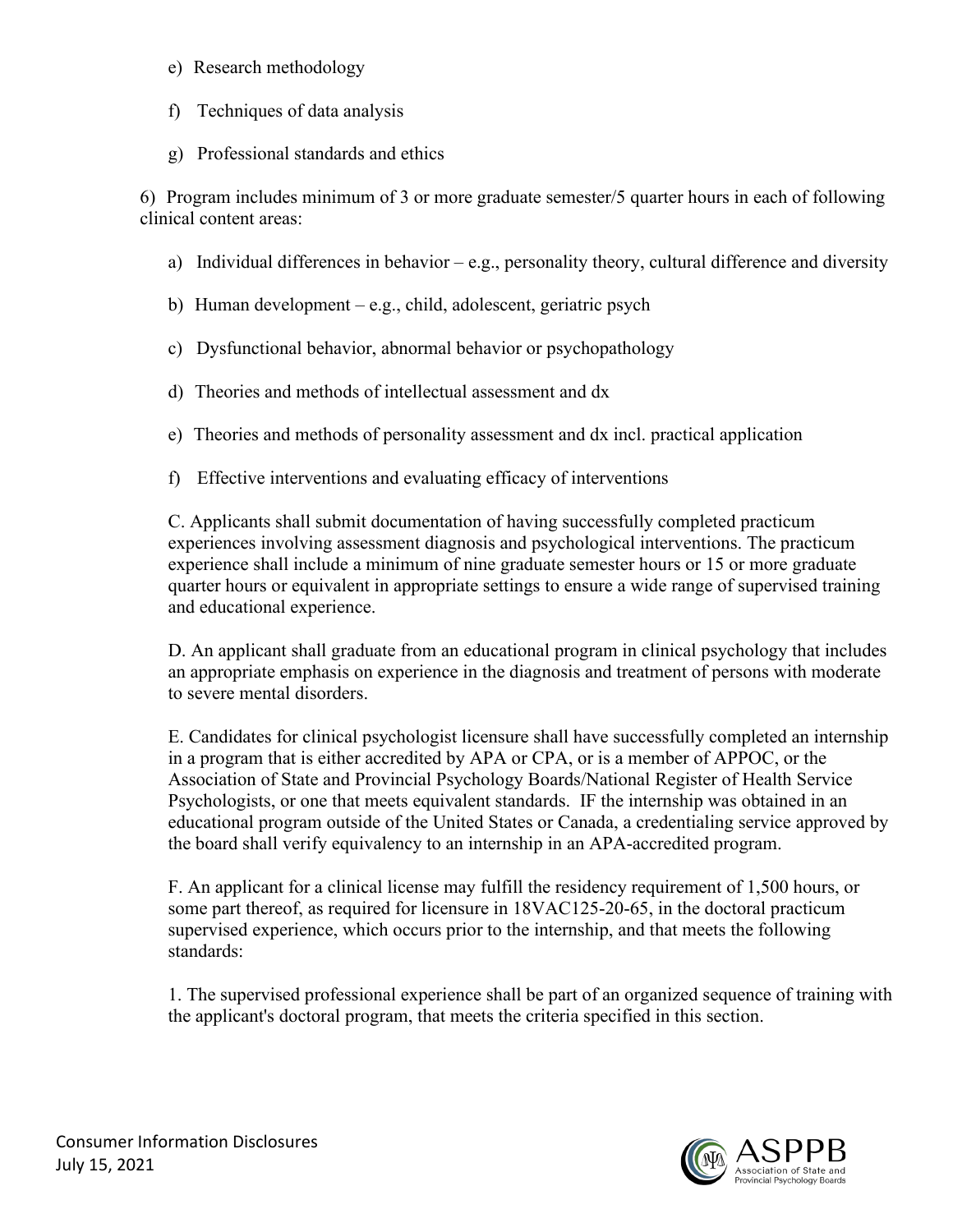e) Research methodology

f) Techniques of data analysis

g) Professional standards and ethics

6) Program includes minimum of 3 or more graduate semester/5 quarter hours in each of following clinical content areas:

a) Individual differences in behavior – e.g., personality theory, cultural difference and diversity

b) Human development – e.g., child, adolescent, geriatric psych

c) Dysfunctional behavior, abnormal behavior or psychopathology

d) Theories and methods of intellectual assessment and dx

e) Theories and methods of personality assessment and dx incl. practical application

f) Effective interventions and evaluating efficacy of interventions

C. Applicants shall submit documentation of having successfully completed practicum experiences involving assessment diagnosis and psychological interventions. The practicum experience shall include a minimum of nine graduate semester hours or 15 or more graduate quarter hours or equivalent in appropriate settings to ensure a wide range of supervised training and educational experience.

D. An applicant shall graduate from an educational program in clinical psychology that includes an appropriate emphasis on experience in the diagnosis and treatment of persons with moderate to severe mental disorders.

E. Candidates for clinical psychologist licensure shall have successfully completed an internship in a program that is either accredited by APA or CPA, or is a member of APPOC, or the Association of State and Provincial Psychology Boards/National Register of Health Service Psychologists, or one that meets equivalent standards. IF the internship was obtained in an educational program outside of the United States or Canada, a credentialing service approved by the board shall verify equivalency to an internship in an APA-accredited program.

F. An applicant for a clinical license may fulfill the residency requirement of 1,500 hours, or some part thereof, as required for licensure in 18VAC125-20-65, in the doctoral practicum supervised experience, which occurs prior to the internship, and that meets the following standards:

1. The supervised professional experience shall be part of an organized sequence of training with the applicant's doctoral program, that meets the criteria specified in this section.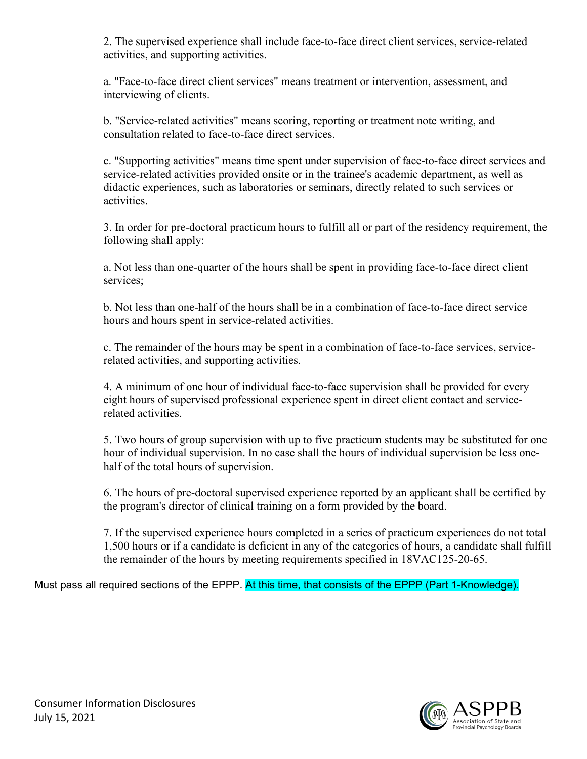2. The supervised experience shall include face-to-face direct client services, service-related activities, and supporting activities.

a. "Face-to-face direct client services" means treatment or intervention, assessment, and interviewing of clients.

b. "Service-related activities" means scoring, reporting or treatment note writing, and consultation related to face-to-face direct services.

c. "Supporting activities" means time spent under supervision of face-to-face direct services and service-related activities provided onsite or in the trainee's academic department, as well as didactic experiences, such as laboratories or seminars, directly related to such services or activities.

3. In order for pre-doctoral practicum hours to fulfill all or part of the residency requirement, the following shall apply:

a. Not less than one-quarter of the hours shall be spent in providing face-to-face direct client services;

b. Not less than one-half of the hours shall be in a combination of face-to-face direct service hours and hours spent in service-related activities.

c. The remainder of the hours may be spent in a combination of face-to-face services, service-related activities, and supporting activities.

4. A minimum of one hour of individual face-to-face supervision shall be provided for every eight hours of supervised professional experience spent in direct client contact and service-related activities.

5. Two hours of group supervision with up to five practicum students may be substituted for one hour of individual supervision. In no case shall the hours of individual supervision be less one-half of the total hours of supervision.

6. The hours of pre-doctoral supervised experience reported by an applicant shall be certified by the program's director of clinical training on a form provided by the board.

7. If the supervised experience hours completed in a series of practicum experiences do not total 1,500 hours or if a candidate is deficient in any of the categories of hours, a candidate shall fulfill the remainder of the hours by meeting requirements specified in 18VAC125-20-65.

Must pass all required sections of the EPPP. At this time, that consists of the EPPP (Part 1-Knowledge).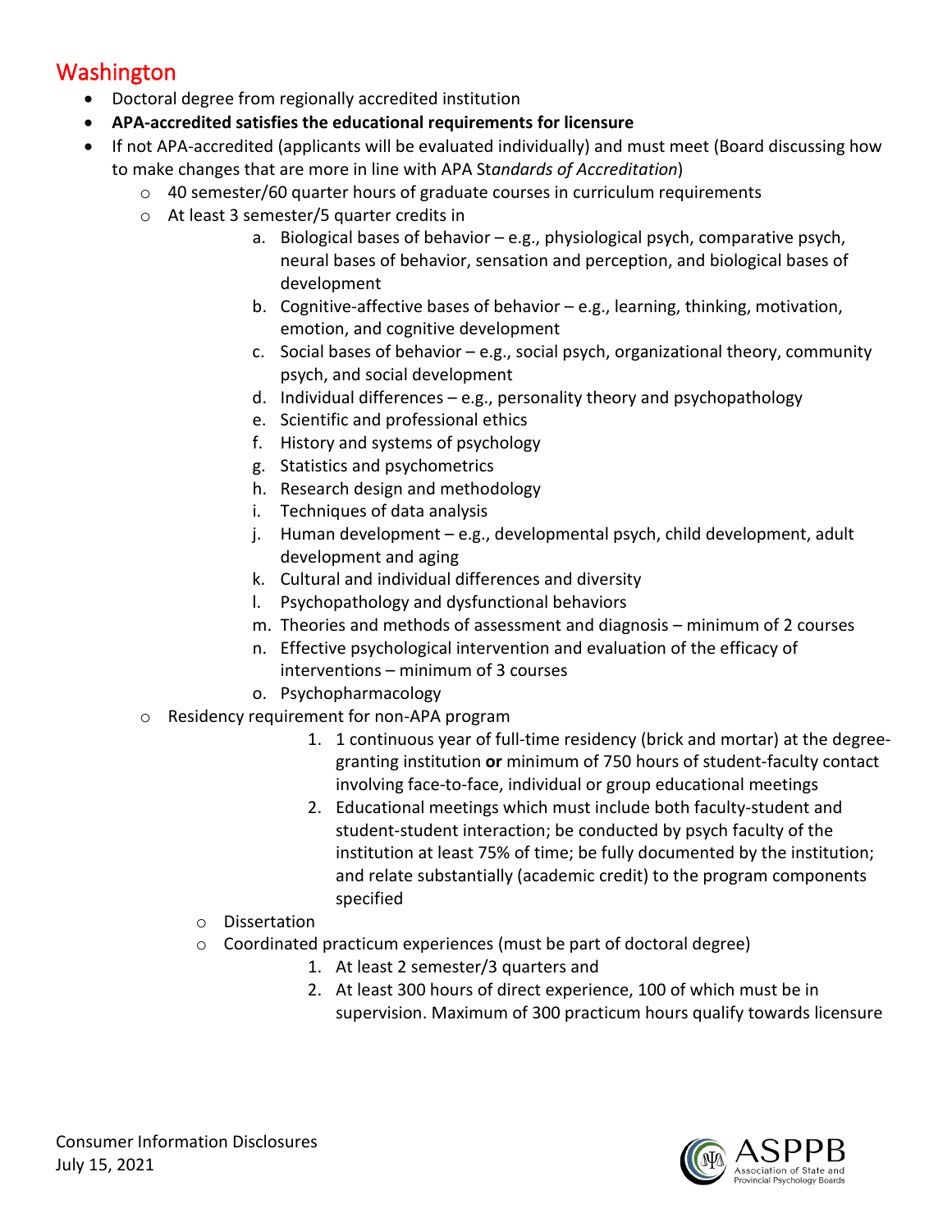## Washington

- Doctoral degree from regionally accredited institution
- **APA-accredited satisfies the educational requirements for licensure**
- If not APA-accredited (applicants will be evaluated individually) and must meet (Board discussing how to make changes that are more in line with APA St*andards of Accreditation*)
  - 40 semester/60 quarter hours of graduate courses in curriculum requirements
  - At least 3 semester/5 quarter credits in
    a. Biological bases of behavior – e.g., physiological psych, comparative psych, neural bases of behavior, sensation and perception, and biological bases of development
    b. Cognitive-affective bases of behavior – e.g., learning, thinking, motivation, emotion, and cognitive development
    c. Social bases of behavior – e.g., social psych, organizational theory, community psych, and social development
    d. Individual differences – e.g., personality theory and psychopathology
    e. Scientific and professional ethics
    f. History and systems of psychology
    g. Statistics and psychometrics
    h. Research design and methodology
    i. Techniques of data analysis
    j. Human development – e.g., developmental psych, child development, adult development and aging
    k. Cultural and individual differences and diversity
    l. Psychopathology and dysfunctional behaviors
    m. Theories and methods of assessment and diagnosis – minimum of 2 courses
    n. Effective psychological intervention and evaluation of the efficacy of interventions – minimum of 3 courses
    o. Psychopharmacology
  - Residency requirement for non-APA program
    1. 1 continuous year of full-time residency (brick and mortar) at the degree-granting institution **or** minimum of 750 hours of student-faculty contact involving face-to-face, individual or group educational meetings
    2. Educational meetings which must include both faculty-student and student-student interaction; be conducted by psych faculty of the institution at least 75% of time; be fully documented by the institution; and relate substantially (academic credit) to the program components specified
  - Dissertation
  - Coordinated practicum experiences (must be part of doctoral degree)
    1. At least 2 semester/3 quarters and
    2. At least 300 hours of direct experience, 100 of which must be in supervision. Maximum of 300 practicum hours qualify towards licensure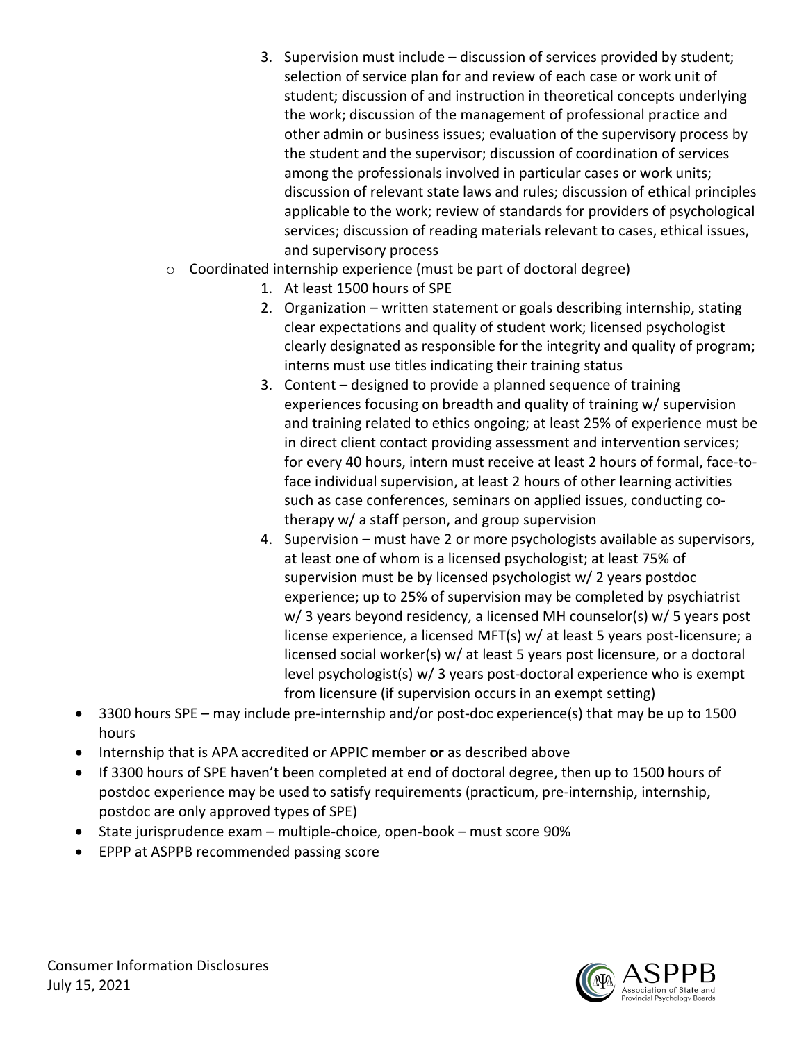3. Supervision must include – discussion of services provided by student; selection of service plan for and review of each case or work unit of student; discussion of and instruction in theoretical concepts underlying the work; discussion of the management of professional practice and other admin or business issues; evaluation of the supervisory process by the student and the supervisor; discussion of coordination of services among the professionals involved in particular cases or work units; discussion of relevant state laws and rules; discussion of ethical principles applicable to the work; review of standards for providers of psychological services; discussion of reading materials relevant to cases, ethical issues, and supervisory process

  - Coordinated internship experience (must be part of doctoral degree)
    1. At least 1500 hours of SPE
    2. Organization – written statement or goals describing internship, stating clear expectations and quality of student work; licensed psychologist clearly designated as responsible for the integrity and quality of program; interns must use titles indicating their training status
    3. Content – designed to provide a planned sequence of training experiences focusing on breadth and quality of training w/ supervision and training related to ethics ongoing; at least 25% of experience must be in direct client contact providing assessment and intervention services; for every 40 hours, intern must receive at least 2 hours of formal, face-to-face individual supervision, at least 2 hours of other learning activities such as case conferences, seminars on applied issues, conducting co-therapy w/ a staff person, and group supervision
    4. Supervision – must have 2 or more psychologists available as supervisors, at least one of whom is a licensed psychologist; at least 75% of supervision must be by licensed psychologist w/ 2 years postdoc experience; up to 25% of supervision may be completed by psychiatrist w/ 3 years beyond residency, a licensed MH counselor(s) w/ 5 years post license experience, a licensed MFT(s) w/ at least 5 years post-licensure; a licensed social worker(s) w/ at least 5 years post licensure, or a doctoral level psychologist(s) w/ 3 years post-doctoral experience who is exempt from licensure (if supervision occurs in an exempt setting)

- 3300 hours SPE – may include pre-internship and/or post-doc experience(s) that may be up to 1500 hours
- Internship that is APA accredited or APPIC member **or** as described above
- If 3300 hours of SPE haven't been completed at end of doctoral degree, then up to 1500 hours of postdoc experience may be used to satisfy requirements (practicum, pre-internship, internship, postdoc are only approved types of SPE)
- State jurisprudence exam – multiple-choice, open-book – must score 90%
- EPPP at ASPPB recommended passing score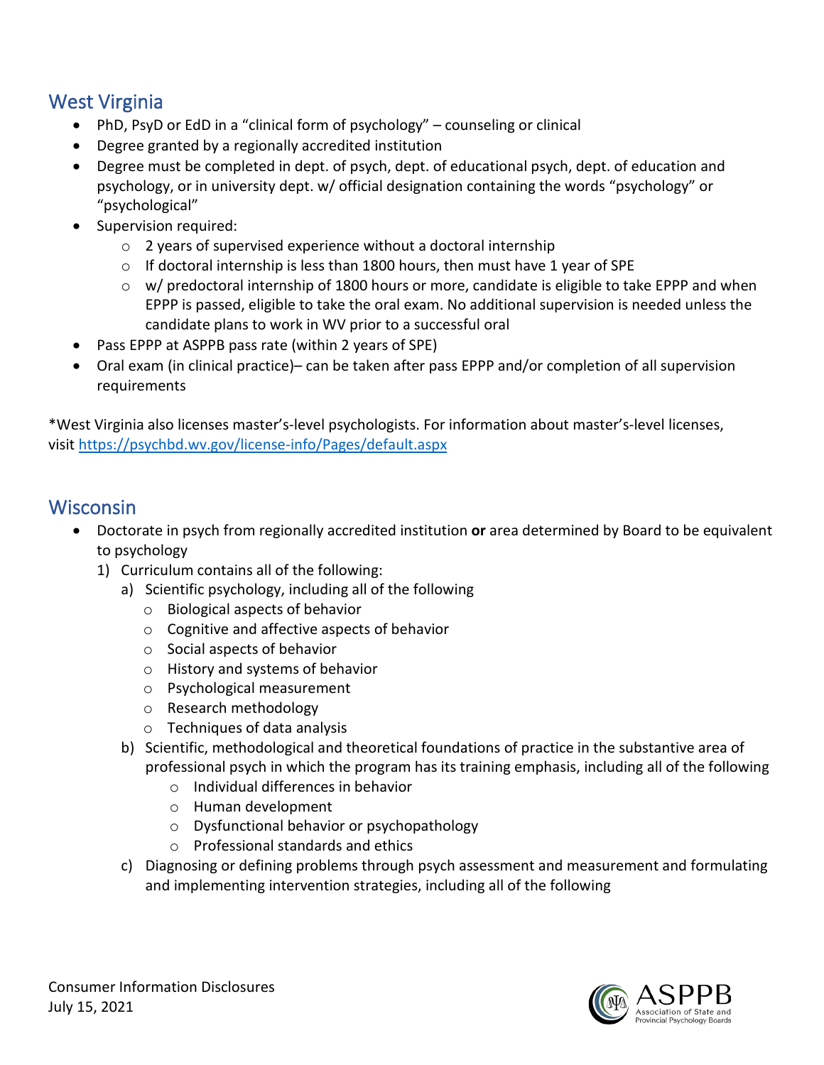## West Virginia

- PhD, PsyD or EdD in a "clinical form of psychology" – counseling or clinical
- Degree granted by a regionally accredited institution
- Degree must be completed in dept. of psych, dept. of educational psych, dept. of education and psychology, or in university dept. w/ official designation containing the words "psychology" or "psychological"
- Supervision required:
  - 2 years of supervised experience without a doctoral internship
  - If doctoral internship is less than 1800 hours, then must have 1 year of SPE
  - w/ predoctoral internship of 1800 hours or more, candidate is eligible to take EPPP and when EPPP is passed, eligible to take the oral exam. No additional supervision is needed unless the candidate plans to work in WV prior to a successful oral
- Pass EPPP at ASPPB pass rate (within 2 years of SPE)
- Oral exam (in clinical practice)– can be taken after pass EPPP and/or completion of all supervision requirements

*West Virginia also licenses master's-level psychologists. For information about master's-level licenses, visit [https://psychbd.wv.gov/license-info/Pages/default.aspx](https://psychbd.wv.gov/license-info/Pages/default.aspx)

## Wisconsin

- Doctorate in psych from regionally accredited institution **or** area determined by Board to be equivalent to psychology
  1) Curriculum contains all of the following:
     a) Scientific psychology, including all of the following
        - Biological aspects of behavior
        - Cognitive and affective aspects of behavior
        - Social aspects of behavior
        - History and systems of behavior
        - Psychological measurement
        - Research methodology
        - Techniques of data analysis
     b) Scientific, methodological and theoretical foundations of practice in the substantive area of professional psych in which the program has its training emphasis, including all of the following
        - Individual differences in behavior
        - Human development
        - Dysfunctional behavior or psychopathology
        - Professional standards and ethics
     c) Diagnosing or defining problems through psych assessment and measurement and formulating and implementing intervention strategies, including all of the following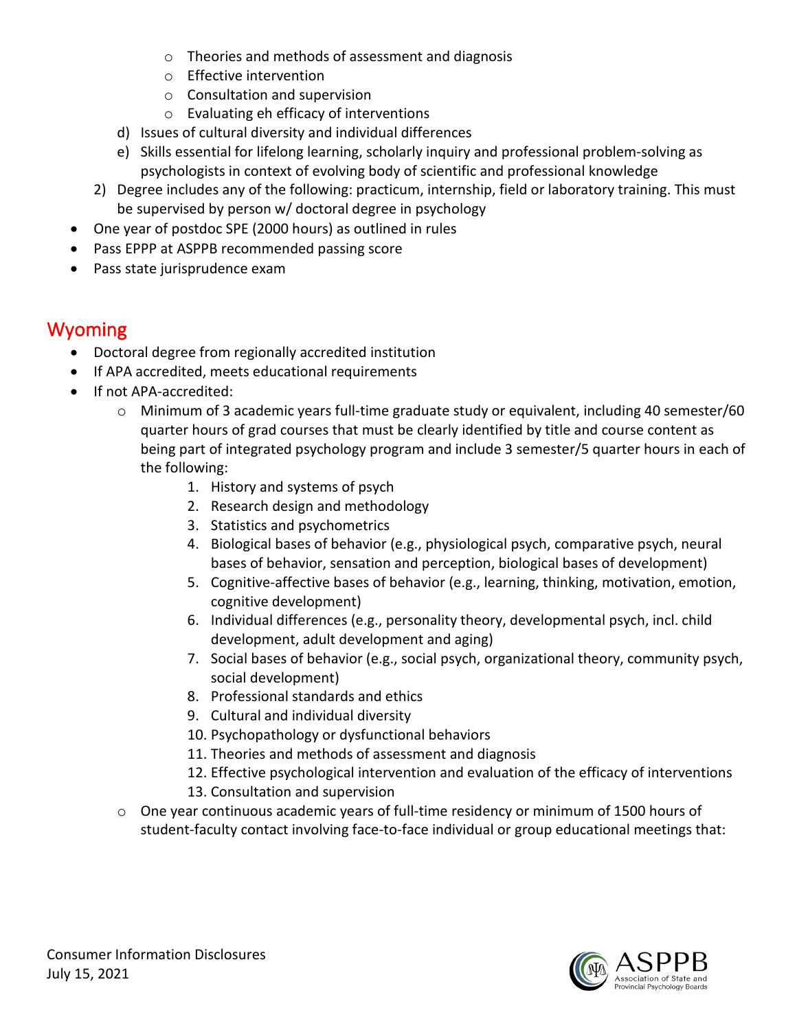- Theories and methods of assessment and diagnosis
        - Effective intervention
        - Consultation and supervision
        - Evaluating eh efficacy of interventions
    d) Issues of cultural diversity and individual differences
    e) Skills essential for lifelong learning, scholarly inquiry and professional problem-solving as psychologists in context of evolving body of scientific and professional knowledge
  2) Degree includes any of the following: practicum, internship, field or laboratory training. This must be supervised by person w/ doctoral degree in psychology
- One year of postdoc SPE (2000 hours) as outlined in rules
- Pass EPPP at ASPPB recommended passing score
- Pass state jurisprudence exam

## Wyoming

- Doctoral degree from regionally accredited institution
- If APA accredited, meets educational requirements
- If not APA-accredited:
    - Minimum of 3 academic years full-time graduate study or equivalent, including 40 semester/60 quarter hours of grad courses that must be clearly identified by title and course content as being part of integrated psychology program and include 3 semester/5 quarter hours in each of the following:
        1. History and systems of psych
        2. Research design and methodology
        3. Statistics and psychometrics
        4. Biological bases of behavior (e.g., physiological psych, comparative psych, neural bases of behavior, sensation and perception, biological bases of development)
        5. Cognitive-affective bases of behavior (e.g., learning, thinking, motivation, emotion, cognitive development)
        6. Individual differences (e.g., personality theory, developmental psych, incl. child development, adult development and aging)
        7. Social bases of behavior (e.g., social psych, organizational theory, community psych, social development)
        8. Professional standards and ethics
        9. Cultural and individual diversity
        10. Psychopathology or dysfunctional behaviors
        11. Theories and methods of assessment and diagnosis
        12. Effective psychological intervention and evaluation of the efficacy of interventions
        13. Consultation and supervision
    - One year continuous academic years of full-time residency or minimum of 1500 hours of student-faculty contact involving face-to-face individual or group educational meetings that: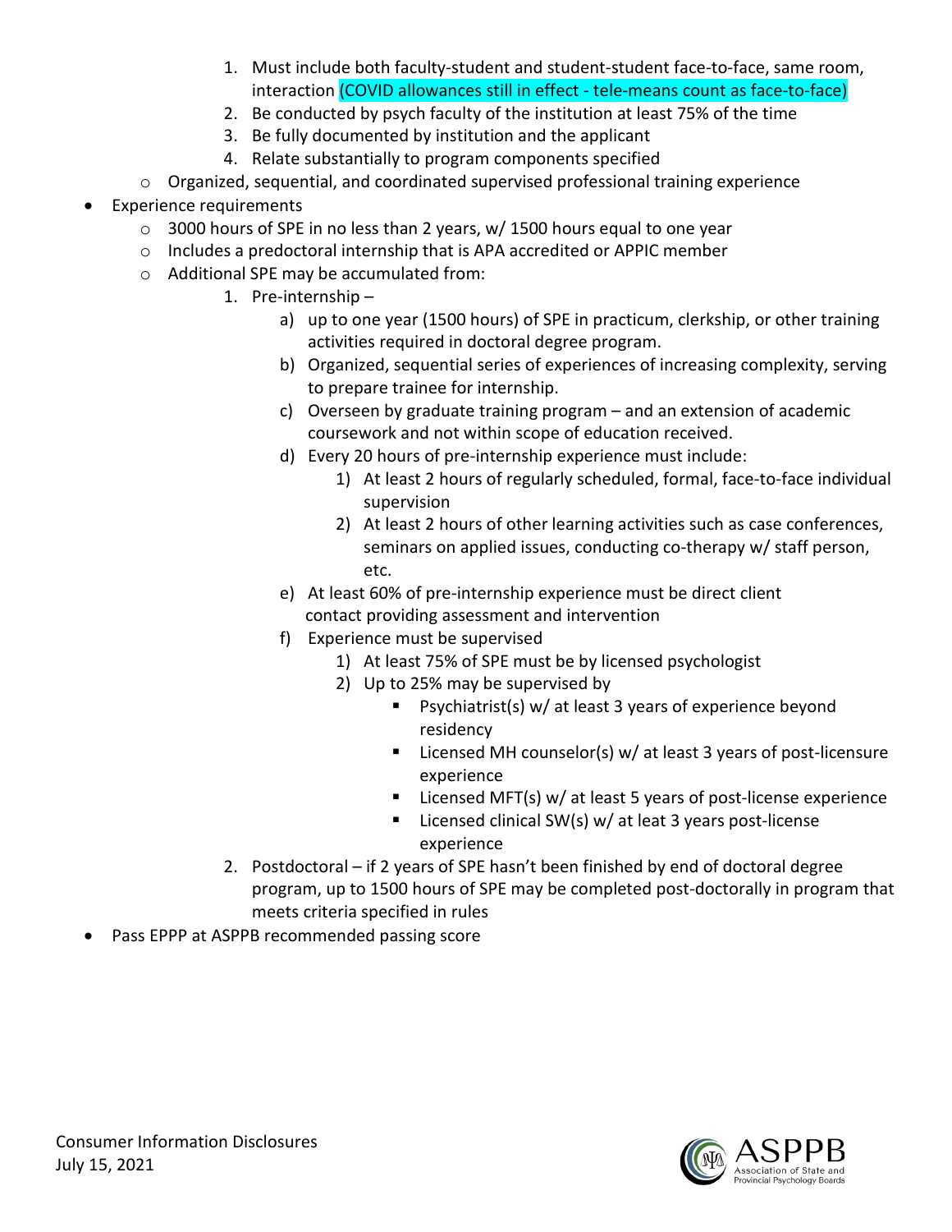1. Must include both faculty-student and student-student face-to-face, same room, interaction (COVID allowances still in effect - tele-means count as face-to-face)
2. Be conducted by psych faculty of the institution at least 75% of the time
3. Be fully documented by institution and the applicant
4. Relate substantially to program components specified

  - Organized, sequential, and coordinated supervised professional training experience

- Experience requirements
  - 3000 hours of SPE in no less than 2 years, w/ 1500 hours equal to one year
  - Includes a predoctoral internship that is APA accredited or APPIC member
  - Additional SPE may be accumulated from:
    1. Pre-internship –
       a) up to one year (1500 hours) of SPE in practicum, clerkship, or other training activities required in doctoral degree program.
       b) Organized, sequential series of experiences of increasing complexity, serving to prepare trainee for internship.
       c) Overseen by graduate training program – and an extension of academic coursework and not within scope of education received.
       d) Every 20 hours of pre-internship experience must include:
          1) At least 2 hours of regularly scheduled, formal, face-to-face individual supervision
          2) At least 2 hours of other learning activities such as case conferences, seminars on applied issues, conducting co-therapy w/ staff person, etc.
       e) At least 60% of pre-internship experience must be direct client contact providing assessment and intervention
       f) Experience must be supervised
          1) At least 75% of SPE must be by licensed psychologist
          2) Up to 25% may be supervised by
             - Psychiatrist(s) w/ at least 3 years of experience beyond residency
             - Licensed MH counselor(s) w/ at least 3 years of post-licensure experience
             - Licensed MFT(s) w/ at least 5 years of post-license experience
             - Licensed clinical SW(s) w/ at leat 3 years post-license experience
    2. Postdoctoral – if 2 years of SPE hasn't been finished by end of doctoral degree program, up to 1500 hours of SPE may be completed post-doctorally in program that meets criteria specified in rules
- Pass EPPP at ASPPB recommended passing score